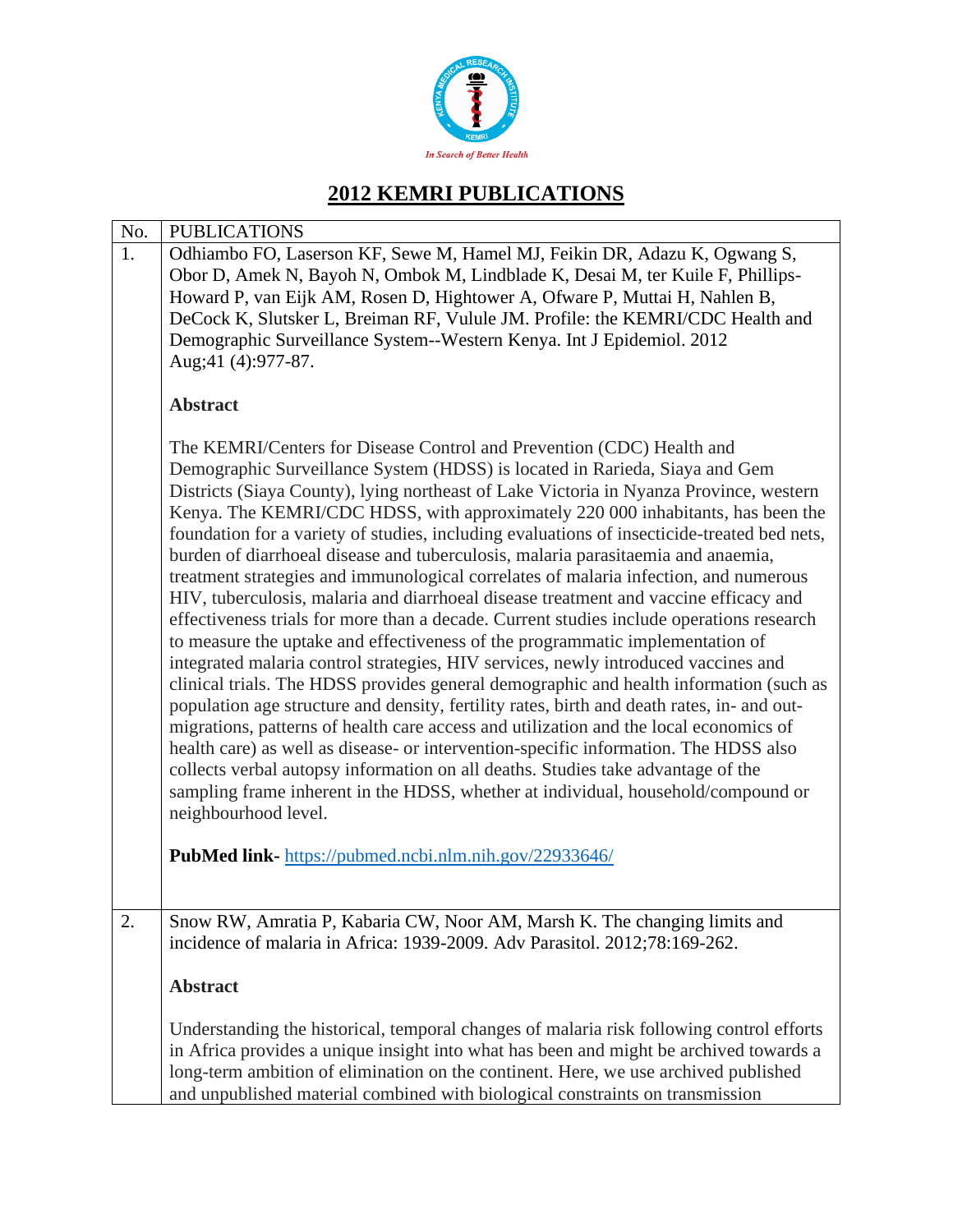*In Search of Better Health*

# 2012 KEMRI PUBLICATIONS

| No. | PUBLICATIONS |
| --- | --- |
| 1. | Odhiambo FO, Laserson KF, Sewe M, Hamel MJ, Feikin DR, Adazu K, Ogwang S, Obor D, Amek N, Bayoh N, Ombok M, Lindblade K, Desai M, ter Kuile F, Phillips-Howard P, van Eijk AM, Rosen D, Hightower A, Ofware P, Muttai H, Nahlen B, DeCock K, Slutsker L, Breiman RF, Vulule JM. Profile: the KEMRI/CDC Health and Demographic Surveillance System--Western Kenya. Int J Epidemiol. 2012 Aug;41 (4):977-87.<br><br>**Abstract**<br><br>The KEMRI/Centers for Disease Control and Prevention (CDC) Health and Demographic Surveillance System (HDSS) is located in Rarieda, Siaya and Gem Districts (Siaya County), lying northeast of Lake Victoria in Nyanza Province, western Kenya. The KEMRI/CDC HDSS, with approximately 220 000 inhabitants, has been the foundation for a variety of studies, including evaluations of insecticide-treated bed nets, burden of diarrhoeal disease and tuberculosis, malaria parasitaemia and anaemia, treatment strategies and immunological correlates of malaria infection, and numerous HIV, tuberculosis, malaria and diarrhoeal disease treatment and vaccine efficacy and effectiveness trials for more than a decade. Current studies include operations research to measure the uptake and effectiveness of the programmatic implementation of integrated malaria control strategies, HIV services, newly introduced vaccines and clinical trials. The HDSS provides general demographic and health information (such as population age structure and density, fertility rates, birth and death rates, in- and out-migrations, patterns of health care access and utilization and the local economics of health care) as well as disease- or intervention-specific information. The HDSS also collects verbal autopsy information on all deaths. Studies take advantage of the sampling frame inherent in the HDSS, whether at individual, household/compound or neighbourhood level.<br><br>**PubMed link-** https://pubmed.ncbi.nlm.nih.gov/22933646/ |
| 2. | Snow RW, Amratia P, Kabaria CW, Noor AM, Marsh K. The changing limits and incidence of malaria in Africa: 1939-2009. Adv Parasitol. 2012;78:169-262.<br><br>**Abstract**<br><br>Understanding the historical, temporal changes of malaria risk following control efforts in Africa provides a unique insight into what has been and might be archived towards a long-term ambition of elimination on the continent. Here, we use archived published and unpublished material combined with biological constraints on transmission |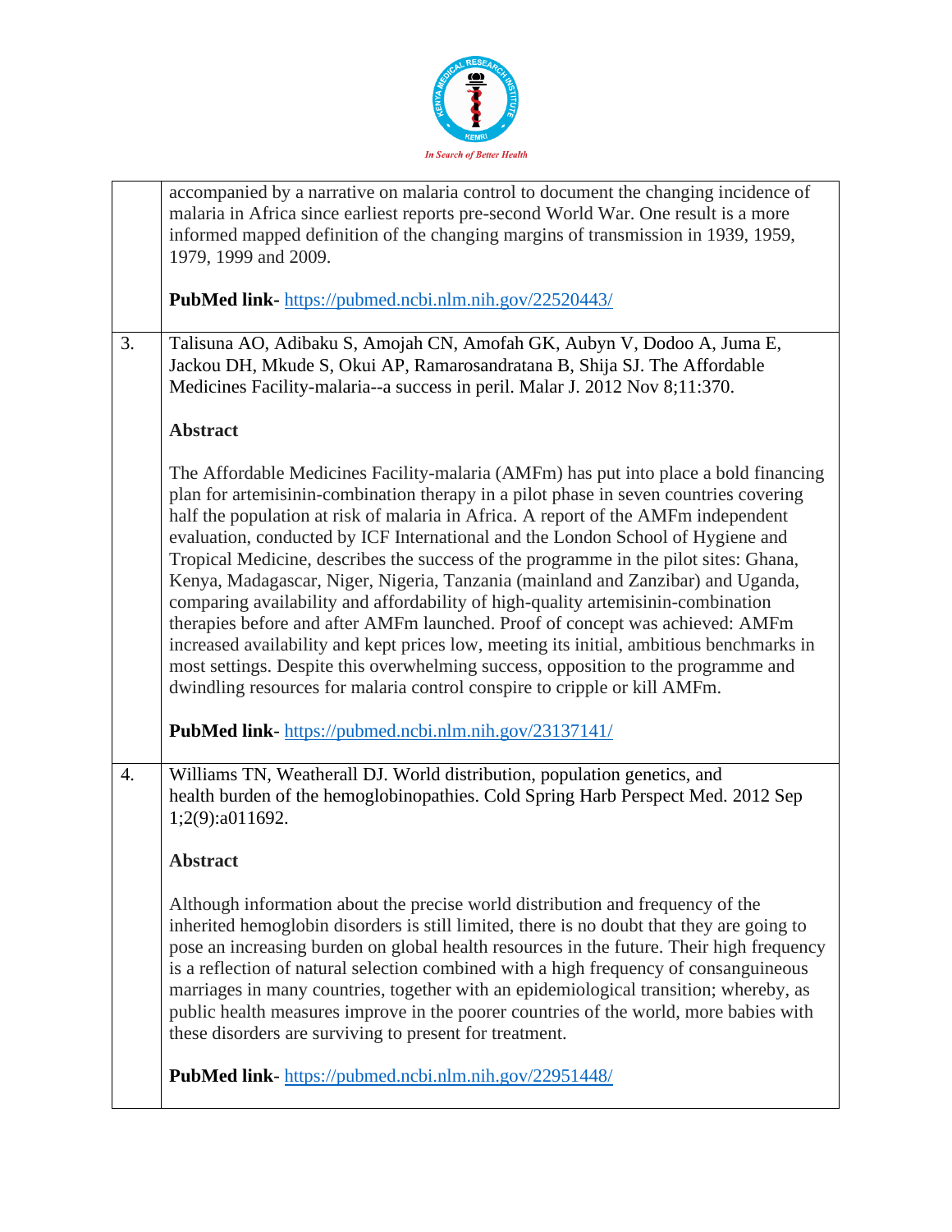| | |
|---|---|
| | accompanied by a narrative on malaria control to document the changing incidence of malaria in Africa since earliest reports pre-second World War. One result is a more informed mapped definition of the changing margins of transmission in 1939, 1959, 1979, 1999 and 2009.<br><br>**PubMed link-** https://pubmed.ncbi.nlm.nih.gov/22520443/ |
| 3. | Talisuna AO, Adibaku S, Amojah CN, Amofah GK, Aubyn V, Dodoo A, Juma E, Jackou DH, Mkude S, Okui AP, Ramarosandratana B, Shija SJ. The Affordable Medicines Facility-malaria--a success in peril. Malar J. 2012 Nov 8;11:370.<br><br>**Abstract**<br><br>The Affordable Medicines Facility-malaria (AMFm) has put into place a bold financing plan for artemisinin-combination therapy in a pilot phase in seven countries covering half the population at risk of malaria in Africa. A report of the AMFm independent evaluation, conducted by ICF International and the London School of Hygiene and Tropical Medicine, describes the success of the programme in the pilot sites: Ghana, Kenya, Madagascar, Niger, Nigeria, Tanzania (mainland and Zanzibar) and Uganda, comparing availability and affordability of high-quality artemisinin-combination therapies before and after AMFm launched. Proof of concept was achieved: AMFm increased availability and kept prices low, meeting its initial, ambitious benchmarks in most settings. Despite this overwhelming success, opposition to the programme and dwindling resources for malaria control conspire to cripple or kill AMFm.<br><br>**PubMed link**- https://pubmed.ncbi.nlm.nih.gov/23137141/ |
| 4. | Williams TN, Weatherall DJ. World distribution, population genetics, and health burden of the hemoglobinopathies. Cold Spring Harb Perspect Med. 2012 Sep 1;2(9):a011692.<br><br>**Abstract**<br><br>Although information about the precise world distribution and frequency of the inherited hemoglobin disorders is still limited, there is no doubt that they are going to pose an increasing burden on global health resources in the future. Their high frequency is a reflection of natural selection combined with a high frequency of consanguineous marriages in many countries, together with an epidemiological transition; whereby, as public health measures improve in the poorer countries of the world, more babies with these disorders are surviving to present for treatment.<br><br>**PubMed link**- https://pubmed.ncbi.nlm.nih.gov/22951448/ |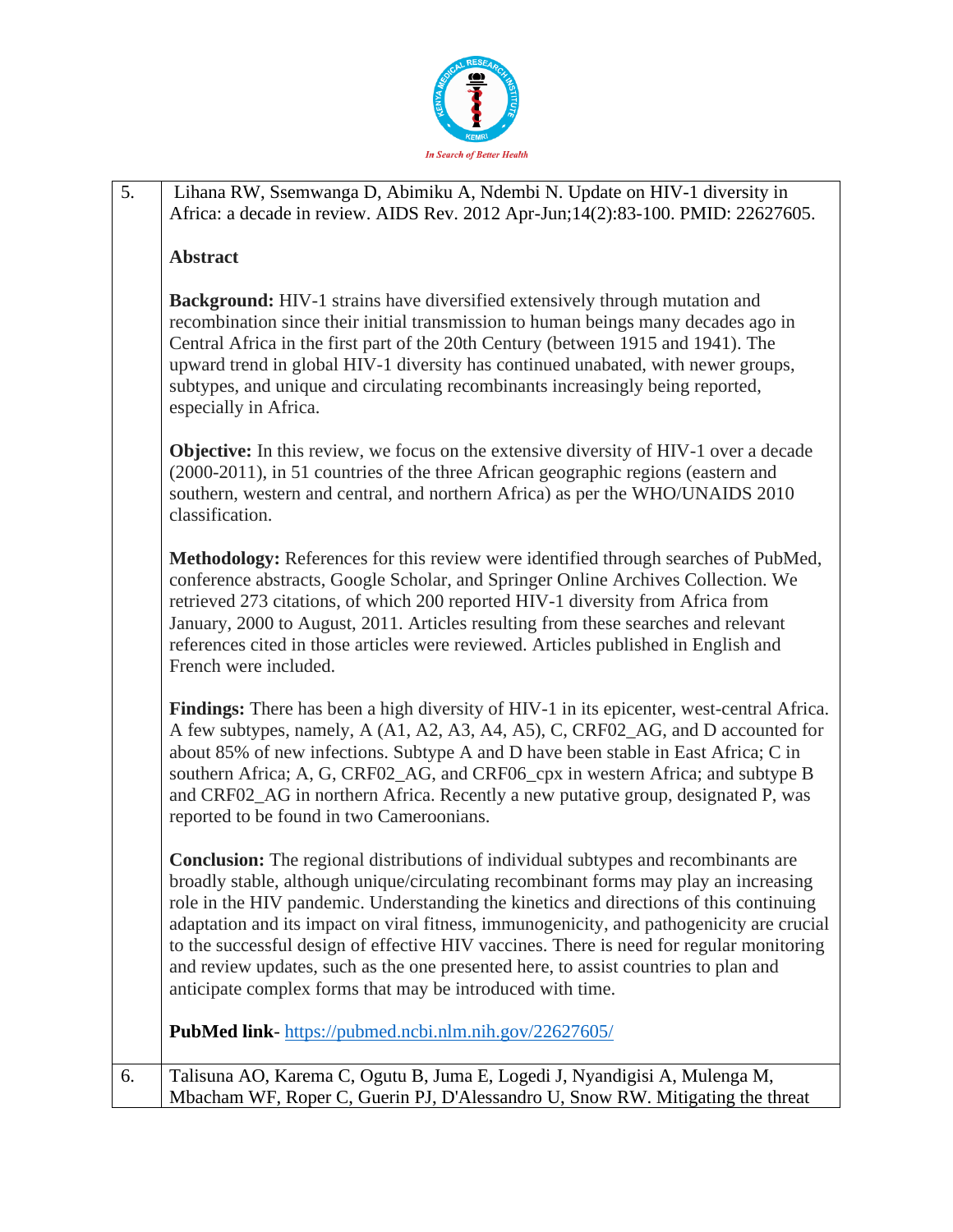| | |
|---|---|
| 5. | Lihana RW, Ssemwanga D, Abimiku A, Ndembi N. Update on HIV-1 diversity in Africa: a decade in review. AIDS Rev. 2012 Apr-Jun;14(2):83-100. PMID: 22627605.<br><br>**Abstract**<br><br>**Background:** HIV-1 strains have diversified extensively through mutation and recombination since their initial transmission to human beings many decades ago in Central Africa in the first part of the 20th Century (between 1915 and 1941). The upward trend in global HIV-1 diversity has continued unabated, with newer groups, subtypes, and unique and circulating recombinants increasingly being reported, especially in Africa.<br><br>**Objective:** In this review, we focus on the extensive diversity of HIV-1 over a decade (2000-2011), in 51 countries of the three African geographic regions (eastern and southern, western and central, and northern Africa) as per the WHO/UNAIDS 2010 classification.<br><br>**Methodology:** References for this review were identified through searches of PubMed, conference abstracts, Google Scholar, and Springer Online Archives Collection. We retrieved 273 citations, of which 200 reported HIV-1 diversity from Africa from January, 2000 to August, 2011. Articles resulting from these searches and relevant references cited in those articles were reviewed. Articles published in English and French were included.<br><br>**Findings:** There has been a high diversity of HIV-1 in its epicenter, west-central Africa. A few subtypes, namely, A (A1, A2, A3, A4, A5), C, CRF02_AG, and D accounted for about 85% of new infections. Subtype A and D have been stable in East Africa; C in southern Africa; A, G, CRF02_AG, and CRF06_cpx in western Africa; and subtype B and CRF02_AG in northern Africa. Recently a new putative group, designated P, was reported to be found in two Cameroonians.<br><br>**Conclusion:** The regional distributions of individual subtypes and recombinants are broadly stable, although unique/circulating recombinant forms may play an increasing role in the HIV pandemic. Understanding the kinetics and directions of this continuing adaptation and its impact on viral fitness, immunogenicity, and pathogenicity are crucial to the successful design of effective HIV vaccines. There is need for regular monitoring and review updates, such as the one presented here, to assist countries to plan and anticipate complex forms that may be introduced with time.<br><br>**PubMed link**- https://pubmed.ncbi.nlm.nih.gov/22627605/ |
| 6. | Talisuna AO, Karema C, Ogutu B, Juma E, Logedi J, Nyandigisi A, Mulenga M, Mbacham WF, Roper C, Guerin PJ, D'Alessandro U, Snow RW. Mitigating the threat |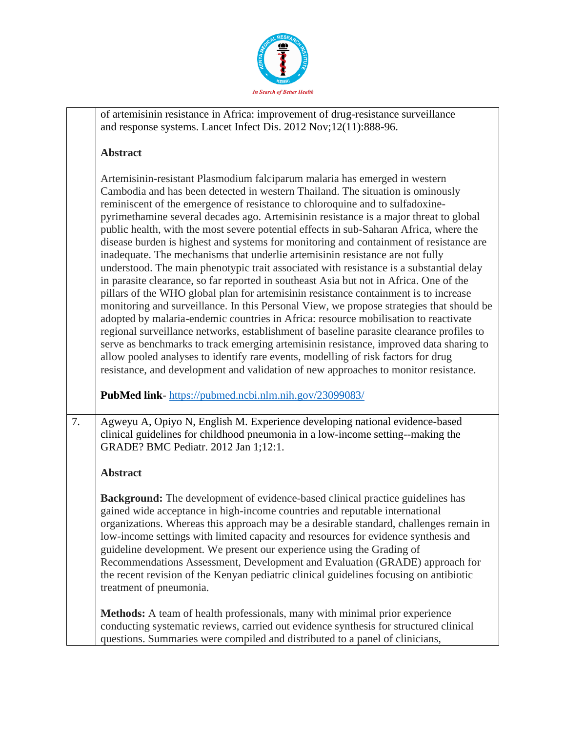of artemisinin resistance in Africa: improvement of drug-resistance surveillance and response systems. Lancet Infect Dis. 2012 Nov;12(11):888-96.

**Abstract**

Artemisinin-resistant Plasmodium falciparum malaria has emerged in western Cambodia and has been detected in western Thailand. The situation is ominously reminiscent of the emergence of resistance to chloroquine and to sulfadoxine-pyrimethamine several decades ago. Artemisinin resistance is a major threat to global public health, with the most severe potential effects in sub-Saharan Africa, where the disease burden is highest and systems for monitoring and containment of resistance are inadequate. The mechanisms that underlie artemisinin resistance are not fully understood. The main phenotypic trait associated with resistance is a substantial delay in parasite clearance, so far reported in southeast Asia but not in Africa. One of the pillars of the WHO global plan for artemisinin resistance containment is to increase monitoring and surveillance. In this Personal View, we propose strategies that should be adopted by malaria-endemic countries in Africa: resource mobilisation to reactivate regional surveillance networks, establishment of baseline parasite clearance profiles to serve as benchmarks to track emerging artemisinin resistance, improved data sharing to allow pooled analyses to identify rare events, modelling of risk factors for drug resistance, and development and validation of new approaches to monitor resistance.

**PubMed link**- https://pubmed.ncbi.nlm.nih.gov/23099083/

7. Agweyu A, Opiyo N, English M. Experience developing national evidence-based clinical guidelines for childhood pneumonia in a low-income setting--making the GRADE? BMC Pediatr. 2012 Jan 1;12:1.

**Abstract**

**Background:** The development of evidence-based clinical practice guidelines has gained wide acceptance in high-income countries and reputable international organizations. Whereas this approach may be a desirable standard, challenges remain in low-income settings with limited capacity and resources for evidence synthesis and guideline development. We present our experience using the Grading of Recommendations Assessment, Development and Evaluation (GRADE) approach for the recent revision of the Kenyan pediatric clinical guidelines focusing on antibiotic treatment of pneumonia.

**Methods:** A team of health professionals, many with minimal prior experience conducting systematic reviews, carried out evidence synthesis for structured clinical questions. Summaries were compiled and distributed to a panel of clinicians,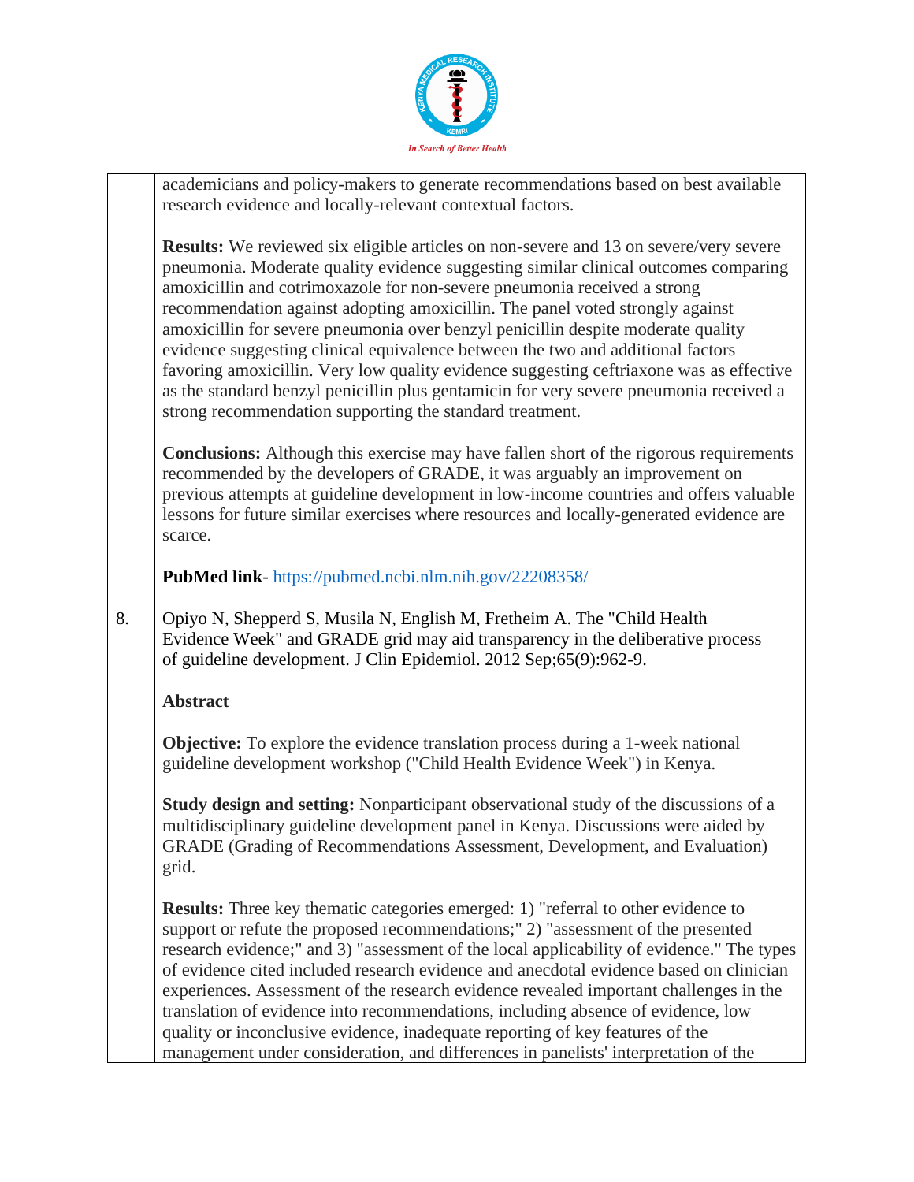| | |
|---|---|
| | academicians and policy-makers to generate recommendations based on best available research evidence and locally-relevant contextual factors.<br><br>**Results:** We reviewed six eligible articles on non-severe and 13 on severe/very severe pneumonia. Moderate quality evidence suggesting similar clinical outcomes comparing amoxicillin and cotrimoxazole for non-severe pneumonia received a strong recommendation against adopting amoxicillin. The panel voted strongly against amoxicillin for severe pneumonia over benzyl penicillin despite moderate quality evidence suggesting clinical equivalence between the two and additional factors favoring amoxicillin. Very low quality evidence suggesting ceftriaxone was as effective as the standard benzyl penicillin plus gentamicin for very severe pneumonia received a strong recommendation supporting the standard treatment.<br><br>**Conclusions:** Although this exercise may have fallen short of the rigorous requirements recommended by the developers of GRADE, it was arguably an improvement on previous attempts at guideline development in low-income countries and offers valuable lessons for future similar exercises where resources and locally-generated evidence are scarce.<br><br>**PubMed link**- [https://pubmed.ncbi.nlm.nih.gov/22208358/](https://pubmed.ncbi.nlm.nih.gov/22208358/) |
| 8. | Opiyo N, Shepperd S, Musila N, English M, Fretheim A. The "Child Health Evidence Week" and GRADE grid may aid transparency in the deliberative process of guideline development. J Clin Epidemiol. 2012 Sep;65(9):962-9.<br><br>**Abstract**<br><br>**Objective:** To explore the evidence translation process during a 1-week national guideline development workshop ("Child Health Evidence Week") in Kenya.<br><br>**Study design and setting:** Nonparticipant observational study of the discussions of a multidisciplinary guideline development panel in Kenya. Discussions were aided by GRADE (Grading of Recommendations Assessment, Development, and Evaluation) grid.<br><br>**Results:** Three key thematic categories emerged: 1) "referral to other evidence to support or refute the proposed recommendations;" 2) "assessment of the presented research evidence;" and 3) "assessment of the local applicability of evidence." The types of evidence cited included research evidence and anecdotal evidence based on clinician experiences. Assessment of the research evidence revealed important challenges in the translation of evidence into recommendations, including absence of evidence, low quality or inconclusive evidence, inadequate reporting of key features of the management under consideration, and differences in panelists' interpretation of the |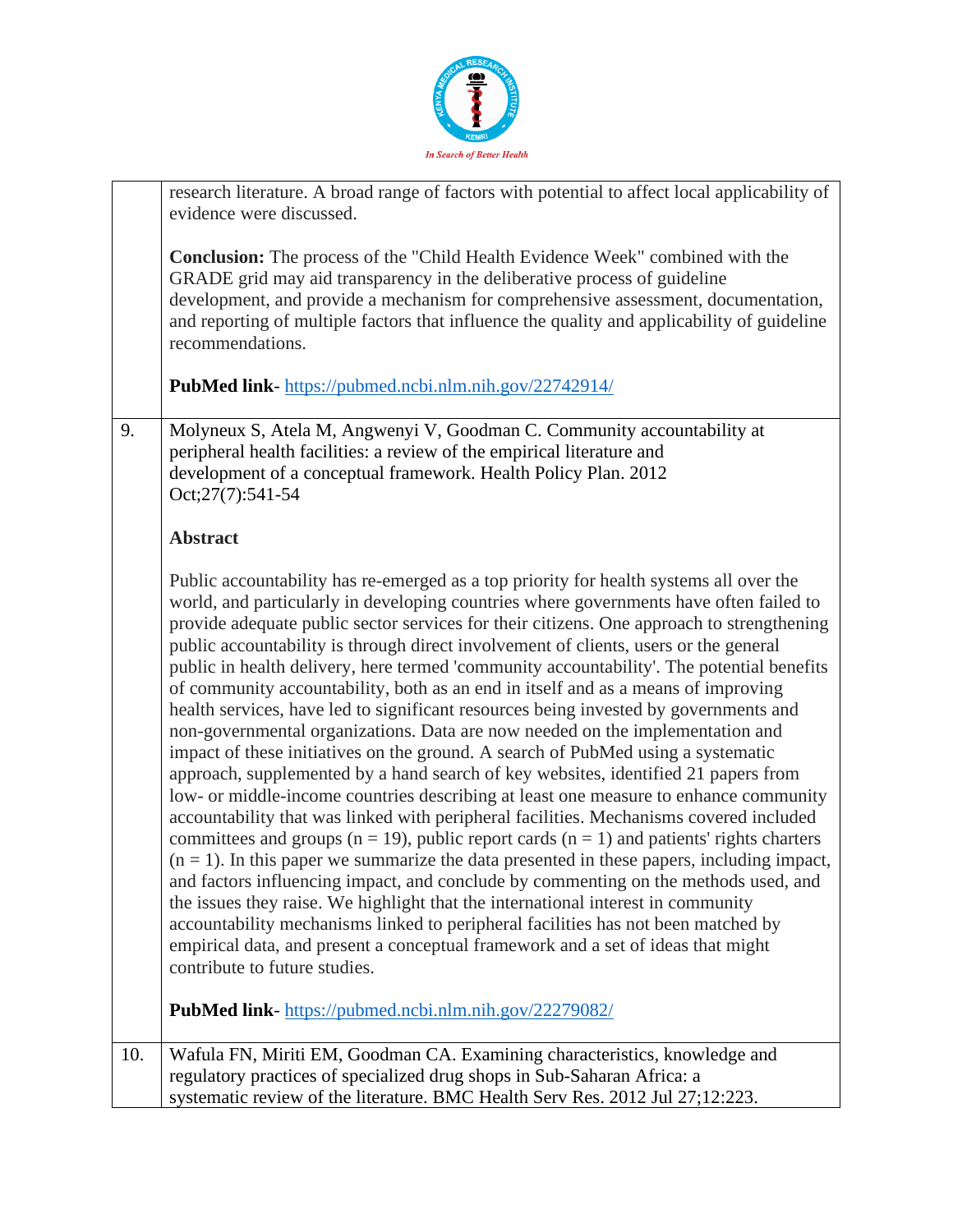| | |
|---|---|
| | research literature. A broad range of factors with potential to affect local applicability of evidence were discussed.<br><br>**Conclusion:** The process of the "Child Health Evidence Week" combined with the GRADE grid may aid transparency in the deliberative process of guideline development, and provide a mechanism for comprehensive assessment, documentation, and reporting of multiple factors that influence the quality and applicability of guideline recommendations.<br><br>**PubMed link**- https://pubmed.ncbi.nlm.nih.gov/22742914/ |
| 9. | Molyneux S, Atela M, Angwenyi V, Goodman C. Community accountability at peripheral health facilities: a review of the empirical literature and development of a conceptual framework. Health Policy Plan. 2012 Oct;27(7):541-54<br><br>**Abstract**<br><br>Public accountability has re-emerged as a top priority for health systems all over the world, and particularly in developing countries where governments have often failed to provide adequate public sector services for their citizens. One approach to strengthening public accountability is through direct involvement of clients, users or the general public in health delivery, here termed 'community accountability'. The potential benefits of community accountability, both as an end in itself and as a means of improving health services, have led to significant resources being invested by governments and non-governmental organizations. Data are now needed on the implementation and impact of these initiatives on the ground. A search of PubMed using a systematic approach, supplemented by a hand search of key websites, identified 21 papers from low- or middle-income countries describing at least one measure to enhance community accountability that was linked with peripheral facilities. Mechanisms covered included committees and groups (n = 19), public report cards (n = 1) and patients' rights charters (n = 1). In this paper we summarize the data presented in these papers, including impact, and factors influencing impact, and conclude by commenting on the methods used, and the issues they raise. We highlight that the international interest in community accountability mechanisms linked to peripheral facilities has not been matched by empirical data, and present a conceptual framework and a set of ideas that might contribute to future studies.<br><br>**PubMed link**- https://pubmed.ncbi.nlm.nih.gov/22279082/ |
| 10. | Wafula FN, Miriti EM, Goodman CA. Examining characteristics, knowledge and regulatory practices of specialized drug shops in Sub-Saharan Africa: a systematic review of the literature. BMC Health Serv Res. 2012 Jul 27;12:223. |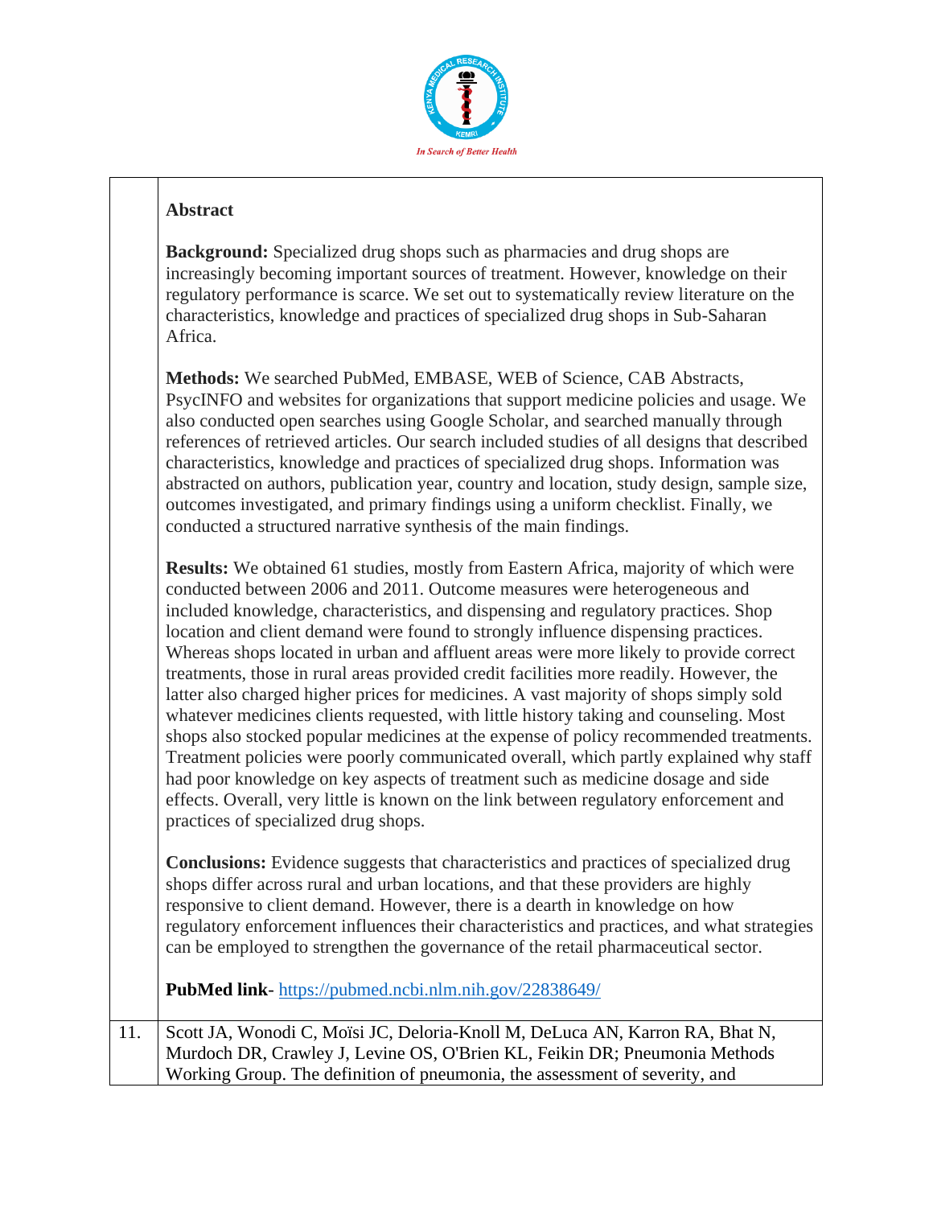| | |
|---|---|
| | **Abstract**<br><br>**Background:** Specialized drug shops such as pharmacies and drug shops are increasingly becoming important sources of treatment. However, knowledge on their regulatory performance is scarce. We set out to systematically review literature on the characteristics, knowledge and practices of specialized drug shops in Sub-Saharan Africa.<br><br>**Methods:** We searched PubMed, EMBASE, WEB of Science, CAB Abstracts, PsycINFO and websites for organizations that support medicine policies and usage. We also conducted open searches using Google Scholar, and searched manually through references of retrieved articles. Our search included studies of all designs that described characteristics, knowledge and practices of specialized drug shops. Information was abstracted on authors, publication year, country and location, study design, sample size, outcomes investigated, and primary findings using a uniform checklist. Finally, we conducted a structured narrative synthesis of the main findings.<br><br>**Results:** We obtained 61 studies, mostly from Eastern Africa, majority of which were conducted between 2006 and 2011. Outcome measures were heterogeneous and included knowledge, characteristics, and dispensing and regulatory practices. Shop location and client demand were found to strongly influence dispensing practices. Whereas shops located in urban and affluent areas were more likely to provide correct treatments, those in rural areas provided credit facilities more readily. However, the latter also charged higher prices for medicines. A vast majority of shops simply sold whatever medicines clients requested, with little history taking and counseling. Most shops also stocked popular medicines at the expense of policy recommended treatments. Treatment policies were poorly communicated overall, which partly explained why staff had poor knowledge on key aspects of treatment such as medicine dosage and side effects. Overall, very little is known on the link between regulatory enforcement and practices of specialized drug shops.<br><br>**Conclusions:** Evidence suggests that characteristics and practices of specialized drug shops differ across rural and urban locations, and that these providers are highly responsive to client demand. However, there is a dearth in knowledge on how regulatory enforcement influences their characteristics and practices, and what strategies can be employed to strengthen the governance of the retail pharmaceutical sector.<br><br>**PubMed link**- https://pubmed.ncbi.nlm.nih.gov/22838649/ |
| 11. | Scott JA, Wonodi C, Moïsi JC, Deloria-Knoll M, DeLuca AN, Karron RA, Bhat N, Murdoch DR, Crawley J, Levine OS, O'Brien KL, Feikin DR; Pneumonia Methods Working Group. The definition of pneumonia, the assessment of severity, and |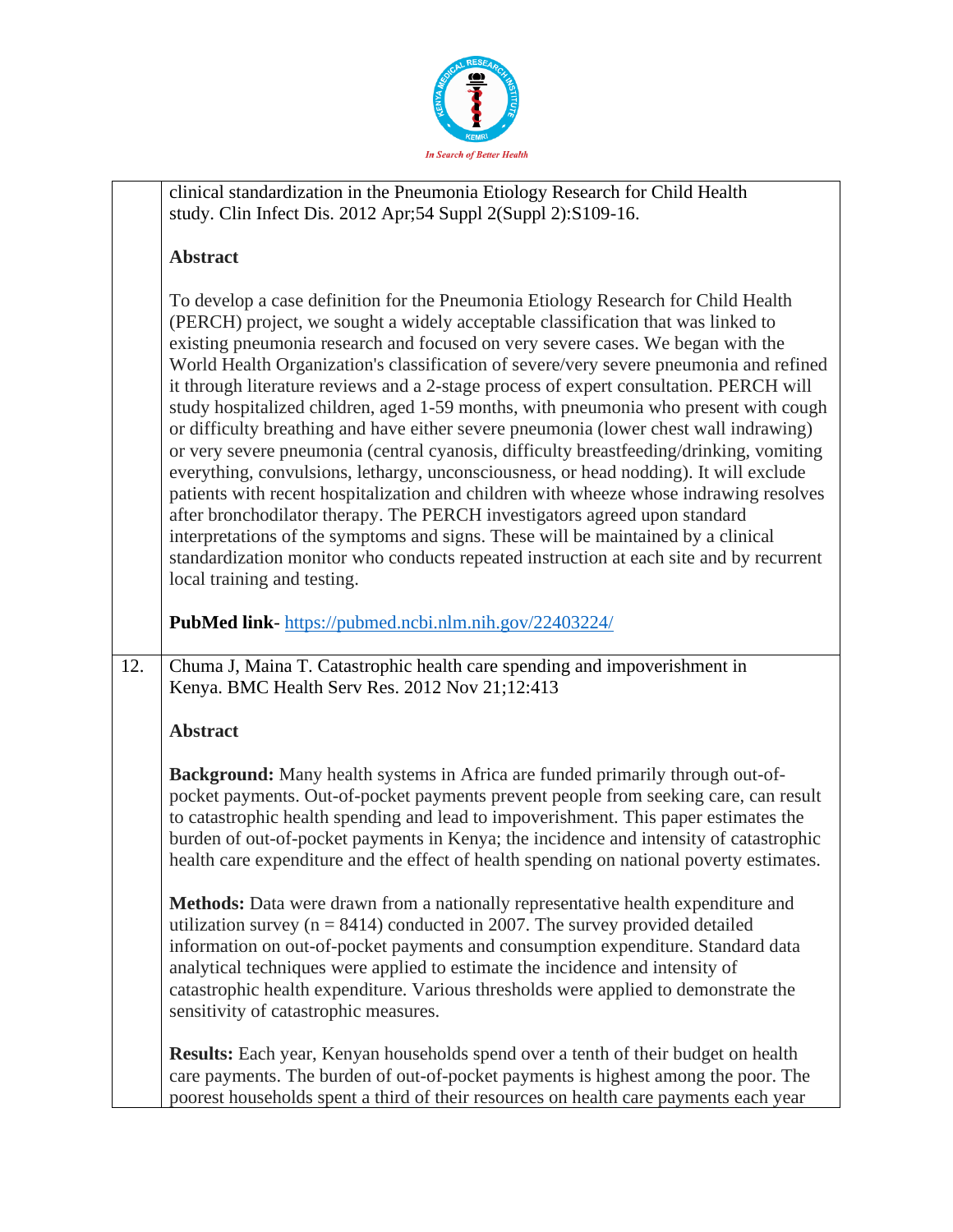| | |
|---|---|
| | clinical standardization in the Pneumonia Etiology Research for Child Health study. Clin Infect Dis. 2012 Apr;54 Suppl 2(Suppl 2):S109-16.<br><br>**Abstract**<br><br>To develop a case definition for the Pneumonia Etiology Research for Child Health (PERCH) project, we sought a widely acceptable classification that was linked to existing pneumonia research and focused on very severe cases. We began with the World Health Organization's classification of severe/very severe pneumonia and refined it through literature reviews and a 2-stage process of expert consultation. PERCH will study hospitalized children, aged 1-59 months, with pneumonia who present with cough or difficulty breathing and have either severe pneumonia (lower chest wall indrawing) or very severe pneumonia (central cyanosis, difficulty breastfeeding/drinking, vomiting everything, convulsions, lethargy, unconsciousness, or head nodding). It will exclude patients with recent hospitalization and children with wheeze whose indrawing resolves after bronchodilator therapy. The PERCH investigators agreed upon standard interpretations of the symptoms and signs. These will be maintained by a clinical standardization monitor who conducts repeated instruction at each site and by recurrent local training and testing.<br><br>**PubMed link**- https://pubmed.ncbi.nlm.nih.gov/22403224/ |
| 12. | Chuma J, Maina T. Catastrophic health care spending and impoverishment in Kenya. BMC Health Serv Res. 2012 Nov 21;12:413<br><br>**Abstract**<br><br>**Background:** Many health systems in Africa are funded primarily through out-of-pocket payments. Out-of-pocket payments prevent people from seeking care, can result to catastrophic health spending and lead to impoverishment. This paper estimates the burden of out-of-pocket payments in Kenya; the incidence and intensity of catastrophic health care expenditure and the effect of health spending on national poverty estimates.<br><br>**Methods:** Data were drawn from a nationally representative health expenditure and utilization survey (n = 8414) conducted in 2007. The survey provided detailed information on out-of-pocket payments and consumption expenditure. Standard data analytical techniques were applied to estimate the incidence and intensity of catastrophic health expenditure. Various thresholds were applied to demonstrate the sensitivity of catastrophic measures.<br><br>**Results:** Each year, Kenyan households spend over a tenth of their budget on health care payments. The burden of out-of-pocket payments is highest among the poor. The poorest households spent a third of their resources on health care payments each year |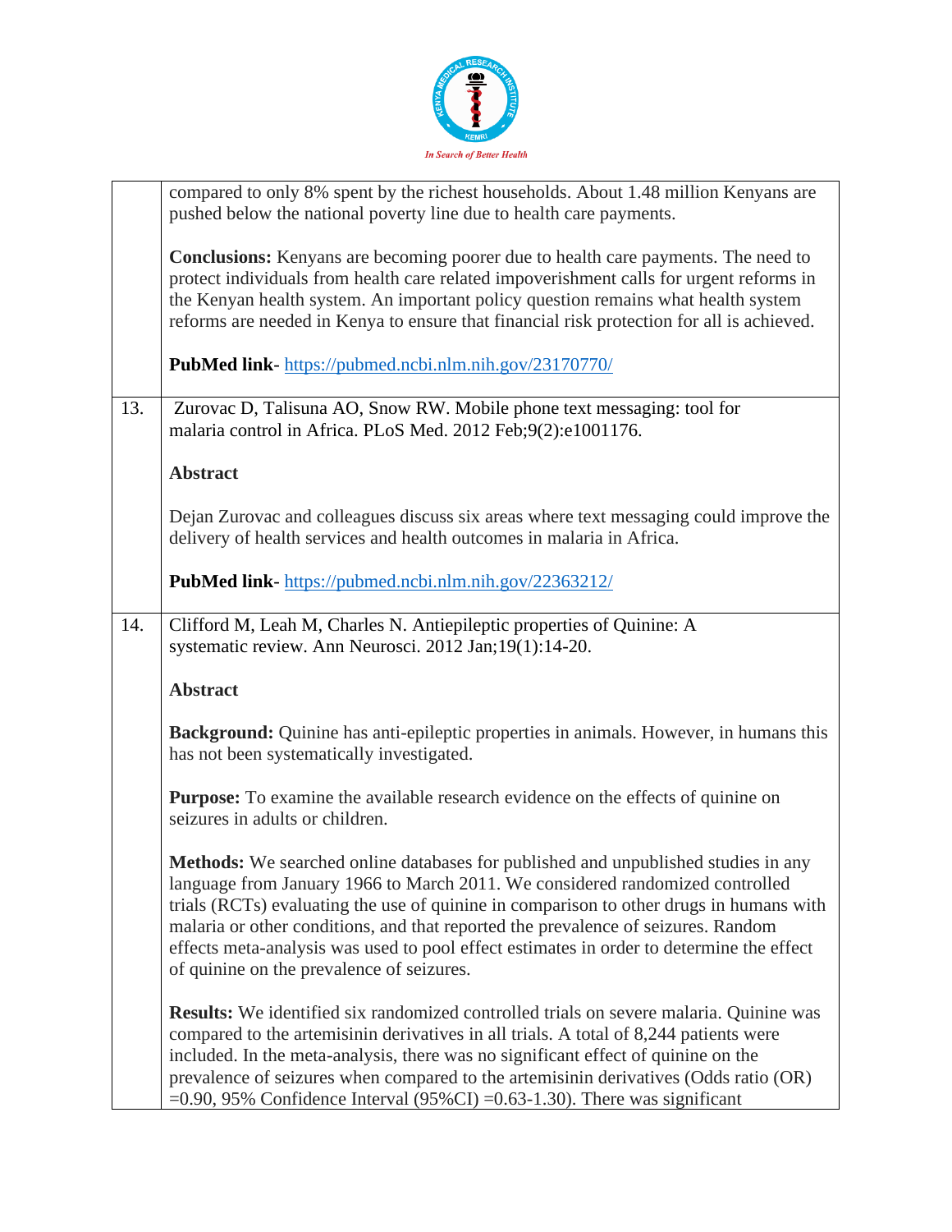| | |
|---|---|
| | compared to only 8% spent by the richest households. About 1.48 million Kenyans are pushed below the national poverty line due to health care payments.<br><br>**Conclusions:** Kenyans are becoming poorer due to health care payments. The need to protect individuals from health care related impoverishment calls for urgent reforms in the Kenyan health system. An important policy question remains what health system reforms are needed in Kenya to ensure that financial risk protection for all is achieved.<br><br>**PubMed link**- https://pubmed.ncbi.nlm.nih.gov/23170770/ |
| 13. | Zurovac D, Talisuna AO, Snow RW. Mobile phone text messaging: tool for malaria control in Africa. PLoS Med. 2012 Feb;9(2):e1001176.<br><br>**Abstract**<br><br>Dejan Zurovac and colleagues discuss six areas where text messaging could improve the delivery of health services and health outcomes in malaria in Africa.<br><br>**PubMed link**- https://pubmed.ncbi.nlm.nih.gov/22363212/ |
| 14. | Clifford M, Leah M, Charles N. Antiepileptic properties of Quinine: A systematic review. Ann Neurosci. 2012 Jan;19(1):14-20.<br><br>**Abstract**<br><br>**Background:** Quinine has anti-epileptic properties in animals. However, in humans this has not been systematically investigated.<br><br>**Purpose:** To examine the available research evidence on the effects of quinine on seizures in adults or children.<br><br>**Methods:** We searched online databases for published and unpublished studies in any language from January 1966 to March 2011. We considered randomized controlled trials (RCTs) evaluating the use of quinine in comparison to other drugs in humans with malaria or other conditions, and that reported the prevalence of seizures. Random effects meta-analysis was used to pool effect estimates in order to determine the effect of quinine on the prevalence of seizures.<br><br>**Results:** We identified six randomized controlled trials on severe malaria. Quinine was compared to the artemisinin derivatives in all trials. A total of 8,244 patients were included. In the meta-analysis, there was no significant effect of quinine on the prevalence of seizures when compared to the artemisinin derivatives (Odds ratio (OR) =0.90, 95% Confidence Interval (95%CI) =0.63-1.30). There was significant |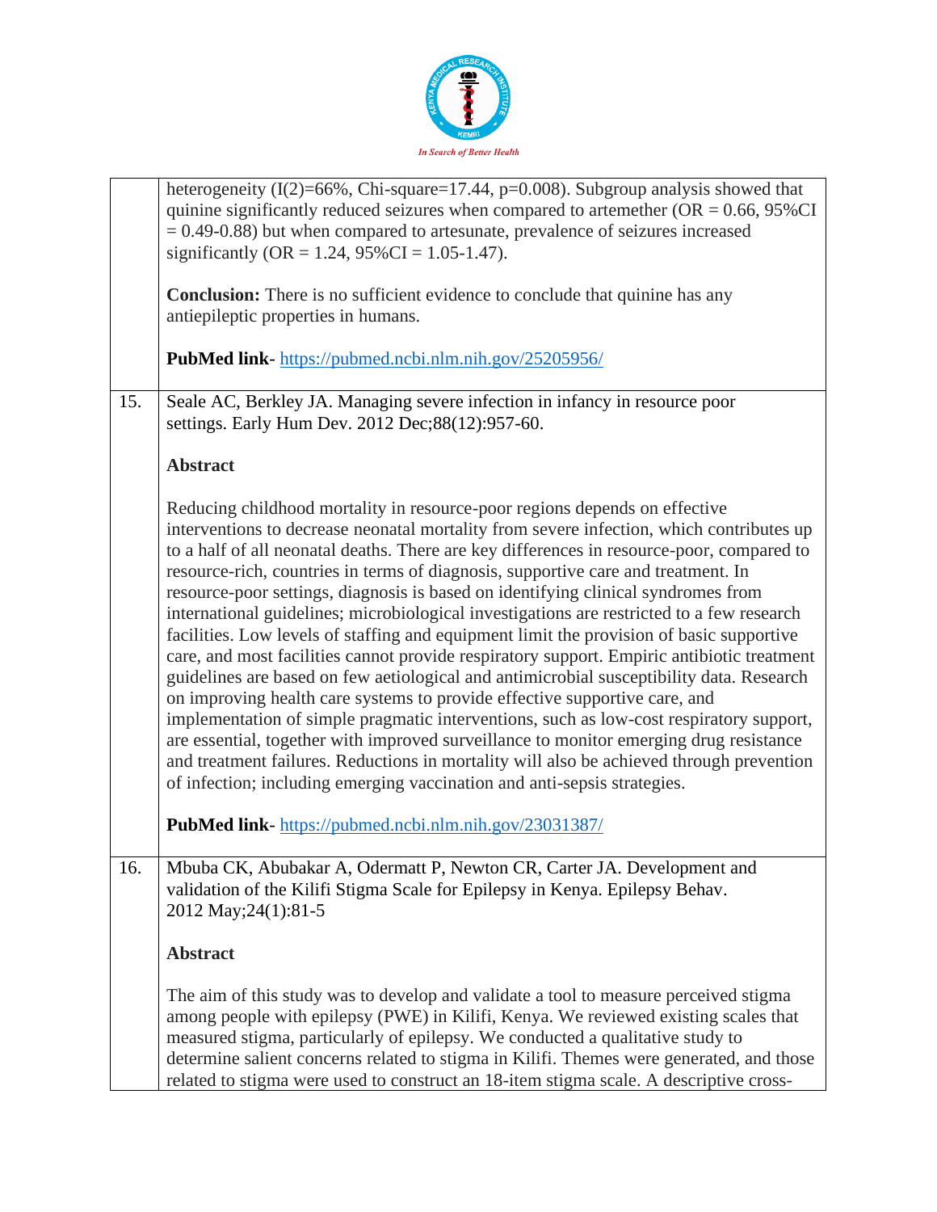| | |
|---|---|
| | heterogeneity (I(2)=66%, Chi-square=17.44, p=0.008). Subgroup analysis showed that quinine significantly reduced seizures when compared to artemether (OR = 0.66, 95%CI = 0.49-0.88) but when compared to artesunate, prevalence of seizures increased significantly (OR = 1.24, 95%CI = 1.05-1.47).<br><br>**Conclusion:** There is no sufficient evidence to conclude that quinine has any antiepileptic properties in humans.<br><br>**PubMed link**- https://pubmed.ncbi.nlm.nih.gov/25205956/ |
| 15. | Seale AC, Berkley JA. Managing severe infection in infancy in resource poor settings. Early Hum Dev. 2012 Dec;88(12):957-60.<br><br>**Abstract**<br><br>Reducing childhood mortality in resource-poor regions depends on effective interventions to decrease neonatal mortality from severe infection, which contributes up to a half of all neonatal deaths. There are key differences in resource-poor, compared to resource-rich, countries in terms of diagnosis, supportive care and treatment. In resource-poor settings, diagnosis is based on identifying clinical syndromes from international guidelines; microbiological investigations are restricted to a few research facilities. Low levels of staffing and equipment limit the provision of basic supportive care, and most facilities cannot provide respiratory support. Empiric antibiotic treatment guidelines are based on few aetiological and antimicrobial susceptibility data. Research on improving health care systems to provide effective supportive care, and implementation of simple pragmatic interventions, such as low-cost respiratory support, are essential, together with improved surveillance to monitor emerging drug resistance and treatment failures. Reductions in mortality will also be achieved through prevention of infection; including emerging vaccination and anti-sepsis strategies.<br><br>**PubMed link**- https://pubmed.ncbi.nlm.nih.gov/23031387/ |
| 16. | Mbuba CK, Abubakar A, Odermatt P, Newton CR, Carter JA. Development and validation of the Kilifi Stigma Scale for Epilepsy in Kenya. Epilepsy Behav. 2012 May;24(1):81-5<br><br>**Abstract**<br><br>The aim of this study was to develop and validate a tool to measure perceived stigma among people with epilepsy (PWE) in Kilifi, Kenya. We reviewed existing scales that measured stigma, particularly of epilepsy. We conducted a qualitative study to determine salient concerns related to stigma in Kilifi. Themes were generated, and those related to stigma were used to construct an 18-item stigma scale. A descriptive cross- |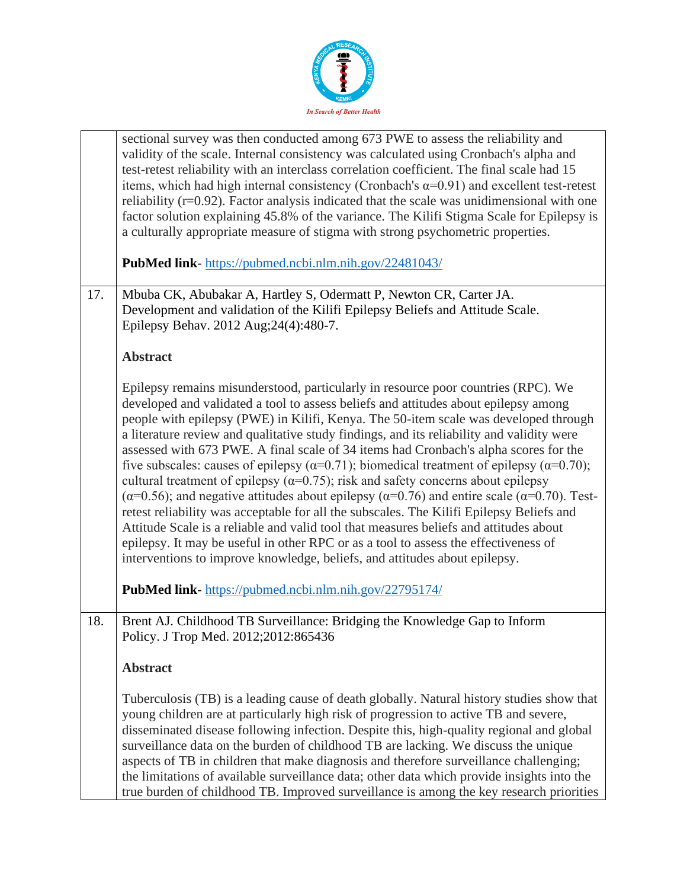| | |
|---|---|
| | sectional survey was then conducted among 673 PWE to assess the reliability and validity of the scale. Internal consistency was calculated using Cronbach's alpha and test-retest reliability with an interclass correlation coefficient. The final scale had 15 items, which had high internal consistency (Cronbach's $\alpha$=0.91) and excellent test-retest reliability (r=0.92). Factor analysis indicated that the scale was unidimensional with one factor solution explaining 45.8% of the variance. The Kilifi Stigma Scale for Epilepsy is a culturally appropriate measure of stigma with strong psychometric properties.<br><br>**PubMed link**- https://pubmed.ncbi.nlm.nih.gov/22481043/ |
| 17. | Mbuba CK, Abubakar A, Hartley S, Odermatt P, Newton CR, Carter JA. Development and validation of the Kilifi Epilepsy Beliefs and Attitude Scale. Epilepsy Behav. 2012 Aug;24(4):480-7.<br><br>**Abstract**<br><br>Epilepsy remains misunderstood, particularly in resource poor countries (RPC). We developed and validated a tool to assess beliefs and attitudes about epilepsy among people with epilepsy (PWE) in Kilifi, Kenya. The 50-item scale was developed through a literature review and qualitative study findings, and its reliability and validity were assessed with 673 PWE. A final scale of 34 items had Cronbach's alpha scores for the five subscales: causes of epilepsy ($\alpha$=0.71); biomedical treatment of epilepsy ($\alpha$=0.70); cultural treatment of epilepsy ($\alpha$=0.75); risk and safety concerns about epilepsy ($\alpha$=0.56); and negative attitudes about epilepsy ($\alpha$=0.76) and entire scale ($\alpha$=0.70). Test-retest reliability was acceptable for all the subscales. The Kilifi Epilepsy Beliefs and Attitude Scale is a reliable and valid tool that measures beliefs and attitudes about epilepsy. It may be useful in other RPC or as a tool to assess the effectiveness of interventions to improve knowledge, beliefs, and attitudes about epilepsy.<br><br>**PubMed link**- https://pubmed.ncbi.nlm.nih.gov/22795174/ |
| 18. | Brent AJ. Childhood TB Surveillance: Bridging the Knowledge Gap to Inform Policy. J Trop Med. 2012;2012:865436<br><br>**Abstract**<br><br>Tuberculosis (TB) is a leading cause of death globally. Natural history studies show that young children are at particularly high risk of progression to active TB and severe, disseminated disease following infection. Despite this, high-quality regional and global surveillance data on the burden of childhood TB are lacking. We discuss the unique aspects of TB in children that make diagnosis and therefore surveillance challenging; the limitations of available surveillance data; other data which provide insights into the true burden of childhood TB. Improved surveillance is among the key research priorities |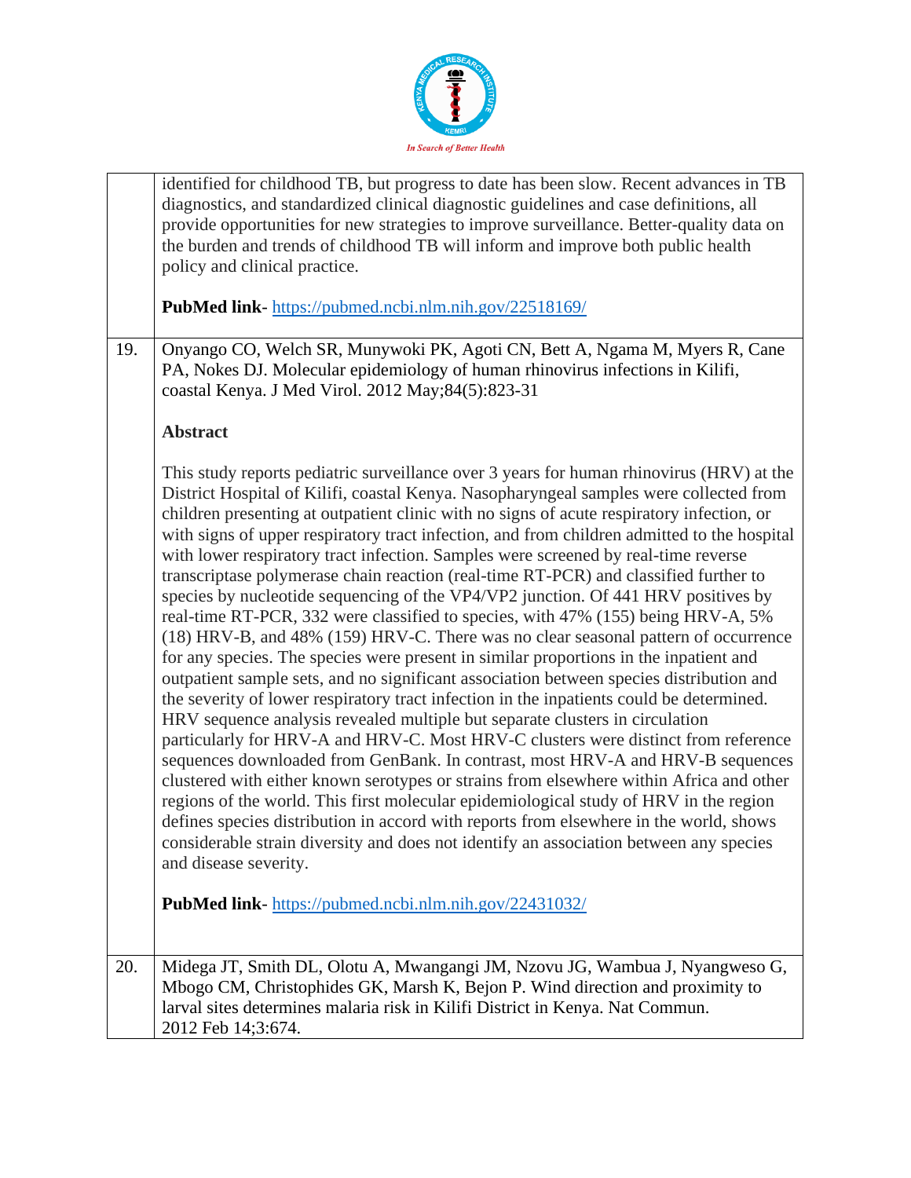| | |
|---|---|
| | identified for childhood TB, but progress to date has been slow. Recent advances in TB diagnostics, and standardized clinical diagnostic guidelines and case definitions, all provide opportunities for new strategies to improve surveillance. Better-quality data on the burden and trends of childhood TB will inform and improve both public health policy and clinical practice.<br><br>**PubMed link**- https://pubmed.ncbi.nlm.nih.gov/22518169/ |
| 19. | Onyango CO, Welch SR, Munywoki PK, Agoti CN, Bett A, Ngama M, Myers R, Cane PA, Nokes DJ. Molecular epidemiology of human rhinovirus infections in Kilifi, coastal Kenya. J Med Virol. 2012 May;84(5):823-31<br><br>**Abstract**<br><br>This study reports pediatric surveillance over 3 years for human rhinovirus (HRV) at the District Hospital of Kilifi, coastal Kenya. Nasopharyngeal samples were collected from children presenting at outpatient clinic with no signs of acute respiratory infection, or with signs of upper respiratory tract infection, and from children admitted to the hospital with lower respiratory tract infection. Samples were screened by real-time reverse transcriptase polymerase chain reaction (real-time RT-PCR) and classified further to species by nucleotide sequencing of the VP4/VP2 junction. Of 441 HRV positives by real-time RT-PCR, 332 were classified to species, with 47% (155) being HRV-A, 5% (18) HRV-B, and 48% (159) HRV-C. There was no clear seasonal pattern of occurrence for any species. The species were present in similar proportions in the inpatient and outpatient sample sets, and no significant association between species distribution and the severity of lower respiratory tract infection in the inpatients could be determined. HRV sequence analysis revealed multiple but separate clusters in circulation particularly for HRV-A and HRV-C. Most HRV-C clusters were distinct from reference sequences downloaded from GenBank. In contrast, most HRV-A and HRV-B sequences clustered with either known serotypes or strains from elsewhere within Africa and other regions of the world. This first molecular epidemiological study of HRV in the region defines species distribution in accord with reports from elsewhere in the world, shows considerable strain diversity and does not identify an association between any species and disease severity.<br><br>**PubMed link**- https://pubmed.ncbi.nlm.nih.gov/22431032/ |
| 20. | Midega JT, Smith DL, Olotu A, Mwangangi JM, Nzovu JG, Wambua J, Nyangweso G, Mbogo CM, Christophides GK, Marsh K, Bejon P. Wind direction and proximity to larval sites determines malaria risk in Kilifi District in Kenya. Nat Commun. 2012 Feb 14;3:674. |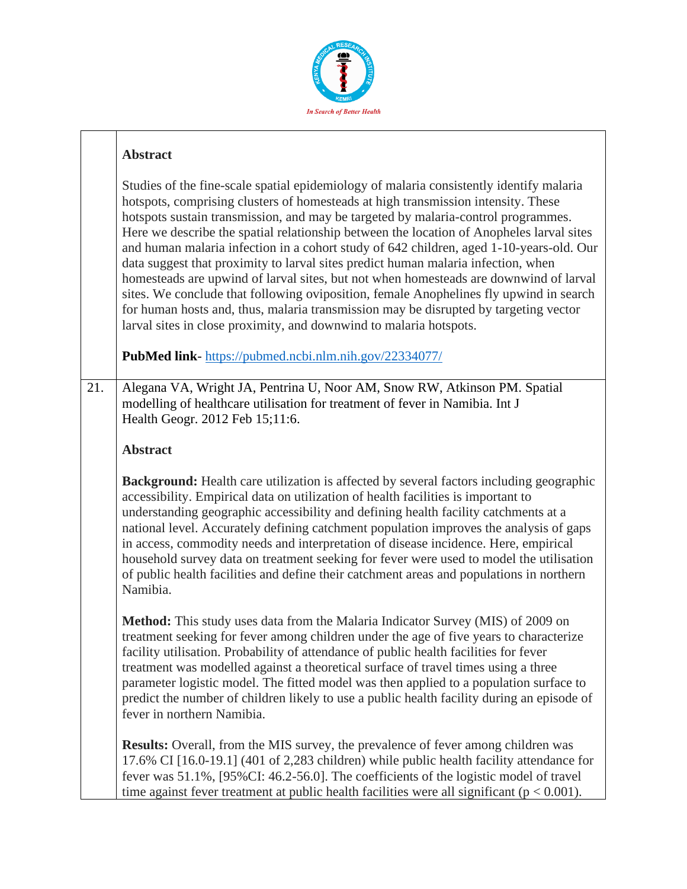**Abstract**

Studies of the fine-scale spatial epidemiology of malaria consistently identify malaria hotspots, comprising clusters of homesteads at high transmission intensity. These hotspots sustain transmission, and may be targeted by malaria-control programmes. Here we describe the spatial relationship between the location of Anopheles larval sites and human malaria infection in a cohort study of 642 children, aged 1-10-years-old. Our data suggest that proximity to larval sites predict human malaria infection, when homesteads are upwind of larval sites, but not when homesteads are downwind of larval sites. We conclude that following oviposition, female Anophelines fly upwind in search for human hosts and, thus, malaria transmission may be disrupted by targeting vector larval sites in close proximity, and downwind to malaria hotspots.

**PubMed link**- https://pubmed.ncbi.nlm.nih.gov/22334077/

21. Alegana VA, Wright JA, Pentrina U, Noor AM, Snow RW, Atkinson PM. Spatial modelling of healthcare utilisation for treatment of fever in Namibia. Int J Health Geogr. 2012 Feb 15;11:6.

**Abstract**

**Background:** Health care utilization is affected by several factors including geographic accessibility. Empirical data on utilization of health facilities is important to understanding geographic accessibility and defining health facility catchments at a national level. Accurately defining catchment population improves the analysis of gaps in access, commodity needs and interpretation of disease incidence. Here, empirical household survey data on treatment seeking for fever were used to model the utilisation of public health facilities and define their catchment areas and populations in northern Namibia.

**Method:** This study uses data from the Malaria Indicator Survey (MIS) of 2009 on treatment seeking for fever among children under the age of five years to characterize facility utilisation. Probability of attendance of public health facilities for fever treatment was modelled against a theoretical surface of travel times using a three parameter logistic model. The fitted model was then applied to a population surface to predict the number of children likely to use a public health facility during an episode of fever in northern Namibia.

**Results:** Overall, from the MIS survey, the prevalence of fever among children was 17.6% CI [16.0-19.1] (401 of 2,283 children) while public health facility attendance for fever was 51.1%, [95%CI: 46.2-56.0]. The coefficients of the logistic model of travel time against fever treatment at public health facilities were all significant ($p < 0.001$).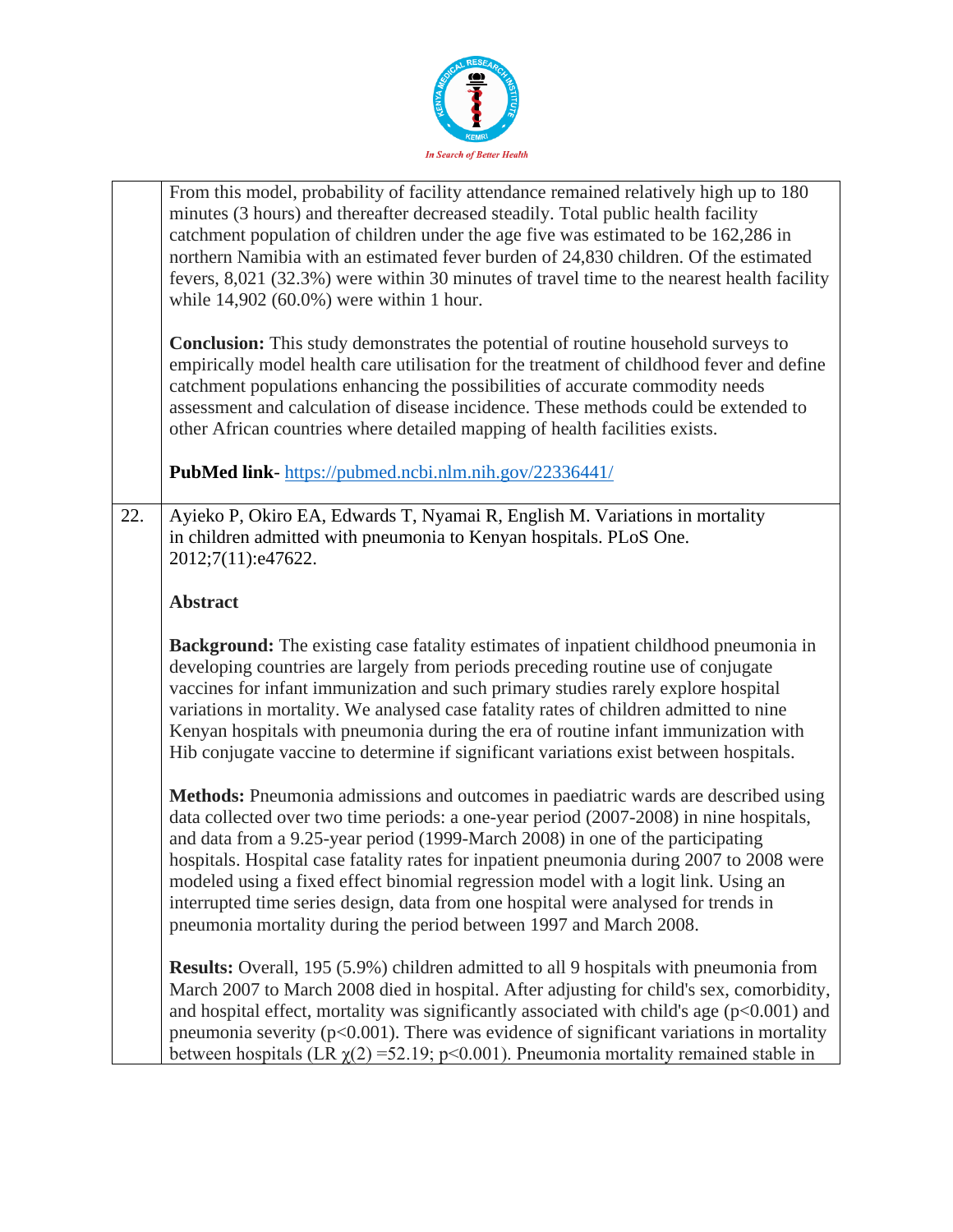| | |
|---|---|
| | From this model, probability of facility attendance remained relatively high up to 180 minutes (3 hours) and thereafter decreased steadily. Total public health facility catchment population of children under the age five was estimated to be 162,286 in northern Namibia with an estimated fever burden of 24,830 children. Of the estimated fevers, 8,021 (32.3%) were within 30 minutes of travel time to the nearest health facility while 14,902 (60.0%) were within 1 hour.<br><br>**Conclusion:** This study demonstrates the potential of routine household surveys to empirically model health care utilisation for the treatment of childhood fever and define catchment populations enhancing the possibilities of accurate commodity needs assessment and calculation of disease incidence. These methods could be extended to other African countries where detailed mapping of health facilities exists.<br><br>**PubMed link**- https://pubmed.ncbi.nlm.nih.gov/22336441/ |
| 22. | Ayieko P, Okiro EA, Edwards T, Nyamai R, English M. Variations in mortality in children admitted with pneumonia to Kenyan hospitals. PLoS One. 2012;7(11):e47622.<br><br>**Abstract**<br><br>**Background:** The existing case fatality estimates of inpatient childhood pneumonia in developing countries are largely from periods preceding routine use of conjugate vaccines for infant immunization and such primary studies rarely explore hospital variations in mortality. We analysed case fatality rates of children admitted to nine Kenyan hospitals with pneumonia during the era of routine infant immunization with Hib conjugate vaccine to determine if significant variations exist between hospitals.<br><br>**Methods:** Pneumonia admissions and outcomes in paediatric wards are described using data collected over two time periods: a one-year period (2007-2008) in nine hospitals, and data from a 9.25-year period (1999-March 2008) in one of the participating hospitals. Hospital case fatality rates for inpatient pneumonia during 2007 to 2008 were modeled using a fixed effect binomial regression model with a logit link. Using an interrupted time series design, data from one hospital were analysed for trends in pneumonia mortality during the period between 1997 and March 2008.<br><br>**Results:** Overall, 195 (5.9%) children admitted to all 9 hospitals with pneumonia from March 2007 to March 2008 died in hospital. After adjusting for child's sex, comorbidity, and hospital effect, mortality was significantly associated with child's age ($p<0.001$) and pneumonia severity ($p<0.001$). There was evidence of significant variations in mortality between hospitals (LR $\chi(2)$ =52.19; $p<0.001$). Pneumonia mortality remained stable in |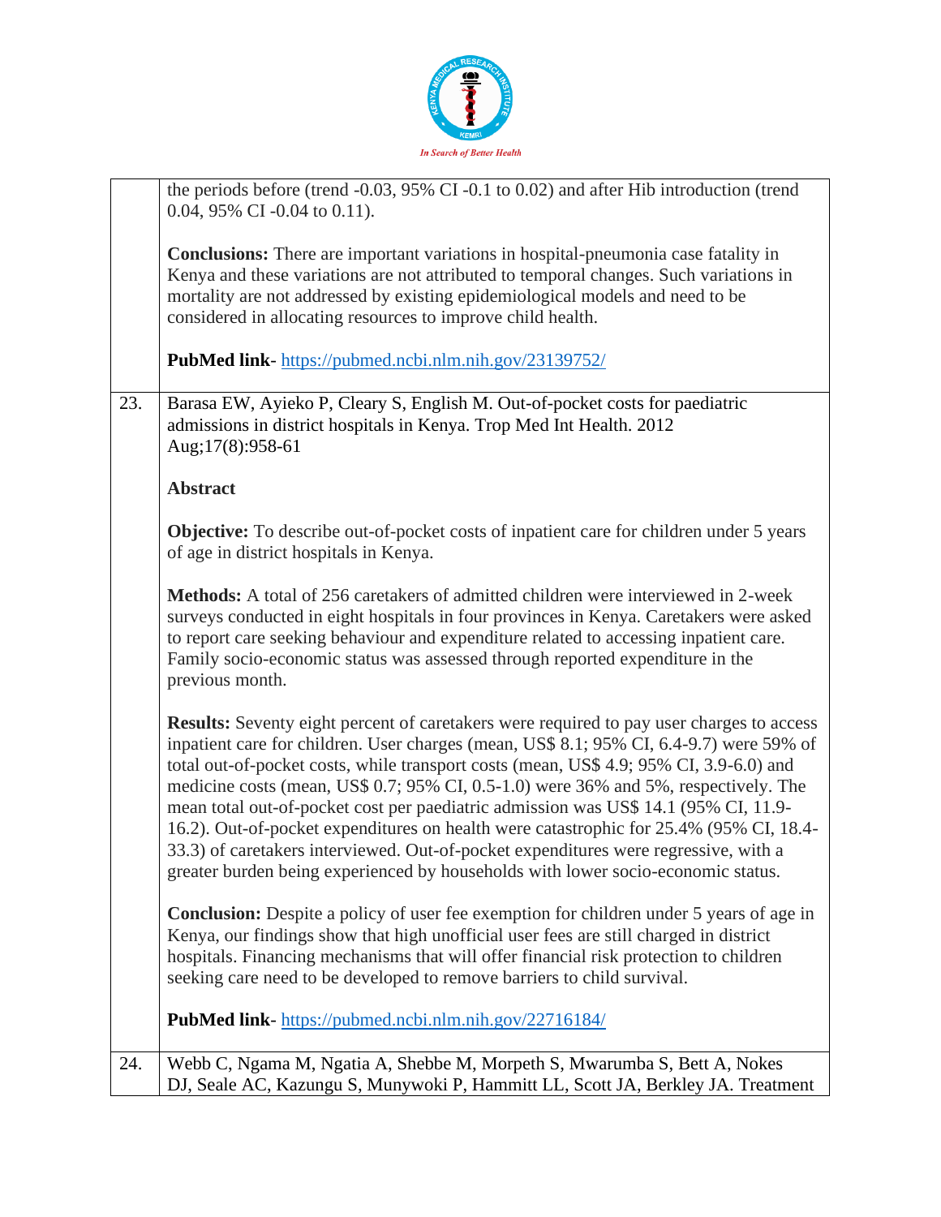| | |
|---|---|
| | the periods before (trend -0.03, 95% CI -0.1 to 0.02) and after Hib introduction (trend 0.04, 95% CI -0.04 to 0.11).<br><br>**Conclusions:** There are important variations in hospital-pneumonia case fatality in Kenya and these variations are not attributed to temporal changes. Such variations in mortality are not addressed by existing epidemiological models and need to be considered in allocating resources to improve child health.<br><br>**PubMed link**- https://pubmed.ncbi.nlm.nih.gov/23139752/ |
| 23. | Barasa EW, Ayieko P, Cleary S, English M. Out-of-pocket costs for paediatric admissions in district hospitals in Kenya. Trop Med Int Health. 2012 Aug;17(8):958-61<br><br>**Abstract**<br><br>**Objective:** To describe out-of-pocket costs of inpatient care for children under 5 years of age in district hospitals in Kenya.<br><br>**Methods:** A total of 256 caretakers of admitted children were interviewed in 2-week surveys conducted in eight hospitals in four provinces in Kenya. Caretakers were asked to report care seeking behaviour and expenditure related to accessing inpatient care. Family socio-economic status was assessed through reported expenditure in the previous month.<br><br>**Results:** Seventy eight percent of caretakers were required to pay user charges to access inpatient care for children. User charges (mean, US$ 8.1; 95% CI, 6.4-9.7) were 59% of total out-of-pocket costs, while transport costs (mean, US$ 4.9; 95% CI, 3.9-6.0) and medicine costs (mean, US$ 0.7; 95% CI, 0.5-1.0) were 36% and 5%, respectively. The mean total out-of-pocket cost per paediatric admission was US$ 14.1 (95% CI, 11.9-16.2). Out-of-pocket expenditures on health were catastrophic for 25.4% (95% CI, 18.4-33.3) of caretakers interviewed. Out-of-pocket expenditures were regressive, with a greater burden being experienced by households with lower socio-economic status.<br><br>**Conclusion:** Despite a policy of user fee exemption for children under 5 years of age in Kenya, our findings show that high unofficial user fees are still charged in district hospitals. Financing mechanisms that will offer financial risk protection to children seeking care need to be developed to remove barriers to child survival.<br><br>**PubMed link**- https://pubmed.ncbi.nlm.nih.gov/22716184/ |
| 24. | Webb C, Ngama M, Ngatia A, Shebbe M, Morpeth S, Mwarumba S, Bett A, Nokes DJ, Seale AC, Kazungu S, Munywoki P, Hammitt LL, Scott JA, Berkley JA. Treatment |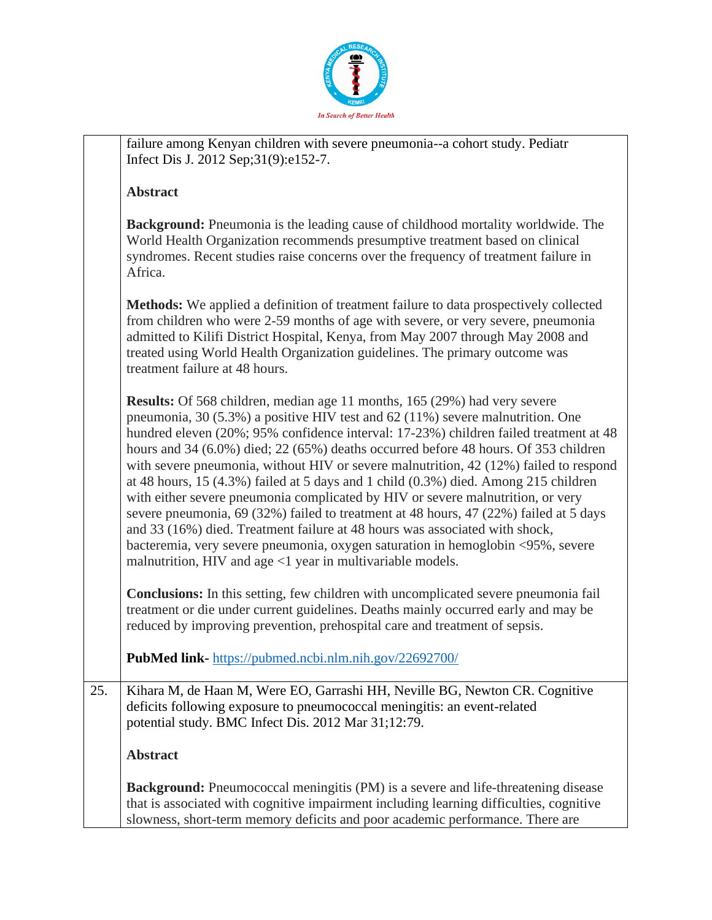| | |
|---|---|
| | failure among Kenyan children with severe pneumonia--a cohort study. Pediatr Infect Dis J. 2012 Sep;31(9):e152-7.<br><br>**Abstract**<br><br>**Background:** Pneumonia is the leading cause of childhood mortality worldwide. The World Health Organization recommends presumptive treatment based on clinical syndromes. Recent studies raise concerns over the frequency of treatment failure in Africa.<br><br>**Methods:** We applied a definition of treatment failure to data prospectively collected from children who were 2-59 months of age with severe, or very severe, pneumonia admitted to Kilifi District Hospital, Kenya, from May 2007 through May 2008 and treated using World Health Organization guidelines. The primary outcome was treatment failure at 48 hours.<br><br>**Results:** Of 568 children, median age 11 months, 165 (29%) had very severe pneumonia, 30 (5.3%) a positive HIV test and 62 (11%) severe malnutrition. One hundred eleven (20%; 95% confidence interval: 17-23%) children failed treatment at 48 hours and 34 (6.0%) died; 22 (65%) deaths occurred before 48 hours. Of 353 children with severe pneumonia, without HIV or severe malnutrition, 42 (12%) failed to respond at 48 hours, 15 (4.3%) failed at 5 days and 1 child (0.3%) died. Among 215 children with either severe pneumonia complicated by HIV or severe malnutrition, or very severe pneumonia, 69 (32%) failed to treatment at 48 hours, 47 (22%) failed at 5 days and 33 (16%) died. Treatment failure at 48 hours was associated with shock, bacteremia, very severe pneumonia, oxygen saturation in hemoglobin <95%, severe malnutrition, HIV and age <1 year in multivariable models.<br><br>**Conclusions:** In this setting, few children with uncomplicated severe pneumonia fail treatment or die under current guidelines. Deaths mainly occurred early and may be reduced by improving prevention, prehospital care and treatment of sepsis.<br><br>**PubMed link-** https://pubmed.ncbi.nlm.nih.gov/22692700/ |
| 25. | Kihara M, de Haan M, Were EO, Garrashi HH, Neville BG, Newton CR. Cognitive deficits following exposure to pneumococcal meningitis: an event-related potential study. BMC Infect Dis. 2012 Mar 31;12:79.<br><br>**Abstract**<br><br>**Background:** Pneumococcal meningitis (PM) is a severe and life-threatening disease that is associated with cognitive impairment including learning difficulties, cognitive slowness, short-term memory deficits and poor academic performance. There are |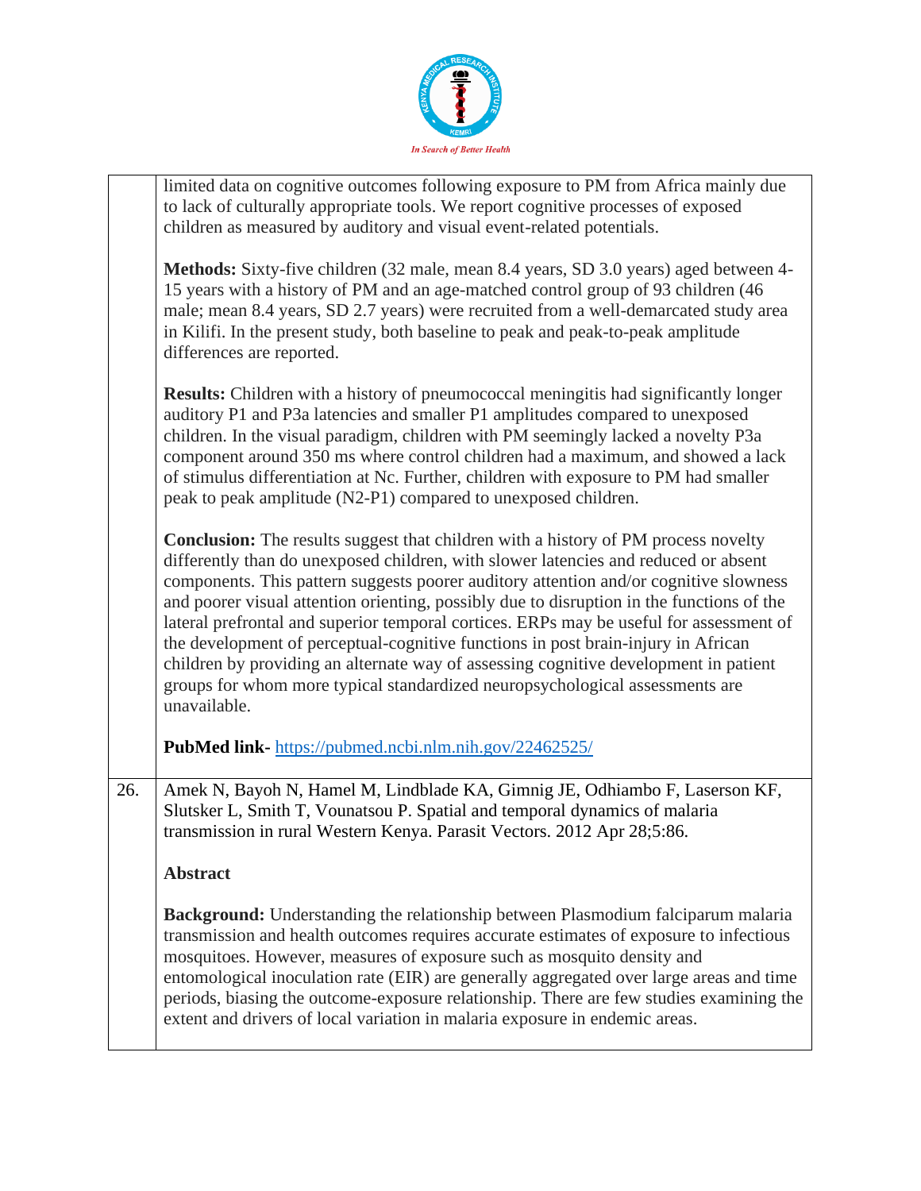limited data on cognitive outcomes following exposure to PM from Africa mainly due to lack of culturally appropriate tools. We report cognitive processes of exposed children as measured by auditory and visual event-related potentials.

**Methods:** Sixty-five children (32 male, mean 8.4 years, SD 3.0 years) aged between 4-15 years with a history of PM and an age-matched control group of 93 children (46 male; mean 8.4 years, SD 2.7 years) were recruited from a well-demarcated study area in Kilifi. In the present study, both baseline to peak and peak-to-peak amplitude differences are reported.

**Results:** Children with a history of pneumococcal meningitis had significantly longer auditory P1 and P3a latencies and smaller P1 amplitudes compared to unexposed children. In the visual paradigm, children with PM seemingly lacked a novelty P3a component around 350 ms where control children had a maximum, and showed a lack of stimulus differentiation at Nc. Further, children with exposure to PM had smaller peak to peak amplitude (N2-P1) compared to unexposed children.

**Conclusion:** The results suggest that children with a history of PM process novelty differently than do unexposed children, with slower latencies and reduced or absent components. This pattern suggests poorer auditory attention and/or cognitive slowness and poorer visual attention orienting, possibly due to disruption in the functions of the lateral prefrontal and superior temporal cortices. ERPs may be useful for assessment of the development of perceptual-cognitive functions in post brain-injury in African children by providing an alternate way of assessing cognitive development in patient groups for whom more typical standardized neuropsychological assessments are unavailable.

**PubMed link-** https://pubmed.ncbi.nlm.nih.gov/22462525/

26. Amek N, Bayoh N, Hamel M, Lindblade KA, Gimnig JE, Odhiambo F, Laserson KF, Slutsker L, Smith T, Vounatsou P. Spatial and temporal dynamics of malaria transmission in rural Western Kenya. Parasit Vectors. 2012 Apr 28;5:86.

**Abstract**

**Background:** Understanding the relationship between Plasmodium falciparum malaria transmission and health outcomes requires accurate estimates of exposure to infectious mosquitoes. However, measures of exposure such as mosquito density and entomological inoculation rate (EIR) are generally aggregated over large areas and time periods, biasing the outcome-exposure relationship. There are few studies examining the extent and drivers of local variation in malaria exposure in endemic areas.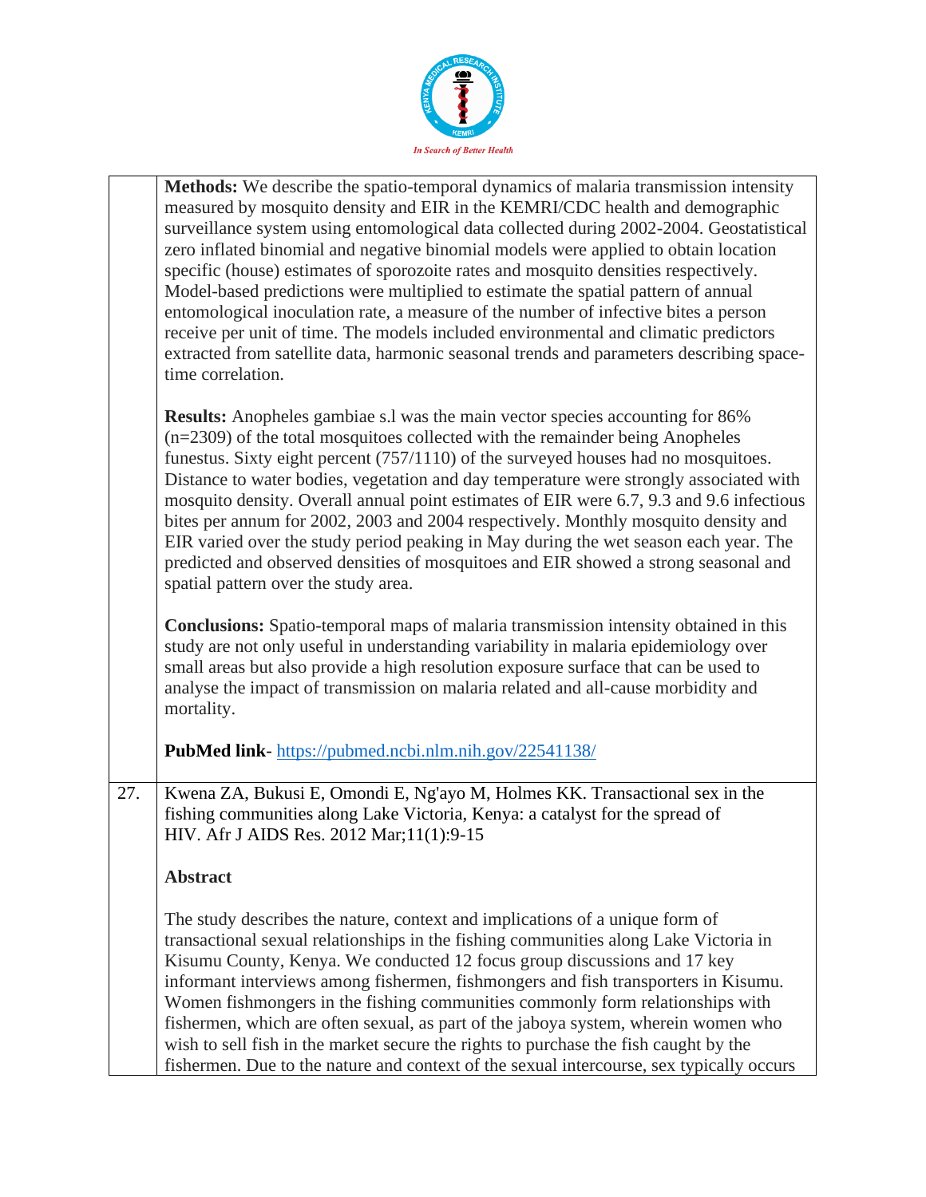| | |
|---|---|
| | **Methods:** We describe the spatio-temporal dynamics of malaria transmission intensity measured by mosquito density and EIR in the KEMRI/CDC health and demographic surveillance system using entomological data collected during 2002-2004. Geostatistical zero inflated binomial and negative binomial models were applied to obtain location specific (house) estimates of sporozoite rates and mosquito densities respectively. Model-based predictions were multiplied to estimate the spatial pattern of annual entomological inoculation rate, a measure of the number of infective bites a person receive per unit of time. The models included environmental and climatic predictors extracted from satellite data, harmonic seasonal trends and parameters describing space-time correlation.<br><br>**Results:** Anopheles gambiae s.l was the main vector species accounting for 86% (n=2309) of the total mosquitoes collected with the remainder being Anopheles funestus. Sixty eight percent (757/1110) of the surveyed houses had no mosquitoes. Distance to water bodies, vegetation and day temperature were strongly associated with mosquito density. Overall annual point estimates of EIR were 6.7, 9.3 and 9.6 infectious bites per annum for 2002, 2003 and 2004 respectively. Monthly mosquito density and EIR varied over the study period peaking in May during the wet season each year. The predicted and observed densities of mosquitoes and EIR showed a strong seasonal and spatial pattern over the study area.<br><br>**Conclusions:** Spatio-temporal maps of malaria transmission intensity obtained in this study are not only useful in understanding variability in malaria epidemiology over small areas but also provide a high resolution exposure surface that can be used to analyse the impact of transmission on malaria related and all-cause morbidity and mortality.<br><br>**PubMed link**- https://pubmed.ncbi.nlm.nih.gov/22541138/ |
| 27. | Kwena ZA, Bukusi E, Omondi E, Ng'ayo M, Holmes KK. Transactional sex in the fishing communities along Lake Victoria, Kenya: a catalyst for the spread of HIV. Afr J AIDS Res. 2012 Mar;11(1):9-15<br><br>**Abstract**<br><br>The study describes the nature, context and implications of a unique form of transactional sexual relationships in the fishing communities along Lake Victoria in Kisumu County, Kenya. We conducted 12 focus group discussions and 17 key informant interviews among fishermen, fishmongers and fish transporters in Kisumu. Women fishmongers in the fishing communities commonly form relationships with fishermen, which are often sexual, as part of the jaboya system, wherein women who wish to sell fish in the market secure the rights to purchase the fish caught by the fishermen. Due to the nature and context of the sexual intercourse, sex typically occurs |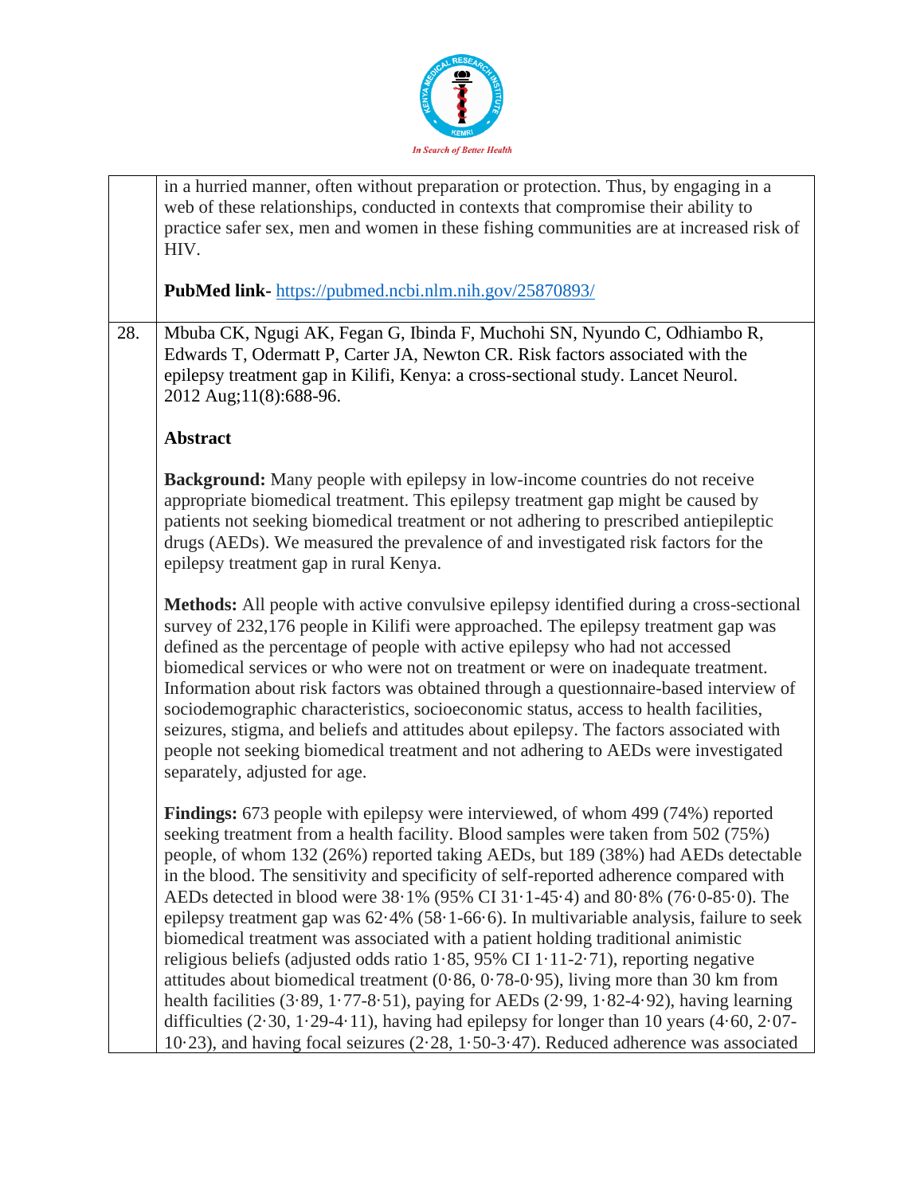| | |
|---|---|
| | in a hurried manner, often without preparation or protection. Thus, by engaging in a web of these relationships, conducted in contexts that compromise their ability to practice safer sex, men and women in these fishing communities are at increased risk of HIV.<br><br>**PubMed link-** https://pubmed.ncbi.nlm.nih.gov/25870893/ |
| 28. | Mbuba CK, Ngugi AK, Fegan G, Ibinda F, Muchohi SN, Nyundo C, Odhiambo R, Edwards T, Odermatt P, Carter JA, Newton CR. Risk factors associated with the epilepsy treatment gap in Kilifi, Kenya: a cross-sectional study. Lancet Neurol. 2012 Aug;11(8):688-96.<br><br>**Abstract**<br><br>**Background:** Many people with epilepsy in low-income countries do not receive appropriate biomedical treatment. This epilepsy treatment gap might be caused by patients not seeking biomedical treatment or not adhering to prescribed antiepileptic drugs (AEDs). We measured the prevalence of and investigated risk factors for the epilepsy treatment gap in rural Kenya.<br><br>**Methods:** All people with active convulsive epilepsy identified during a cross-sectional survey of 232,176 people in Kilifi were approached. The epilepsy treatment gap was defined as the percentage of people with active epilepsy who had not accessed biomedical services or who were not on treatment or were on inadequate treatment. Information about risk factors was obtained through a questionnaire-based interview of sociodemographic characteristics, socioeconomic status, access to health facilities, seizures, stigma, and beliefs and attitudes about epilepsy. The factors associated with people not seeking biomedical treatment and not adhering to AEDs were investigated separately, adjusted for age.<br><br>**Findings:** 673 people with epilepsy were interviewed, of whom 499 (74%) reported seeking treatment from a health facility. Blood samples were taken from 502 (75%) people, of whom 132 (26%) reported taking AEDs, but 189 (38%) had AEDs detectable in the blood. The sensitivity and specificity of self-reported adherence compared with AEDs detected in blood were 38·1% (95% CI 31·1-45·4) and 80·8% (76·0-85·0). The epilepsy treatment gap was 62·4% (58·1-66·6). In multivariable analysis, failure to seek biomedical treatment was associated with a patient holding traditional animistic religious beliefs (adjusted odds ratio 1·85, 95% CI 1·11-2·71), reporting negative attitudes about biomedical treatment (0·86, 0·78-0·95), living more than 30 km from health facilities (3·89, 1·77-8·51), paying for AEDs (2·99, 1·82-4·92), having learning difficulties (2·30, 1·29-4·11), having had epilepsy for longer than 10 years (4·60, 2·07-10·23), and having focal seizures (2·28, 1·50-3·47). Reduced adherence was associated |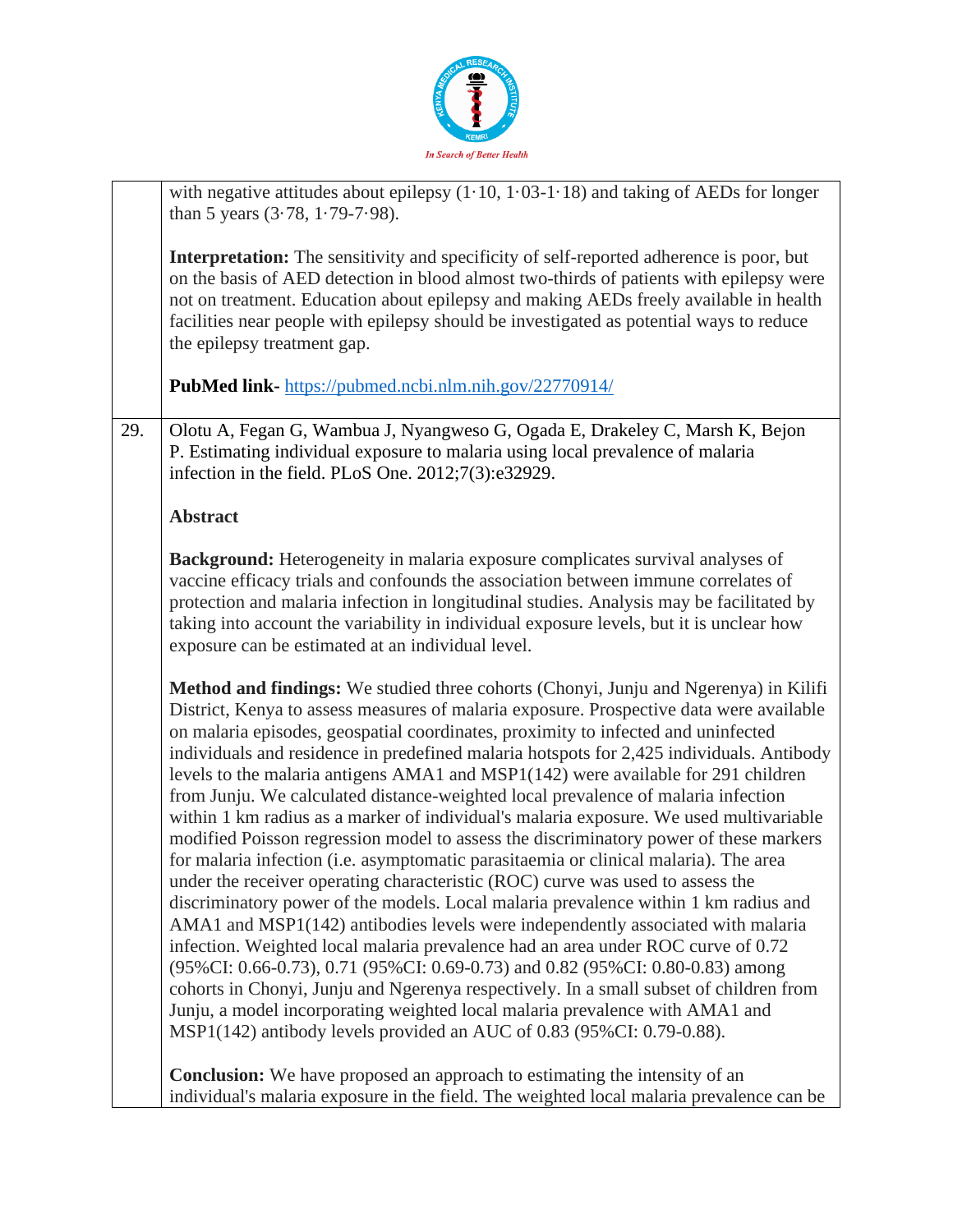with negative attitudes about epilepsy (1·10, 1·03-1·18) and taking of AEDs for longer than 5 years (3·78, 1·79-7·98).

**Interpretation:** The sensitivity and specificity of self-reported adherence is poor, but on the basis of AED detection in blood almost two-thirds of patients with epilepsy were not on treatment. Education about epilepsy and making AEDs freely available in health facilities near people with epilepsy should be investigated as potential ways to reduce the epilepsy treatment gap.

**PubMed link-** https://pubmed.ncbi.nlm.nih.gov/22770914/

29. Olotu A, Fegan G, Wambua J, Nyangweso G, Ogada E, Drakeley C, Marsh K, Bejon P. Estimating individual exposure to malaria using local prevalence of malaria infection in the field. PLoS One. 2012;7(3):e32929.

**Abstract**

**Background:** Heterogeneity in malaria exposure complicates survival analyses of vaccine efficacy trials and confounds the association between immune correlates of protection and malaria infection in longitudinal studies. Analysis may be facilitated by taking into account the variability in individual exposure levels, but it is unclear how exposure can be estimated at an individual level.

**Method and findings:** We studied three cohorts (Chonyi, Junju and Ngerenya) in Kilifi District, Kenya to assess measures of malaria exposure. Prospective data were available on malaria episodes, geospatial coordinates, proximity to infected and uninfected individuals and residence in predefined malaria hotspots for 2,425 individuals. Antibody levels to the malaria antigens AMA1 and MSP1(142) were available for 291 children from Junju. We calculated distance-weighted local prevalence of malaria infection within 1 km radius as a marker of individual's malaria exposure. We used multivariable modified Poisson regression model to assess the discriminatory power of these markers for malaria infection (i.e. asymptomatic parasitaemia or clinical malaria). The area under the receiver operating characteristic (ROC) curve was used to assess the discriminatory power of the models. Local malaria prevalence within 1 km radius and AMA1 and MSP1(142) antibodies levels were independently associated with malaria infection. Weighted local malaria prevalence had an area under ROC curve of 0.72 (95%CI: 0.66-0.73), 0.71 (95%CI: 0.69-0.73) and 0.82 (95%CI: 0.80-0.83) among cohorts in Chonyi, Junju and Ngerenya respectively. In a small subset of children from Junju, a model incorporating weighted local malaria prevalence with AMA1 and MSP1(142) antibody levels provided an AUC of 0.83 (95%CI: 0.79-0.88).

**Conclusion:** We have proposed an approach to estimating the intensity of an individual's malaria exposure in the field. The weighted local malaria prevalence can be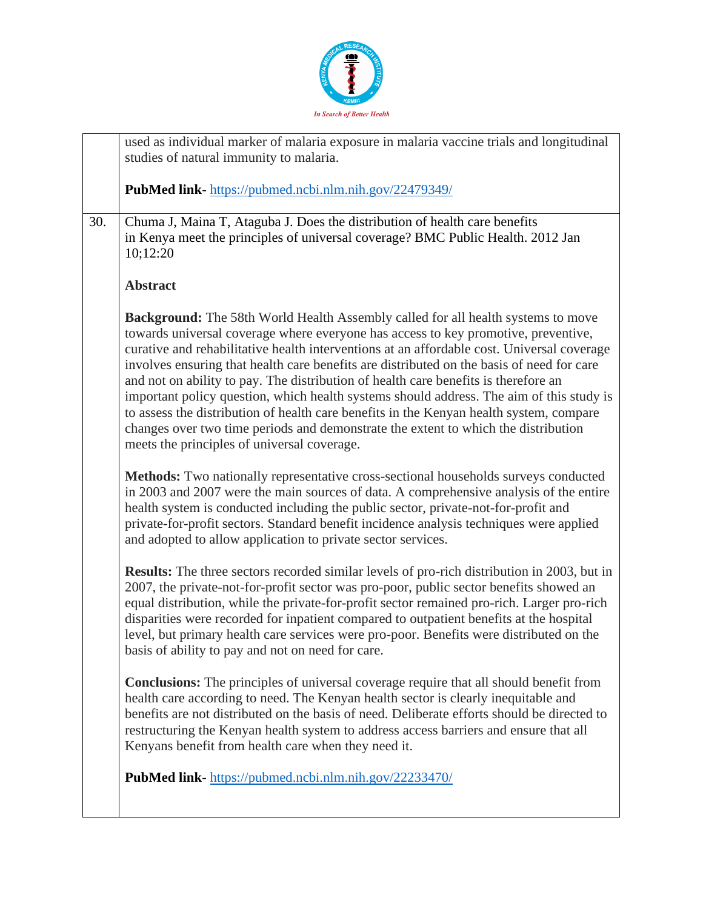| | |
|---|---|
| | used as individual marker of malaria exposure in malaria vaccine trials and longitudinal studies of natural immunity to malaria.<br><br>**PubMed link**- https://pubmed.ncbi.nlm.nih.gov/22479349/ |
| 30. | Chuma J, Maina T, Ataguba J. Does the distribution of health care benefits in Kenya meet the principles of universal coverage? BMC Public Health. 2012 Jan 10;12:20<br><br>**Abstract**<br><br>**Background:** The 58th World Health Assembly called for all health systems to move towards universal coverage where everyone has access to key promotive, preventive, curative and rehabilitative health interventions at an affordable cost. Universal coverage involves ensuring that health care benefits are distributed on the basis of need for care and not on ability to pay. The distribution of health care benefits is therefore an important policy question, which health systems should address. The aim of this study is to assess the distribution of health care benefits in the Kenyan health system, compare changes over two time periods and demonstrate the extent to which the distribution meets the principles of universal coverage.<br><br>**Methods:** Two nationally representative cross-sectional households surveys conducted in 2003 and 2007 were the main sources of data. A comprehensive analysis of the entire health system is conducted including the public sector, private-not-for-profit and private-for-profit sectors. Standard benefit incidence analysis techniques were applied and adopted to allow application to private sector services.<br><br>**Results:** The three sectors recorded similar levels of pro-rich distribution in 2003, but in 2007, the private-not-for-profit sector was pro-poor, public sector benefits showed an equal distribution, while the private-for-profit sector remained pro-rich. Larger pro-rich disparities were recorded for inpatient compared to outpatient benefits at the hospital level, but primary health care services were pro-poor. Benefits were distributed on the basis of ability to pay and not on need for care.<br><br>**Conclusions:** The principles of universal coverage require that all should benefit from health care according to need. The Kenyan health sector is clearly inequitable and benefits are not distributed on the basis of need. Deliberate efforts should be directed to restructuring the Kenyan health system to address access barriers and ensure that all Kenyans benefit from health care when they need it.<br><br>**PubMed link**- https://pubmed.ncbi.nlm.nih.gov/22233470/ |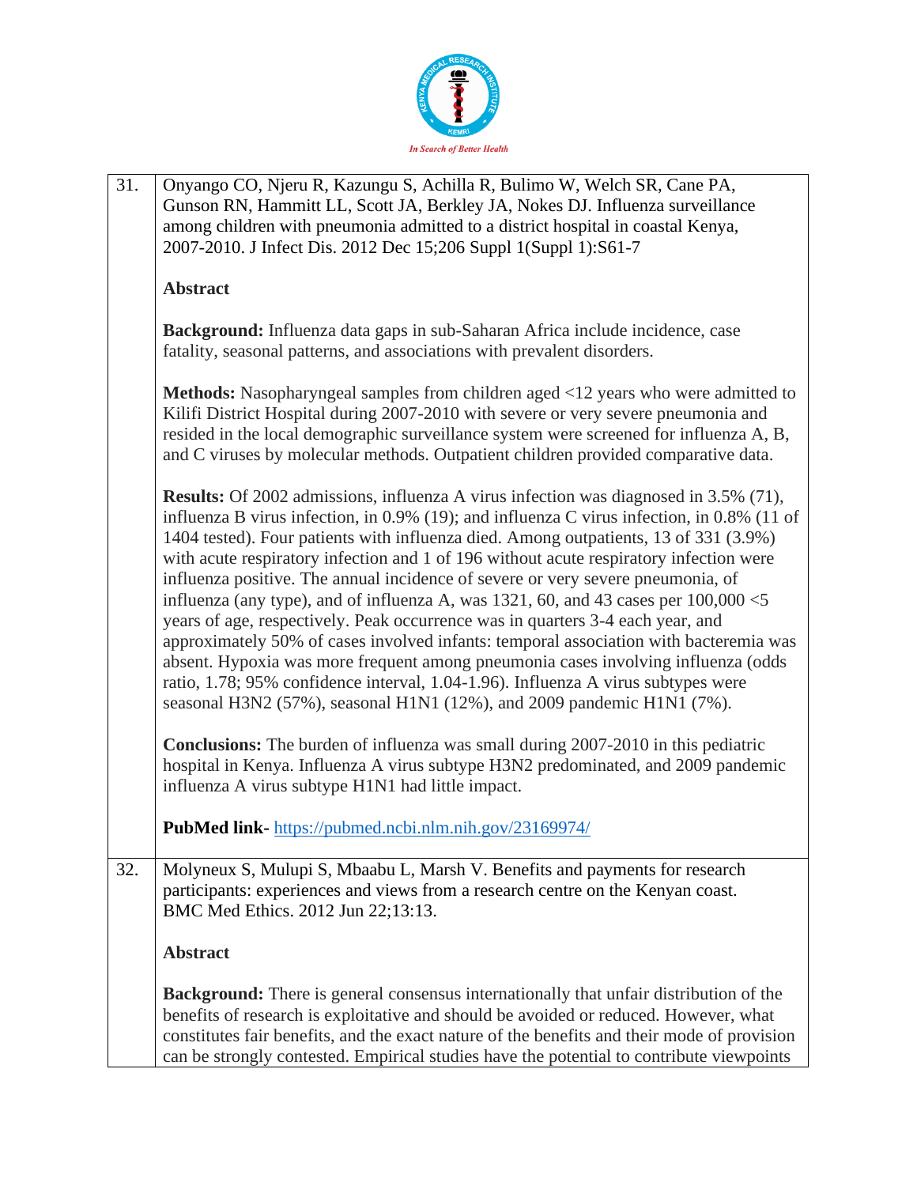| | |
|---|---|
| 31. | Onyango CO, Njeru R, Kazungu S, Achilla R, Bulimo W, Welch SR, Cane PA, Gunson RN, Hammitt LL, Scott JA, Berkley JA, Nokes DJ. Influenza surveillance among children with pneumonia admitted to a district hospital in coastal Kenya, 2007-2010. J Infect Dis. 2012 Dec 15;206 Suppl 1(Suppl 1):S61-7<br><br>**Abstract**<br><br>**Background:** Influenza data gaps in sub-Saharan Africa include incidence, case fatality, seasonal patterns, and associations with prevalent disorders.<br><br>**Methods:** Nasopharyngeal samples from children aged <12 years who were admitted to Kilifi District Hospital during 2007-2010 with severe or very severe pneumonia and resided in the local demographic surveillance system were screened for influenza A, B, and C viruses by molecular methods. Outpatient children provided comparative data.<br><br>**Results:** Of 2002 admissions, influenza A virus infection was diagnosed in 3.5% (71), influenza B virus infection, in 0.9% (19); and influenza C virus infection, in 0.8% (11 of 1404 tested). Four patients with influenza died. Among outpatients, 13 of 331 (3.9%) with acute respiratory infection and 1 of 196 without acute respiratory infection were influenza positive. The annual incidence of severe or very severe pneumonia, of influenza (any type), and of influenza A, was 1321, 60, and 43 cases per 100,000 <5 years of age, respectively. Peak occurrence was in quarters 3-4 each year, and approximately 50% of cases involved infants: temporal association with bacteremia was absent. Hypoxia was more frequent among pneumonia cases involving influenza (odds ratio, 1.78; 95% confidence interval, 1.04-1.96). Influenza A virus subtypes were seasonal H3N2 (57%), seasonal H1N1 (12%), and 2009 pandemic H1N1 (7%).<br><br>**Conclusions:** The burden of influenza was small during 2007-2010 in this pediatric hospital in Kenya. Influenza A virus subtype H3N2 predominated, and 2009 pandemic influenza A virus subtype H1N1 had little impact.<br><br>**PubMed link-** https://pubmed.ncbi.nlm.nih.gov/23169974/ |
| 32. | Molyneux S, Mulupi S, Mbaabu L, Marsh V. Benefits and payments for research participants: experiences and views from a research centre on the Kenyan coast. BMC Med Ethics. 2012 Jun 22;13:13.<br><br>**Abstract**<br><br>**Background:** There is general consensus internationally that unfair distribution of the benefits of research is exploitative and should be avoided or reduced. However, what constitutes fair benefits, and the exact nature of the benefits and their mode of provision can be strongly contested. Empirical studies have the potential to contribute viewpoints |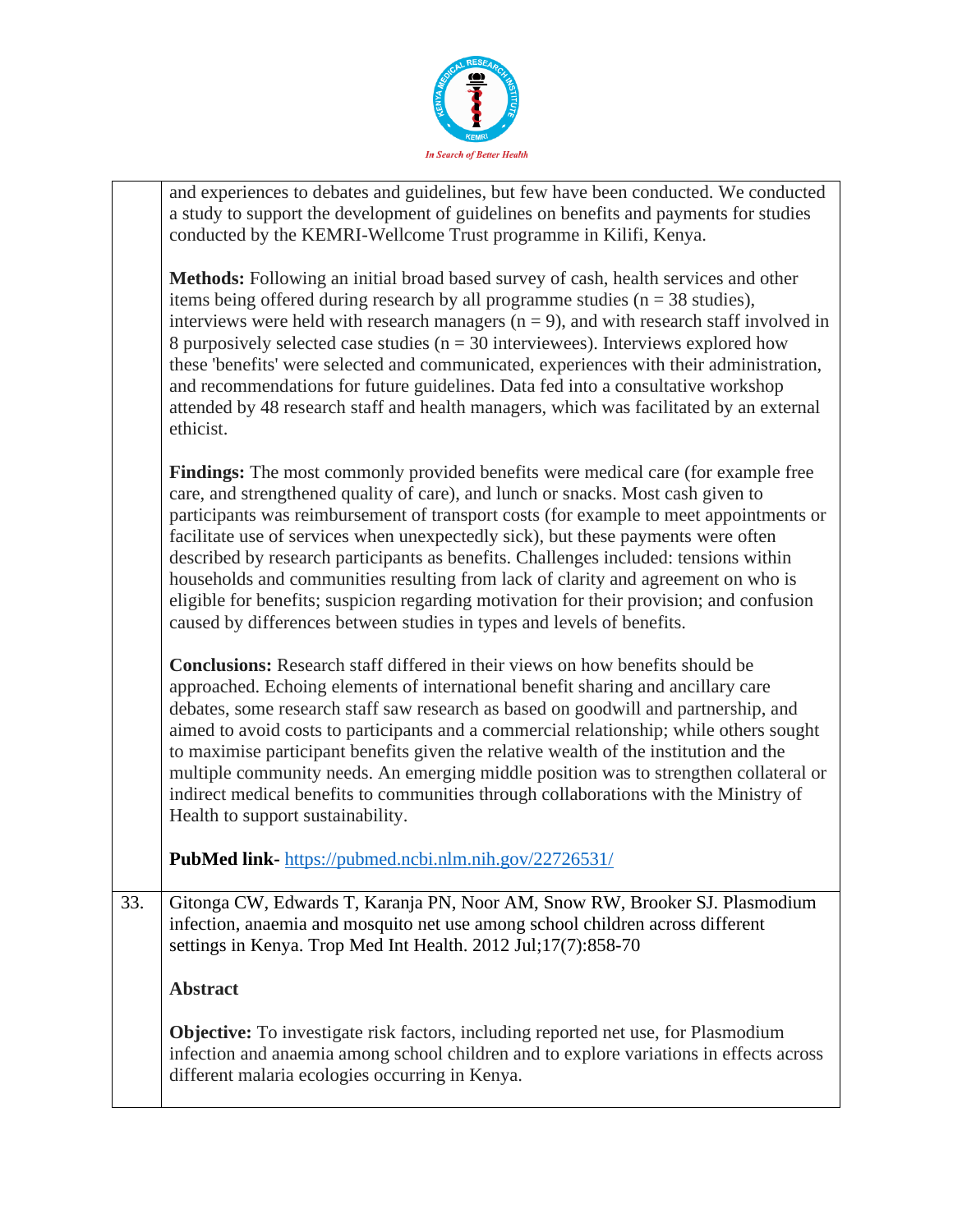and experiences to debates and guidelines, but few have been conducted. We conducted a study to support the development of guidelines on benefits and payments for studies conducted by the KEMRI-Wellcome Trust programme in Kilifi, Kenya.

**Methods:** Following an initial broad based survey of cash, health services and other items being offered during research by all programme studies (n = 38 studies), interviews were held with research managers (n = 9), and with research staff involved in 8 purposively selected case studies (n = 30 interviewees). Interviews explored how these 'benefits' were selected and communicated, experiences with their administration, and recommendations for future guidelines. Data fed into a consultative workshop attended by 48 research staff and health managers, which was facilitated by an external ethicist.

**Findings:** The most commonly provided benefits were medical care (for example free care, and strengthened quality of care), and lunch or snacks. Most cash given to participants was reimbursement of transport costs (for example to meet appointments or facilitate use of services when unexpectedly sick), but these payments were often described by research participants as benefits. Challenges included: tensions within households and communities resulting from lack of clarity and agreement on who is eligible for benefits; suspicion regarding motivation for their provision; and confusion caused by differences between studies in types and levels of benefits.

**Conclusions:** Research staff differed in their views on how benefits should be approached. Echoing elements of international benefit sharing and ancillary care debates, some research staff saw research as based on goodwill and partnership, and aimed to avoid costs to participants and a commercial relationship; while others sought to maximise participant benefits given the relative wealth of the institution and the multiple community needs. An emerging middle position was to strengthen collateral or indirect medical benefits to communities through collaborations with the Ministry of Health to support sustainability.

**PubMed link-** https://pubmed.ncbi.nlm.nih.gov/22726531/

33. Gitonga CW, Edwards T, Karanja PN, Noor AM, Snow RW, Brooker SJ. Plasmodium infection, anaemia and mosquito net use among school children across different settings in Kenya. Trop Med Int Health. 2012 Jul;17(7):858-70

**Abstract**

**Objective:** To investigate risk factors, including reported net use, for Plasmodium infection and anaemia among school children and to explore variations in effects across different malaria ecologies occurring in Kenya.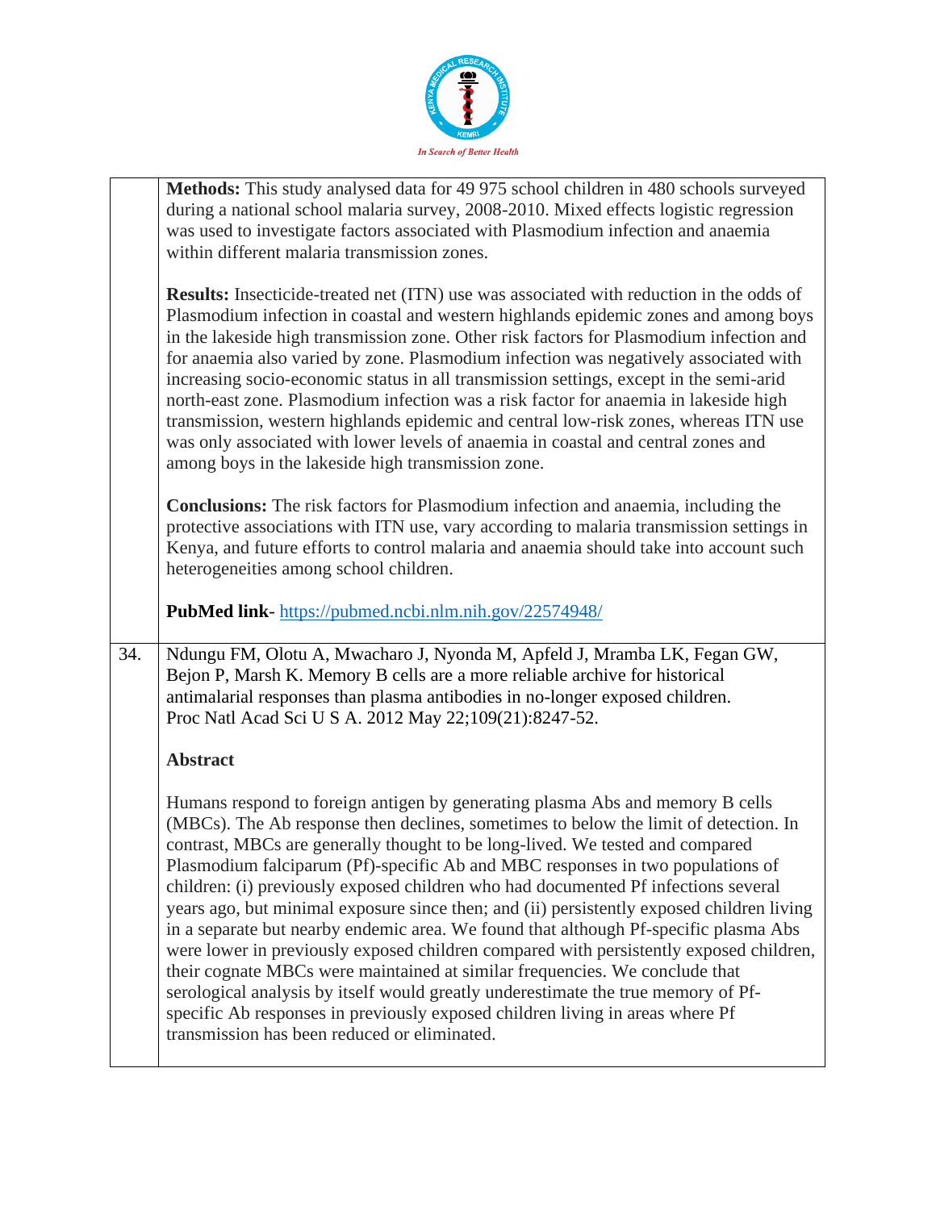| | |
|---|---|
| | **Methods:** This study analysed data for 49 975 school children in 480 schools surveyed during a national school malaria survey, 2008-2010. Mixed effects logistic regression was used to investigate factors associated with Plasmodium infection and anaemia within different malaria transmission zones.<br><br>**Results:** Insecticide-treated net (ITN) use was associated with reduction in the odds of Plasmodium infection in coastal and western highlands epidemic zones and among boys in the lakeside high transmission zone. Other risk factors for Plasmodium infection and for anaemia also varied by zone. Plasmodium infection was negatively associated with increasing socio-economic status in all transmission settings, except in the semi-arid north-east zone. Plasmodium infection was a risk factor for anaemia in lakeside high transmission, western highlands epidemic and central low-risk zones, whereas ITN use was only associated with lower levels of anaemia in coastal and central zones and among boys in the lakeside high transmission zone.<br><br>**Conclusions:** The risk factors for Plasmodium infection and anaemia, including the protective associations with ITN use, vary according to malaria transmission settings in Kenya, and future efforts to control malaria and anaemia should take into account such heterogeneities among school children.<br><br>**PubMed link**- https://pubmed.ncbi.nlm.nih.gov/22574948/ |
| 34. | Ndungu FM, Olotu A, Mwacharo J, Nyonda M, Apfeld J, Mramba LK, Fegan GW, Bejon P, Marsh K. Memory B cells are a more reliable archive for historical antimalarial responses than plasma antibodies in no-longer exposed children. Proc Natl Acad Sci U S A. 2012 May 22;109(21):8247-52.<br><br>**Abstract**<br><br>Humans respond to foreign antigen by generating plasma Abs and memory B cells (MBCs). The Ab response then declines, sometimes to below the limit of detection. In contrast, MBCs are generally thought to be long-lived. We tested and compared Plasmodium falciparum (Pf)-specific Ab and MBC responses in two populations of children: (i) previously exposed children who had documented Pf infections several years ago, but minimal exposure since then; and (ii) persistently exposed children living in a separate but nearby endemic area. We found that although Pf-specific plasma Abs were lower in previously exposed children compared with persistently exposed children, their cognate MBCs were maintained at similar frequencies. We conclude that serological analysis by itself would greatly underestimate the true memory of Pf-specific Ab responses in previously exposed children living in areas where Pf transmission has been reduced or eliminated. |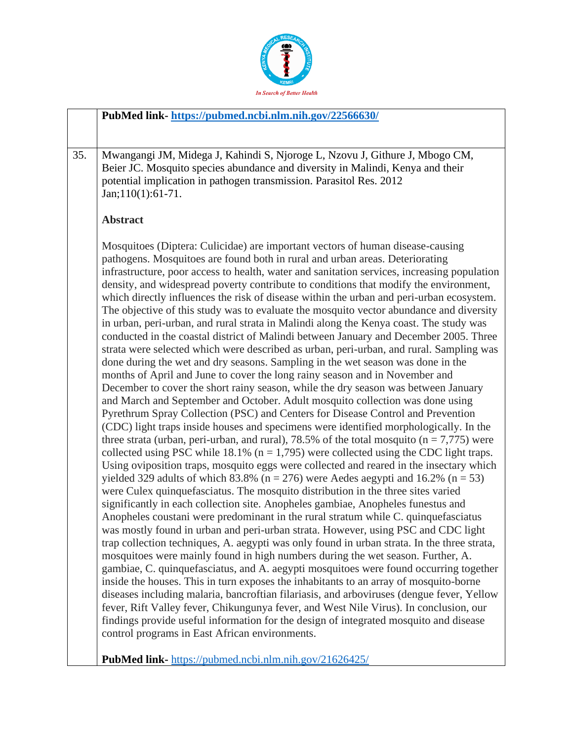| | |
|---|---|
| | **PubMed link-** https://pubmed.ncbi.nlm.nih.gov/22566630/ |
| 35. | Mwangangi JM, Midega J, Kahindi S, Njoroge L, Nzovu J, Githure J, Mbogo CM, Beier JC. Mosquito species abundance and diversity in Malindi, Kenya and their potential implication in pathogen transmission. Parasitol Res. 2012 Jan;110(1):61-71.<br><br>**Abstract**<br><br>Mosquitoes (Diptera: Culicidae) are important vectors of human disease-causing pathogens. Mosquitoes are found both in rural and urban areas. Deteriorating infrastructure, poor access to health, water and sanitation services, increasing population density, and widespread poverty contribute to conditions that modify the environment, which directly influences the risk of disease within the urban and peri-urban ecosystem. The objective of this study was to evaluate the mosquito vector abundance and diversity in urban, peri-urban, and rural strata in Malindi along the Kenya coast. The study was conducted in the coastal district of Malindi between January and December 2005. Three strata were selected which were described as urban, peri-urban, and rural. Sampling was done during the wet and dry seasons. Sampling in the wet season was done in the months of April and June to cover the long rainy season and in November and December to cover the short rainy season, while the dry season was between January and March and September and October. Adult mosquito collection was done using Pyrethrum Spray Collection (PSC) and Centers for Disease Control and Prevention (CDC) light traps inside houses and specimens were identified morphologically. In the three strata (urban, peri-urban, and rural), 78.5% of the total mosquito (n = 7,775) were collected using PSC while 18.1% (n = 1,795) were collected using the CDC light traps. Using oviposition traps, mosquito eggs were collected and reared in the insectary which yielded 329 adults of which 83.8% (n = 276) were Aedes aegypti and 16.2% (n = 53) were Culex quinquefasciatus. The mosquito distribution in the three sites varied significantly in each collection site. Anopheles gambiae, Anopheles funestus and Anopheles coustani were predominant in the rural stratum while C. quinquefasciatus was mostly found in urban and peri-urban strata. However, using PSC and CDC light trap collection techniques, A. aegypti was only found in urban strata. In the three strata, mosquitoes were mainly found in high numbers during the wet season. Further, A. gambiae, C. quinquefasciatus, and A. aegypti mosquitoes were found occurring together inside the houses. This in turn exposes the inhabitants to an array of mosquito-borne diseases including malaria, bancroftian filariasis, and arboviruses (dengue fever, Yellow fever, Rift Valley fever, Chikungunya fever, and West Nile Virus). In conclusion, our findings provide useful information for the design of integrated mosquito and disease control programs in East African environments.<br><br>**PubMed link-** https://pubmed.ncbi.nlm.nih.gov/21626425/ |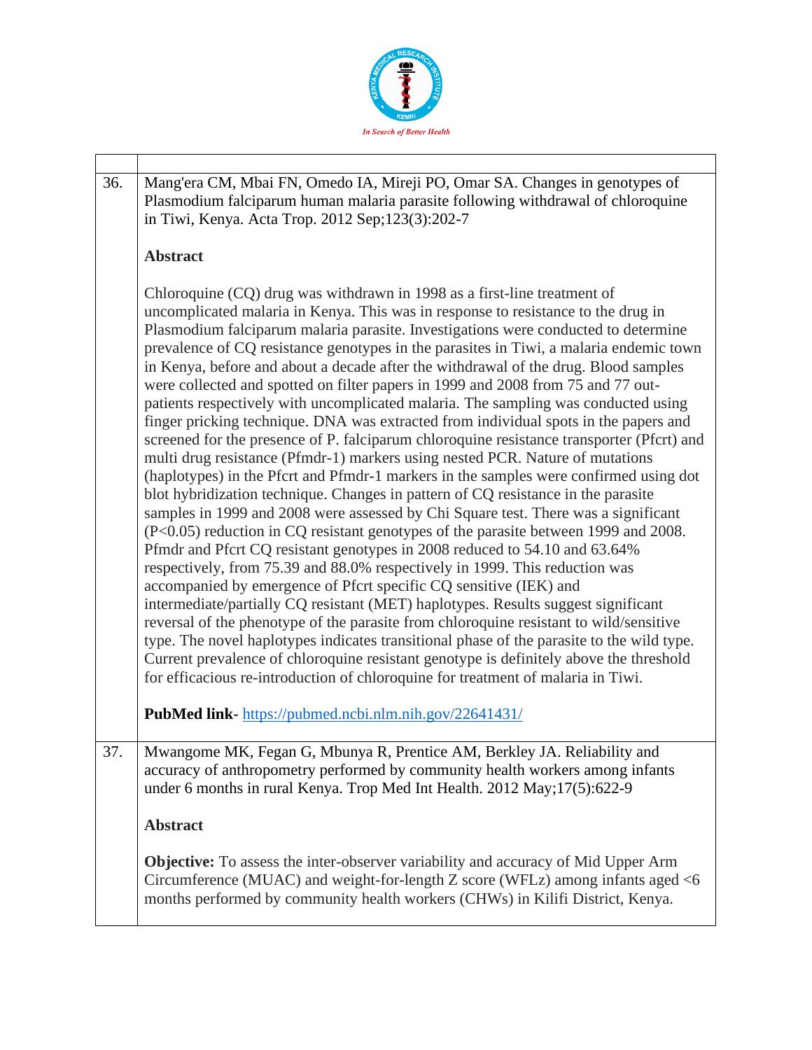| | |
|---|---|
| 36. | Mang'era CM, Mbai FN, Omedo IA, Mireji PO, Omar SA. Changes in genotypes of Plasmodium falciparum human malaria parasite following withdrawal of chloroquine in Tiwi, Kenya. Acta Trop. 2012 Sep;123(3):202-7<br><br>**Abstract**<br><br>Chloroquine (CQ) drug was withdrawn in 1998 as a first-line treatment of uncomplicated malaria in Kenya. This was in response to resistance to the drug in Plasmodium falciparum malaria parasite. Investigations were conducted to determine prevalence of CQ resistance genotypes in the parasites in Tiwi, a malaria endemic town in Kenya, before and about a decade after the withdrawal of the drug. Blood samples were collected and spotted on filter papers in 1999 and 2008 from 75 and 77 out-patients respectively with uncomplicated malaria. The sampling was conducted using finger pricking technique. DNA was extracted from individual spots in the papers and screened for the presence of P. falciparum chloroquine resistance transporter (Pfcrt) and multi drug resistance (Pfmdr-1) markers using nested PCR. Nature of mutations (haplotypes) in the Pfcrt and Pfmdr-1 markers in the samples were confirmed using dot blot hybridization technique. Changes in pattern of CQ resistance in the parasite samples in 1999 and 2008 were assessed by Chi Square test. There was a significant ($P<0.05$) reduction in CQ resistant genotypes of the parasite between 1999 and 2008. Pfmdr and Pfcrt CQ resistant genotypes in 2008 reduced to 54.10 and 63.64% respectively, from 75.39 and 88.0% respectively in 1999. This reduction was accompanied by emergence of Pfcrt specific CQ sensitive (IEK) and intermediate/partially CQ resistant (MET) haplotypes. Results suggest significant reversal of the phenotype of the parasite from chloroquine resistant to wild/sensitive type. The novel haplotypes indicates transitional phase of the parasite to the wild type. Current prevalence of chloroquine resistant genotype is definitely above the threshold for efficacious re-introduction of chloroquine for treatment of malaria in Tiwi.<br><br>**PubMed link**- https://pubmed.ncbi.nlm.nih.gov/22641431/ |
| 37. | Mwangome MK, Fegan G, Mbunya R, Prentice AM, Berkley JA. Reliability and accuracy of anthropometry performed by community health workers among infants under 6 months in rural Kenya. Trop Med Int Health. 2012 May;17(5):622-9<br><br>**Abstract**<br><br>**Objective:** To assess the inter-observer variability and accuracy of Mid Upper Arm Circumference (MUAC) and weight-for-length Z score (WFLz) among infants aged <6 months performed by community health workers (CHWs) in Kilifi District, Kenya. |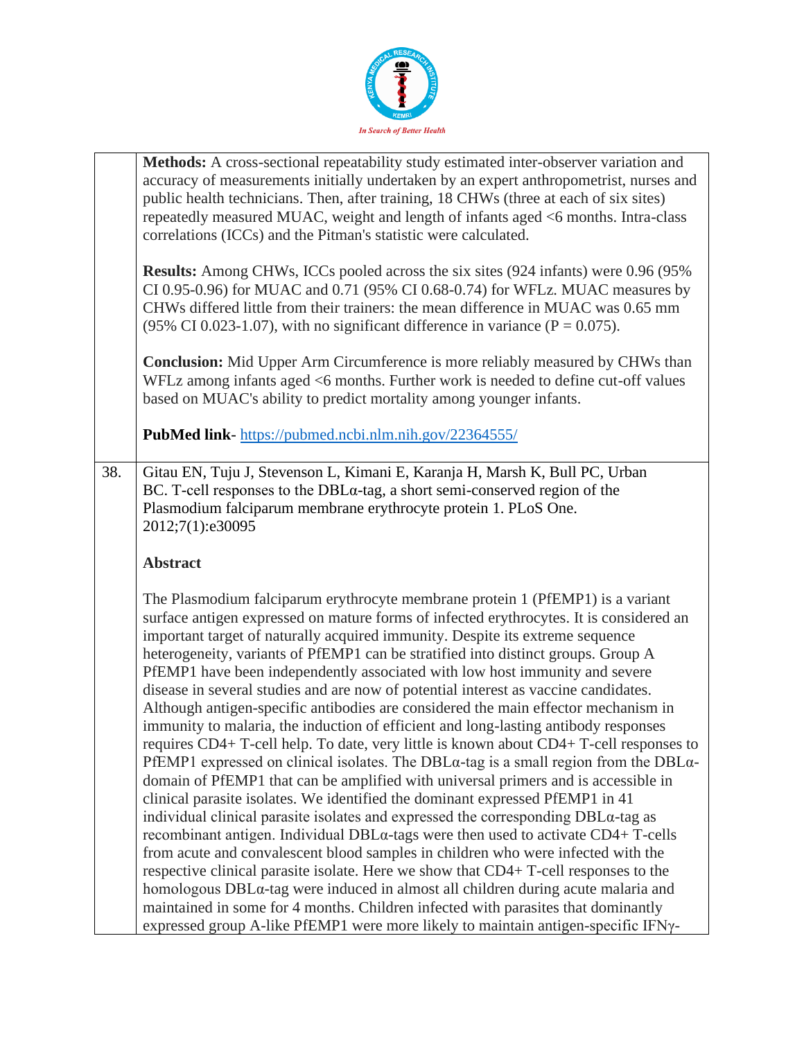**Methods:** A cross-sectional repeatability study estimated inter-observer variation and accuracy of measurements initially undertaken by an expert anthropometrist, nurses and public health technicians. Then, after training, 18 CHWs (three at each of six sites) repeatedly measured MUAC, weight and length of infants aged <6 months. Intra-class correlations (ICCs) and the Pitman's statistic were calculated.

**Results:** Among CHWs, ICCs pooled across the six sites (924 infants) were 0.96 (95% CI 0.95-0.96) for MUAC and 0.71 (95% CI 0.68-0.74) for WFLz. MUAC measures by CHWs differed little from their trainers: the mean difference in MUAC was 0.65 mm (95% CI 0.023-1.07), with no significant difference in variance (P = 0.075).

**Conclusion:** Mid Upper Arm Circumference is more reliably measured by CHWs than WFLz among infants aged <6 months. Further work is needed to define cut-off values based on MUAC's ability to predict mortality among younger infants.

**PubMed link**- https://pubmed.ncbi.nlm.nih.gov/22364555/

---

38. Gitau EN, Tuju J, Stevenson L, Kimani E, Karanja H, Marsh K, Bull PC, Urban BC. T-cell responses to the DBLα-tag, a short semi-conserved region of the Plasmodium falciparum membrane erythrocyte protein 1. PLoS One. 2012;7(1):e30095

**Abstract**

The Plasmodium falciparum erythrocyte membrane protein 1 (PfEMP1) is a variant surface antigen expressed on mature forms of infected erythrocytes. It is considered an important target of naturally acquired immunity. Despite its extreme sequence heterogeneity, variants of PfEMP1 can be stratified into distinct groups. Group A PfEMP1 have been independently associated with low host immunity and severe disease in several studies and are now of potential interest as vaccine candidates. Although antigen-specific antibodies are considered the main effector mechanism in immunity to malaria, the induction of efficient and long-lasting antibody responses requires CD4+ T-cell help. To date, very little is known about CD4+ T-cell responses to PfEMP1 expressed on clinical isolates. The DBLα-tag is a small region from the DBLα-domain of PfEMP1 that can be amplified with universal primers and is accessible in clinical parasite isolates. We identified the dominant expressed PfEMP1 in 41 individual clinical parasite isolates and expressed the corresponding DBLα-tag as recombinant antigen. Individual DBLα-tags were then used to activate CD4+ T-cells from acute and convalescent blood samples in children who were infected with the respective clinical parasite isolate. Here we show that CD4+ T-cell responses to the homologous DBLα-tag were induced in almost all children during acute malaria and maintained in some for 4 months. Children infected with parasites that dominantly expressed group A-like PfEMP1 were more likely to maintain antigen-specific IFNγ-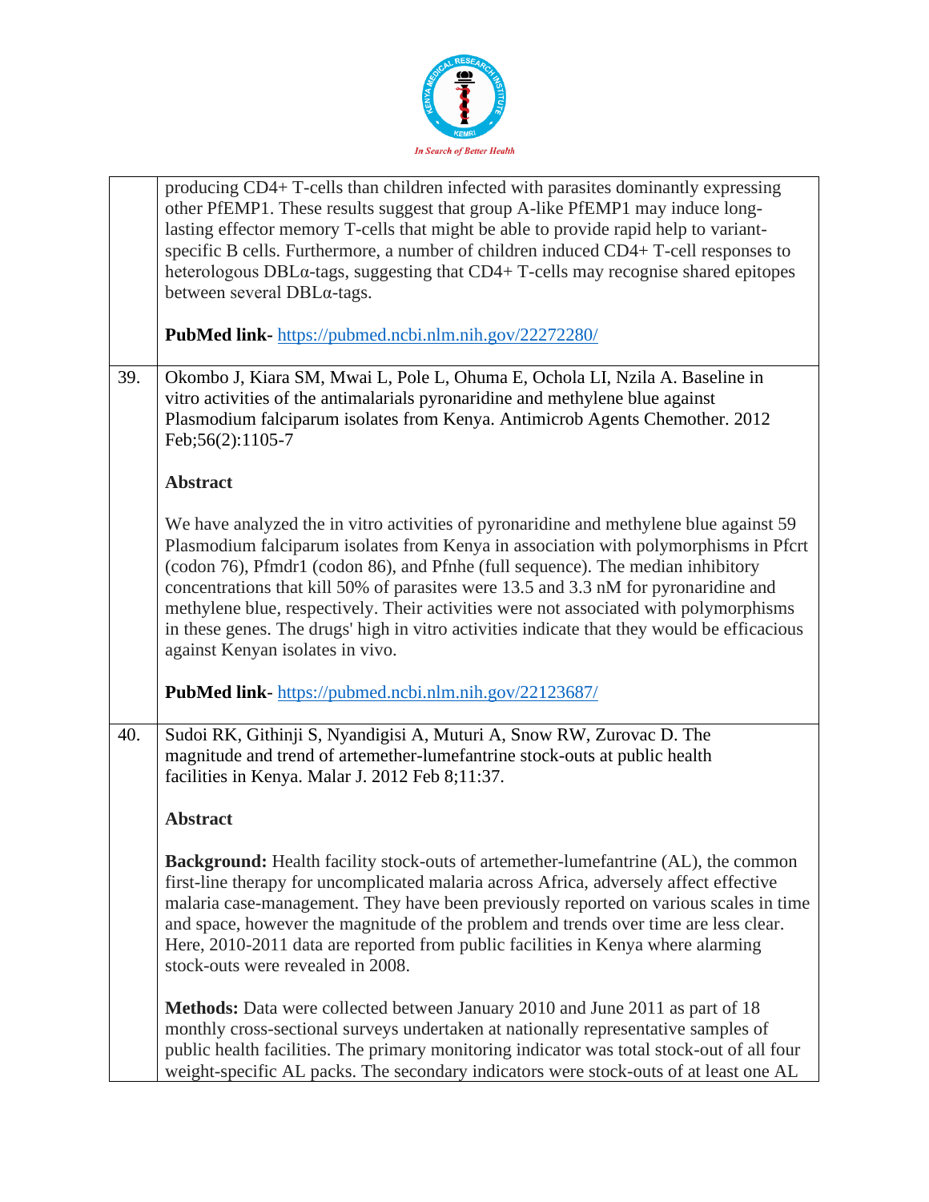| | |
|---|---|
| | producing CD4+ T-cells than children infected with parasites dominantly expressing other PfEMP1. These results suggest that group A-like PfEMP1 may induce long-lasting effector memory T-cells that might be able to provide rapid help to variant-specific B cells. Furthermore, a number of children induced CD4+ T-cell responses to heterologous DBLα-tags, suggesting that CD4+ T-cells may recognise shared epitopes between several DBLα-tags.<br><br>**PubMed link-** https://pubmed.ncbi.nlm.nih.gov/22272280/ |
| 39. | Okombo J, Kiara SM, Mwai L, Pole L, Ohuma E, Ochola LI, Nzila A. Baseline in vitro activities of the antimalarials pyronaridine and methylene blue against Plasmodium falciparum isolates from Kenya. Antimicrob Agents Chemother. 2012 Feb;56(2):1105-7<br><br>**Abstract**<br><br>We have analyzed the in vitro activities of pyronaridine and methylene blue against 59 Plasmodium falciparum isolates from Kenya in association with polymorphisms in Pfcrt (codon 76), Pfmdr1 (codon 86), and Pfnhe (full sequence). The median inhibitory concentrations that kill 50% of parasites were 13.5 and 3.3 nM for pyronaridine and methylene blue, respectively. Their activities were not associated with polymorphisms in these genes. The drugs' high in vitro activities indicate that they would be efficacious against Kenyan isolates in vivo.<br><br>**PubMed link**- https://pubmed.ncbi.nlm.nih.gov/22123687/ |
| 40. | Sudoi RK, Githinji S, Nyandigisi A, Muturi A, Snow RW, Zurovac D. The magnitude and trend of artemether-lumefantrine stock-outs at public health facilities in Kenya. Malar J. 2012 Feb 8;11:37.<br><br>**Abstract**<br><br>**Background:** Health facility stock-outs of artemether-lumefantrine (AL), the common first-line therapy for uncomplicated malaria across Africa, adversely affect effective malaria case-management. They have been previously reported on various scales in time and space, however the magnitude of the problem and trends over time are less clear. Here, 2010-2011 data are reported from public facilities in Kenya where alarming stock-outs were revealed in 2008.<br><br>**Methods:** Data were collected between January 2010 and June 2011 as part of 18 monthly cross-sectional surveys undertaken at nationally representative samples of public health facilities. The primary monitoring indicator was total stock-out of all four weight-specific AL packs. The secondary indicators were stock-outs of at least one AL |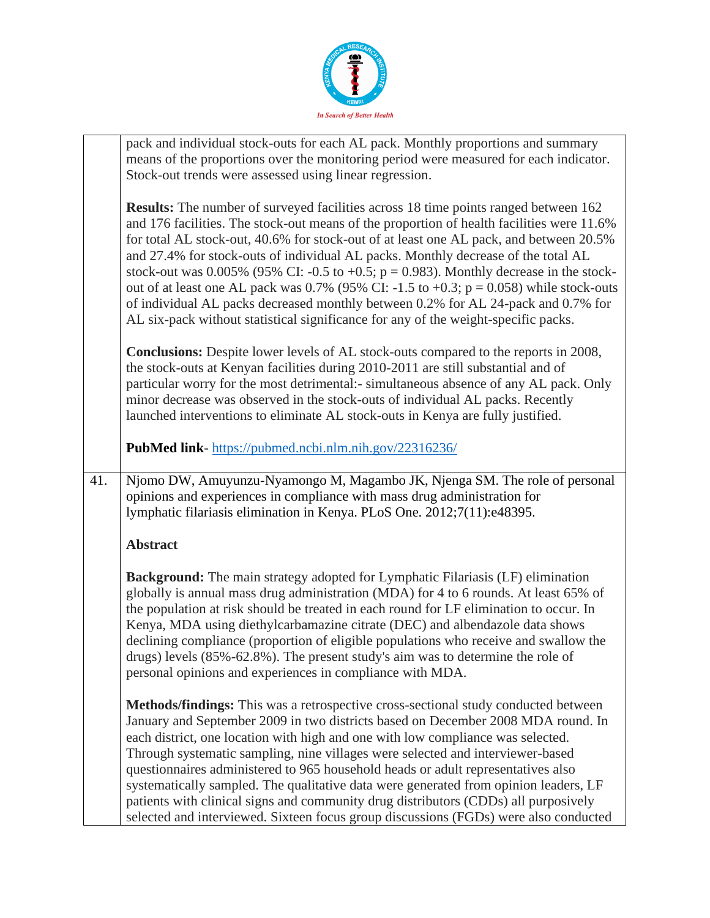|  |  |
|---|---|
|  | pack and individual stock-outs for each AL pack. Monthly proportions and summary means of the proportions over the monitoring period were measured for each indicator. Stock-out trends were assessed using linear regression.<br><br>**Results:** The number of surveyed facilities across 18 time points ranged between 162 and 176 facilities. The stock-out means of the proportion of health facilities were 11.6% for total AL stock-out, 40.6% for stock-out of at least one AL pack, and between 20.5% and 27.4% for stock-outs of individual AL packs. Monthly decrease of the total AL stock-out was 0.005% (95% CI: -0.5 to +0.5; p = 0.983). Monthly decrease in the stock-out of at least one AL pack was 0.7% (95% CI: -1.5 to +0.3; p = 0.058) while stock-outs of individual AL packs decreased monthly between 0.2% for AL 24-pack and 0.7% for AL six-pack without statistical significance for any of the weight-specific packs.<br><br>**Conclusions:** Despite lower levels of AL stock-outs compared to the reports in 2008, the stock-outs at Kenyan facilities during 2010-2011 are still substantial and of particular worry for the most detrimental:- simultaneous absence of any AL pack. Only minor decrease was observed in the stock-outs of individual AL packs. Recently launched interventions to eliminate AL stock-outs in Kenya are fully justified.<br><br>**PubMed link**- https://pubmed.ncbi.nlm.nih.gov/22316236/ |
| 41. | Njomo DW, Amuyunzu-Nyamongo M, Magambo JK, Njenga SM. The role of personal opinions and experiences in compliance with mass drug administration for lymphatic filariasis elimination in Kenya. PLoS One. 2012;7(11):e48395.<br><br>**Abstract**<br><br>**Background:** The main strategy adopted for Lymphatic Filariasis (LF) elimination globally is annual mass drug administration (MDA) for 4 to 6 rounds. At least 65% of the population at risk should be treated in each round for LF elimination to occur. In Kenya, MDA using diethylcarbamazine citrate (DEC) and albendazole data shows declining compliance (proportion of eligible populations who receive and swallow the drugs) levels (85%-62.8%). The present study's aim was to determine the role of personal opinions and experiences in compliance with MDA.<br><br>**Methods/findings:** This was a retrospective cross-sectional study conducted between January and September 2009 in two districts based on December 2008 MDA round. In each district, one location with high and one with low compliance was selected. Through systematic sampling, nine villages were selected and interviewer-based questionnaires administered to 965 household heads or adult representatives also systematically sampled. The qualitative data were generated from opinion leaders, LF patients with clinical signs and community drug distributors (CDDs) all purposively selected and interviewed. Sixteen focus group discussions (FGDs) were also conducted |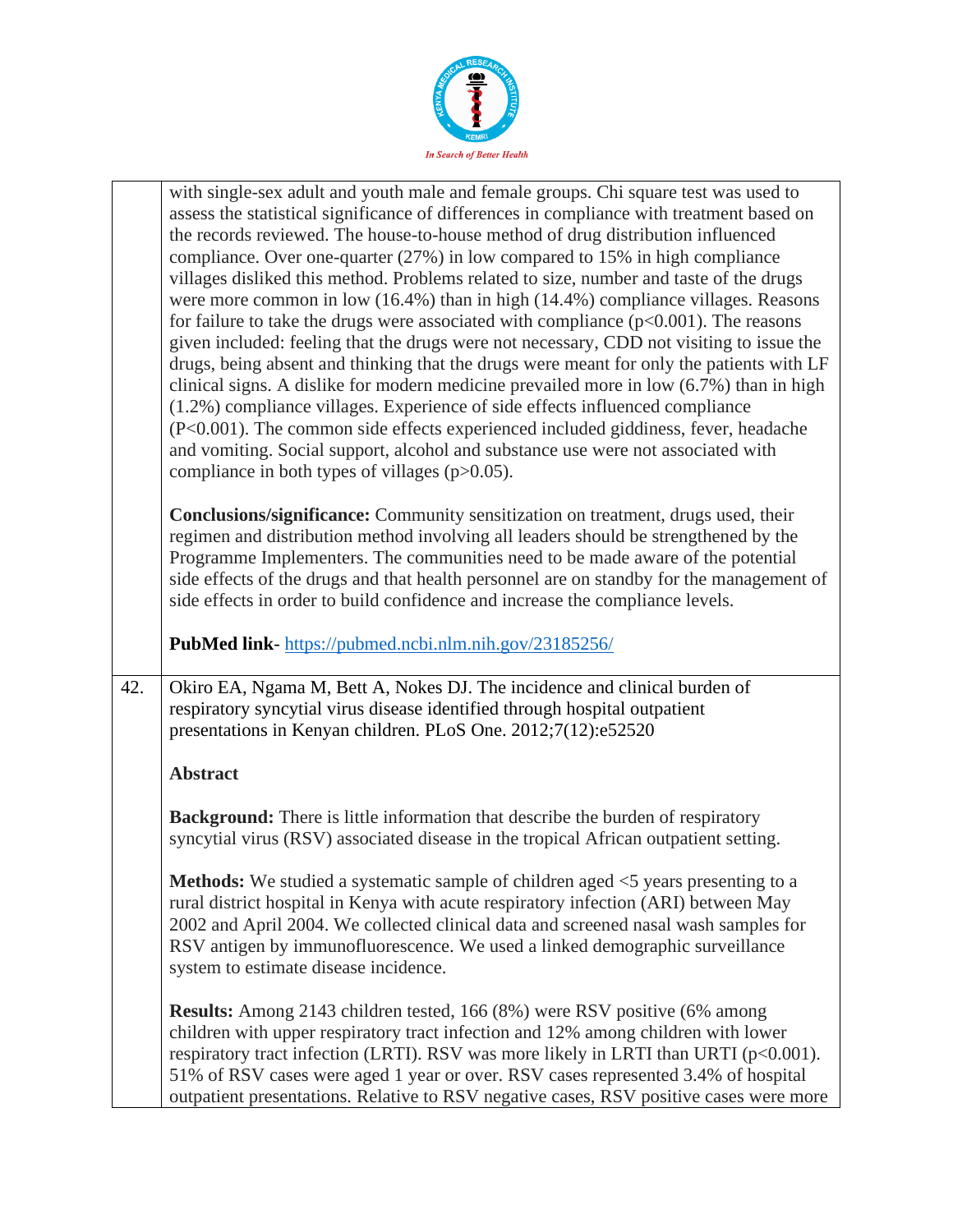| | |
|---|---|
| | with single-sex adult and youth male and female groups. Chi square test was used to assess the statistical significance of differences in compliance with treatment based on the records reviewed. The house-to-house method of drug distribution influenced compliance. Over one-quarter (27%) in low compared to 15% in high compliance villages disliked this method. Problems related to size, number and taste of the drugs were more common in low (16.4%) than in high (14.4%) compliance villages. Reasons for failure to take the drugs were associated with compliance ($p<0.001$). The reasons given included: feeling that the drugs were not necessary, CDD not visiting to issue the drugs, being absent and thinking that the drugs were meant for only the patients with LF clinical signs. A dislike for modern medicine prevailed more in low (6.7%) than in high (1.2%) compliance villages. Experience of side effects influenced compliance ($P<0.001$). The common side effects experienced included giddiness, fever, headache and vomiting. Social support, alcohol and substance use were not associated with compliance in both types of villages ($p>0.05$).<br><br>**Conclusions/significance:** Community sensitization on treatment, drugs used, their regimen and distribution method involving all leaders should be strengthened by the Programme Implementers. The communities need to be made aware of the potential side effects of the drugs and that health personnel are on standby for the management of side effects in order to build confidence and increase the compliance levels.<br><br>**PubMed link**- https://pubmed.ncbi.nlm.nih.gov/23185256/ |
| 42. | Okiro EA, Ngama M, Bett A, Nokes DJ. The incidence and clinical burden of respiratory syncytial virus disease identified through hospital outpatient presentations in Kenyan children. PLoS One. 2012;7(12):e52520<br><br>**Abstract**<br><br>**Background:** There is little information that describe the burden of respiratory syncytial virus (RSV) associated disease in the tropical African outpatient setting.<br><br>**Methods:** We studied a systematic sample of children aged <5 years presenting to a rural district hospital in Kenya with acute respiratory infection (ARI) between May 2002 and April 2004. We collected clinical data and screened nasal wash samples for RSV antigen by immunofluorescence. We used a linked demographic surveillance system to estimate disease incidence.<br><br>**Results:** Among 2143 children tested, 166 (8%) were RSV positive (6% among children with upper respiratory tract infection and 12% among children with lower respiratory tract infection (LRTI). RSV was more likely in LRTI than URTI ($p<0.001$). 51% of RSV cases were aged 1 year or over. RSV cases represented 3.4% of hospital outpatient presentations. Relative to RSV negative cases, RSV positive cases were more |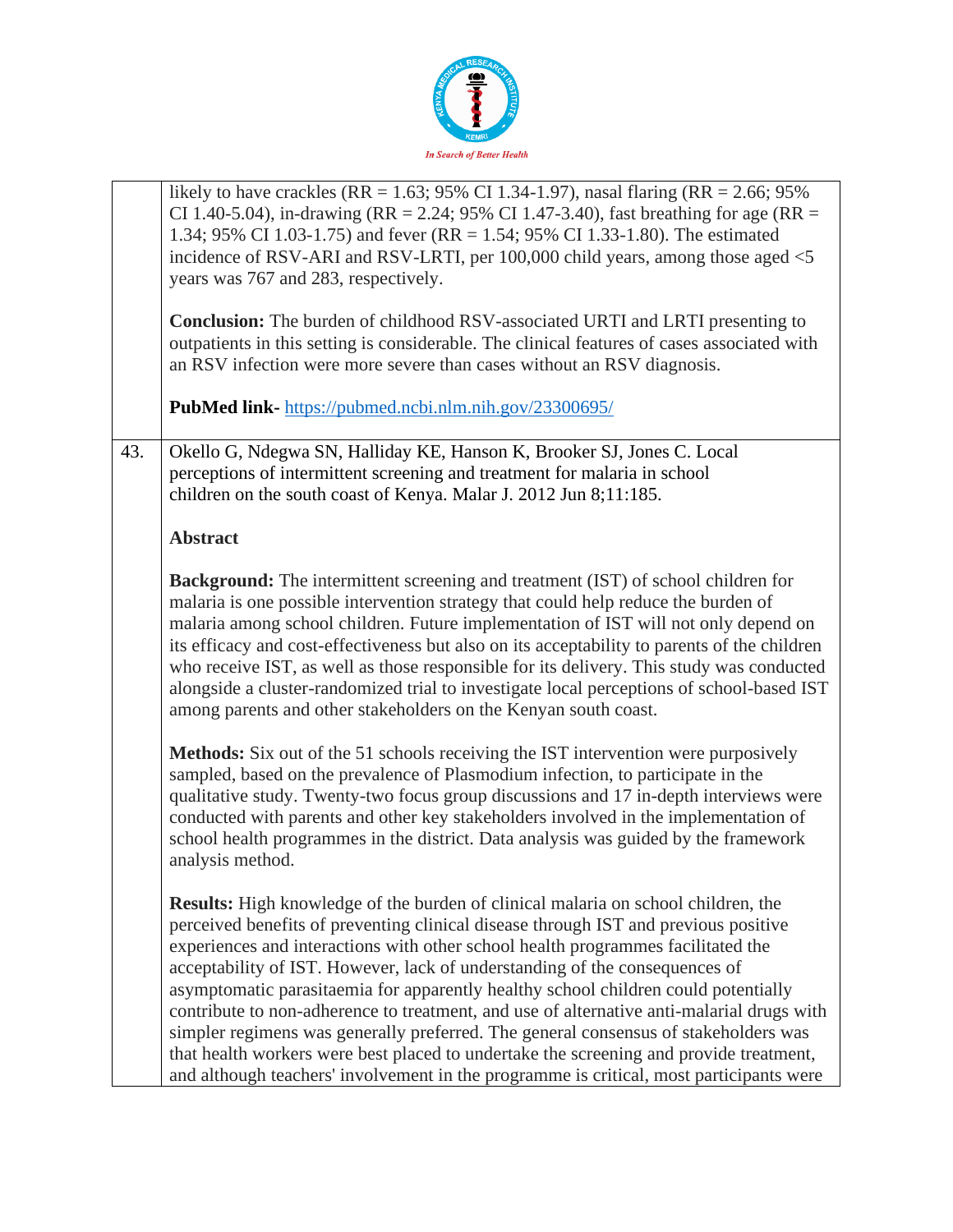likely to have crackles (RR = 1.63; 95% CI 1.34-1.97), nasal flaring (RR = 2.66; 95% CI 1.40-5.04), in-drawing (RR = 2.24; 95% CI 1.47-3.40), fast breathing for age (RR = 1.34; 95% CI 1.03-1.75) and fever (RR = 1.54; 95% CI 1.33-1.80). The estimated incidence of RSV-ARI and RSV-LRTI, per 100,000 child years, among those aged <5 years was 767 and 283, respectively.

**Conclusion:** The burden of childhood RSV-associated URTI and LRTI presenting to outpatients in this setting is considerable. The clinical features of cases associated with an RSV infection were more severe than cases without an RSV diagnosis.

**PubMed link-** https://pubmed.ncbi.nlm.nih.gov/23300695/

43. Okello G, Ndegwa SN, Halliday KE, Hanson K, Brooker SJ, Jones C. Local perceptions of intermittent screening and treatment for malaria in school children on the south coast of Kenya. Malar J. 2012 Jun 8;11:185.

**Abstract**

**Background:** The intermittent screening and treatment (IST) of school children for malaria is one possible intervention strategy that could help reduce the burden of malaria among school children. Future implementation of IST will not only depend on its efficacy and cost-effectiveness but also on its acceptability to parents of the children who receive IST, as well as those responsible for its delivery. This study was conducted alongside a cluster-randomized trial to investigate local perceptions of school-based IST among parents and other stakeholders on the Kenyan south coast.

**Methods:** Six out of the 51 schools receiving the IST intervention were purposively sampled, based on the prevalence of Plasmodium infection, to participate in the qualitative study. Twenty-two focus group discussions and 17 in-depth interviews were conducted with parents and other key stakeholders involved in the implementation of school health programmes in the district. Data analysis was guided by the framework analysis method.

**Results:** High knowledge of the burden of clinical malaria on school children, the perceived benefits of preventing clinical disease through IST and previous positive experiences and interactions with other school health programmes facilitated the acceptability of IST. However, lack of understanding of the consequences of asymptomatic parasitaemia for apparently healthy school children could potentially contribute to non-adherence to treatment, and use of alternative anti-malarial drugs with simpler regimens was generally preferred. The general consensus of stakeholders was that health workers were best placed to undertake the screening and provide treatment, and although teachers' involvement in the programme is critical, most participants were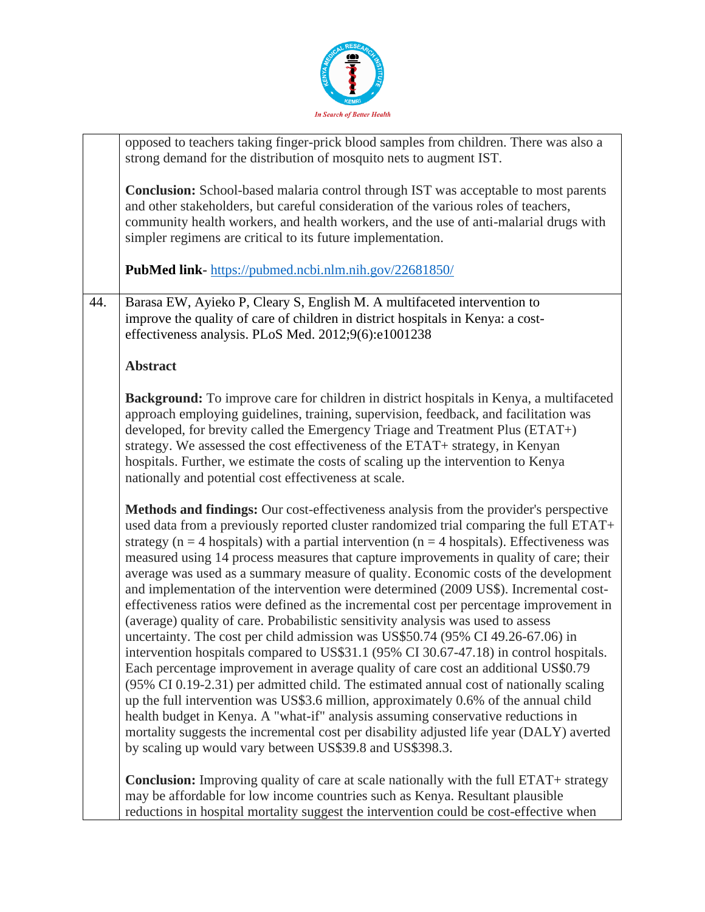opposed to teachers taking finger-prick blood samples from children. There was also a strong demand for the distribution of mosquito nets to augment IST.

**Conclusion:** School-based malaria control through IST was acceptable to most parents and other stakeholders, but careful consideration of the various roles of teachers, community health workers, and health workers, and the use of anti-malarial drugs with simpler regimens are critical to its future implementation.

**PubMed link**- https://pubmed.ncbi.nlm.nih.gov/22681850/

44. Barasa EW, Ayieko P, Cleary S, English M. A multifaceted intervention to improve the quality of care of children in district hospitals in Kenya: a cost-effectiveness analysis. PLoS Med. 2012;9(6):e1001238

**Abstract**

**Background:** To improve care for children in district hospitals in Kenya, a multifaceted approach employing guidelines, training, supervision, feedback, and facilitation was developed, for brevity called the Emergency Triage and Treatment Plus (ETAT+) strategy. We assessed the cost effectiveness of the ETAT+ strategy, in Kenyan hospitals. Further, we estimate the costs of scaling up the intervention to Kenya nationally and potential cost effectiveness at scale.

**Methods and findings:** Our cost-effectiveness analysis from the provider's perspective used data from a previously reported cluster randomized trial comparing the full ETAT+ strategy (n = 4 hospitals) with a partial intervention (n = 4 hospitals). Effectiveness was measured using 14 process measures that capture improvements in quality of care; their average was used as a summary measure of quality. Economic costs of the development and implementation of the intervention were determined (2009 US$). Incremental cost-effectiveness ratios were defined as the incremental cost per percentage improvement in (average) quality of care. Probabilistic sensitivity analysis was used to assess uncertainty. The cost per child admission was US$50.74 (95% CI 49.26-67.06) in intervention hospitals compared to US$31.1 (95% CI 30.67-47.18) in control hospitals. Each percentage improvement in average quality of care cost an additional US$0.79 (95% CI 0.19-2.31) per admitted child. The estimated annual cost of nationally scaling up the full intervention was US$3.6 million, approximately 0.6% of the annual child health budget in Kenya. A "what-if" analysis assuming conservative reductions in mortality suggests the incremental cost per disability adjusted life year (DALY) averted by scaling up would vary between US$39.8 and US$398.3.

**Conclusion:** Improving quality of care at scale nationally with the full ETAT+ strategy may be affordable for low income countries such as Kenya. Resultant plausible reductions in hospital mortality suggest the intervention could be cost-effective when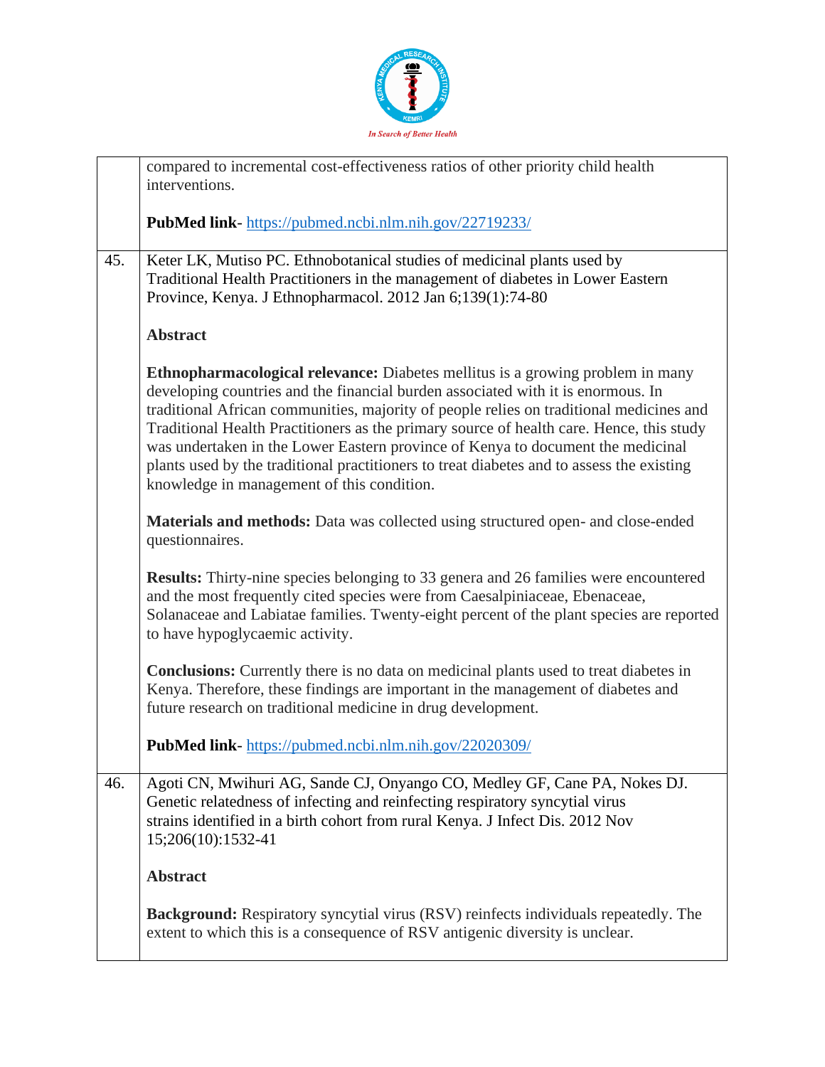| | |
|---|---|
| | compared to incremental cost-effectiveness ratios of other priority child health interventions.<br><br>**PubMed link**- https://pubmed.ncbi.nlm.nih.gov/22719233/ |
| 45. | Keter LK, Mutiso PC. Ethnobotanical studies of medicinal plants used by Traditional Health Practitioners in the management of diabetes in Lower Eastern Province, Kenya. J Ethnopharmacol. 2012 Jan 6;139(1):74-80<br><br>**Abstract**<br><br>**Ethnopharmacological relevance:** Diabetes mellitus is a growing problem in many developing countries and the financial burden associated with it is enormous. In traditional African communities, majority of people relies on traditional medicines and Traditional Health Practitioners as the primary source of health care. Hence, this study was undertaken in the Lower Eastern province of Kenya to document the medicinal plants used by the traditional practitioners to treat diabetes and to assess the existing knowledge in management of this condition.<br><br>**Materials and methods:** Data was collected using structured open- and close-ended questionnaires.<br><br>**Results:** Thirty-nine species belonging to 33 genera and 26 families were encountered and the most frequently cited species were from Caesalpiniaceae, Ebenaceae, Solanaceae and Labiatae families. Twenty-eight percent of the plant species are reported to have hypoglycaemic activity.<br><br>**Conclusions:** Currently there is no data on medicinal plants used to treat diabetes in Kenya. Therefore, these findings are important in the management of diabetes and future research on traditional medicine in drug development.<br><br>**PubMed link**- https://pubmed.ncbi.nlm.nih.gov/22020309/ |
| 46. | Agoti CN, Mwihuri AG, Sande CJ, Onyango CO, Medley GF, Cane PA, Nokes DJ. Genetic relatedness of infecting and reinfecting respiratory syncytial virus strains identified in a birth cohort from rural Kenya. J Infect Dis. 2012 Nov 15;206(10):1532-41<br><br>**Abstract**<br><br>**Background:** Respiratory syncytial virus (RSV) reinfects individuals repeatedly. The extent to which this is a consequence of RSV antigenic diversity is unclear. |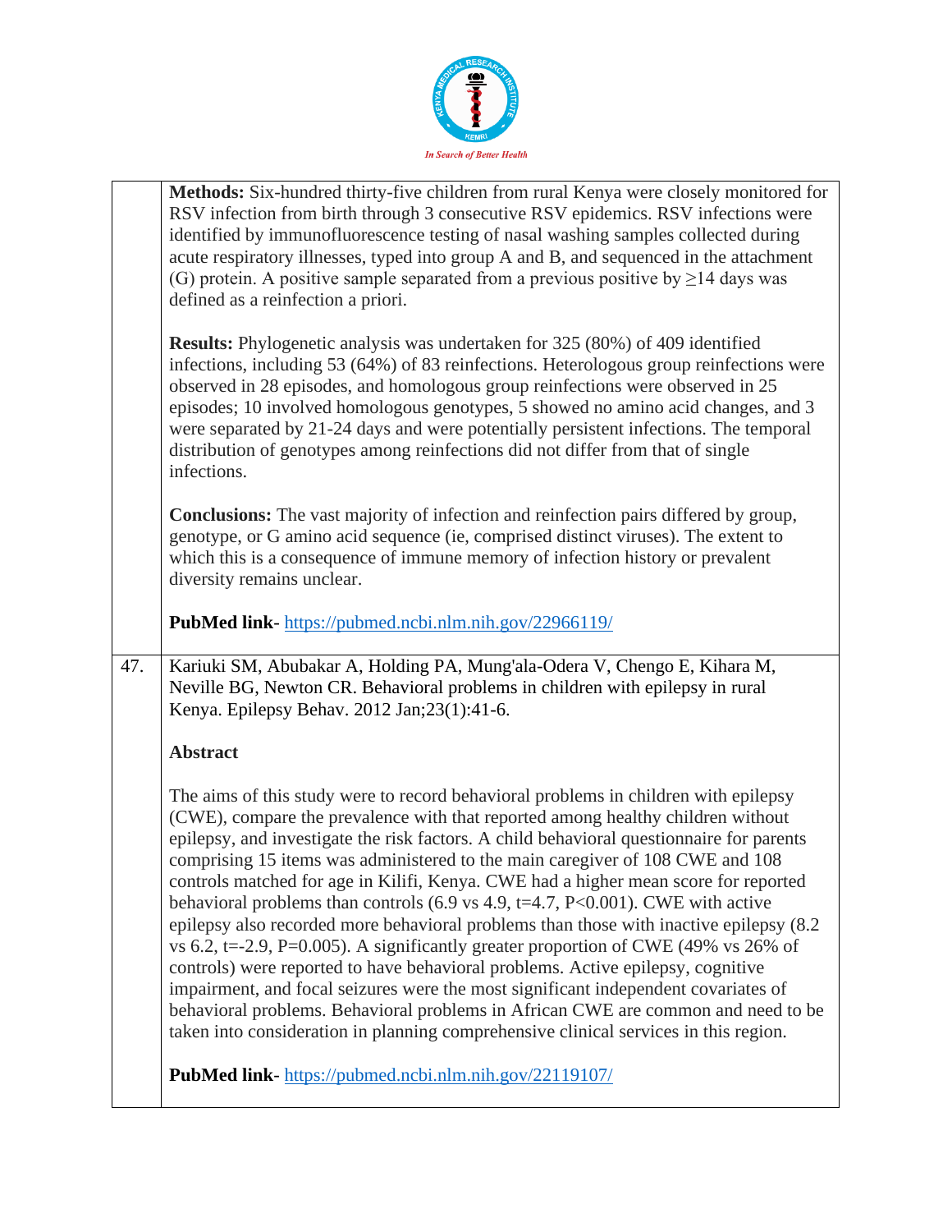| | |
|---|---|
| | **Methods:** Six-hundred thirty-five children from rural Kenya were closely monitored for RSV infection from birth through 3 consecutive RSV epidemics. RSV infections were identified by immunofluorescence testing of nasal washing samples collected during acute respiratory illnesses, typed into group A and B, and sequenced in the attachment (G) protein. A positive sample separated from a previous positive by ≥14 days was defined as a reinfection a priori.<br><br>**Results:** Phylogenetic analysis was undertaken for 325 (80%) of 409 identified infections, including 53 (64%) of 83 reinfections. Heterologous group reinfections were observed in 28 episodes, and homologous group reinfections were observed in 25 episodes; 10 involved homologous genotypes, 5 showed no amino acid changes, and 3 were separated by 21-24 days and were potentially persistent infections. The temporal distribution of genotypes among reinfections did not differ from that of single infections.<br><br>**Conclusions:** The vast majority of infection and reinfection pairs differed by group, genotype, or G amino acid sequence (ie, comprised distinct viruses). The extent to which this is a consequence of immune memory of infection history or prevalent diversity remains unclear.<br><br>**PubMed link**- https://pubmed.ncbi.nlm.nih.gov/22966119/ |
| 47. | Kariuki SM, Abubakar A, Holding PA, Mung'ala-Odera V, Chengo E, Kihara M, Neville BG, Newton CR. Behavioral problems in children with epilepsy in rural Kenya. Epilepsy Behav. 2012 Jan;23(1):41-6.<br><br>**Abstract**<br><br>The aims of this study were to record behavioral problems in children with epilepsy (CWE), compare the prevalence with that reported among healthy children without epilepsy, and investigate the risk factors. A child behavioral questionnaire for parents comprising 15 items was administered to the main caregiver of 108 CWE and 108 controls matched for age in Kilifi, Kenya. CWE had a higher mean score for reported behavioral problems than controls (6.9 vs 4.9, t=4.7, P<0.001). CWE with active epilepsy also recorded more behavioral problems than those with inactive epilepsy (8.2 vs 6.2, t=-2.9, P=0.005). A significantly greater proportion of CWE (49% vs 26% of controls) were reported to have behavioral problems. Active epilepsy, cognitive impairment, and focal seizures were the most significant independent covariates of behavioral problems. Behavioral problems in African CWE are common and need to be taken into consideration in planning comprehensive clinical services in this region.<br><br>**PubMed link**- https://pubmed.ncbi.nlm.nih.gov/22119107/ |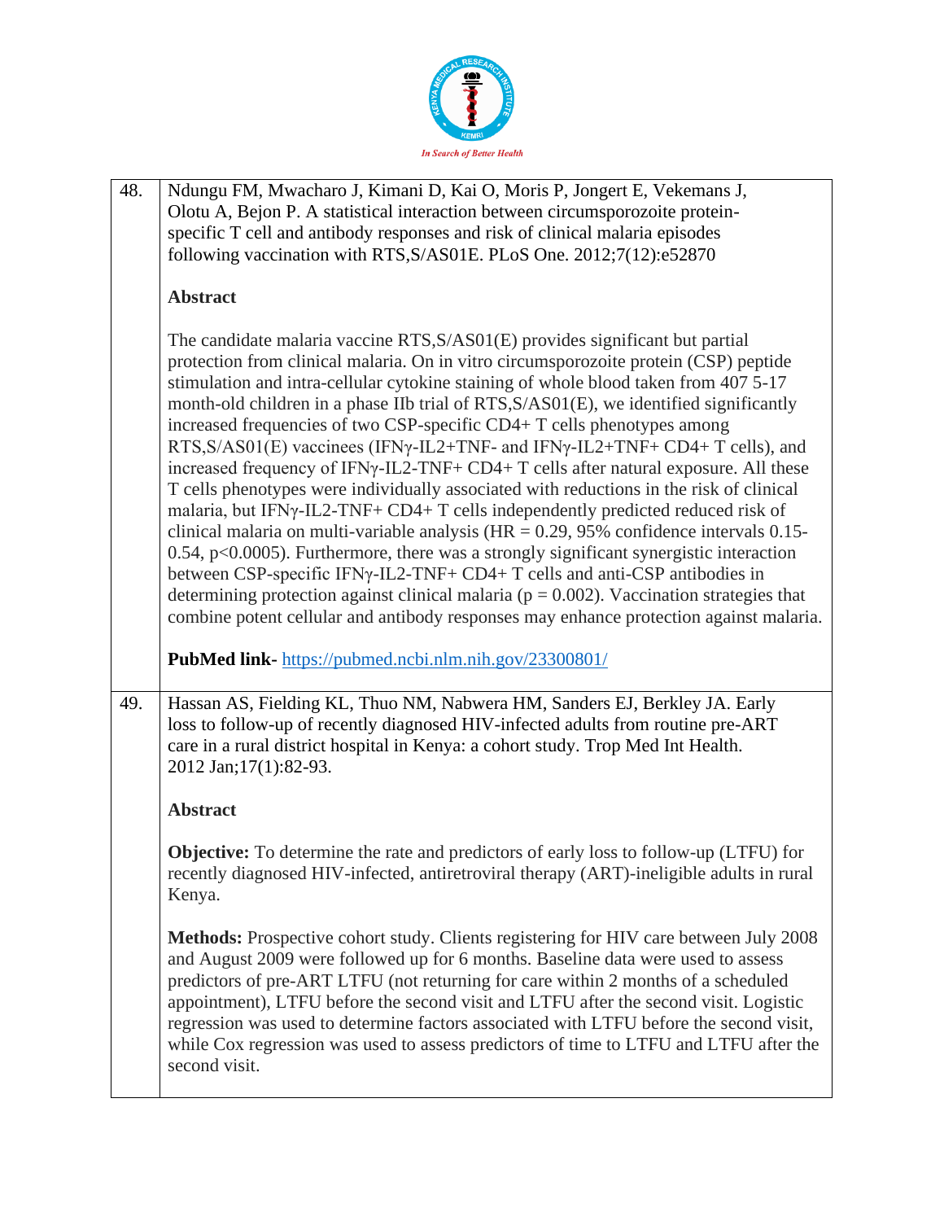| | |
|---|---|
| 48. | Ndungu FM, Mwacharo J, Kimani D, Kai O, Moris P, Jongert E, Vekemans J, Olotu A, Bejon P. A statistical interaction between circumsporozoite protein-specific T cell and antibody responses and risk of clinical malaria episodes following vaccination with RTS,S/AS01E. PLoS One. 2012;7(12):e52870<br><br>**Abstract**<br><br>The candidate malaria vaccine RTS,S/AS01(E) provides significant but partial protection from clinical malaria. On in vitro circumsporozoite protein (CSP) peptide stimulation and intra-cellular cytokine staining of whole blood taken from 407 5-17 month-old children in a phase IIb trial of RTS,S/AS01(E), we identified significantly increased frequencies of two CSP-specific CD4+ T cells phenotypes among RTS,S/AS01(E) vaccinees (IFNγ-IL2+TNF- and IFNγ-IL2+TNF+ CD4+ T cells), and increased frequency of IFNγ-IL2-TNF+ CD4+ T cells after natural exposure. All these T cells phenotypes were individually associated with reductions in the risk of clinical malaria, but IFNγ-IL2-TNF+ CD4+ T cells independently predicted reduced risk of clinical malaria on multi-variable analysis (HR = 0.29, 95% confidence intervals 0.15-0.54, $p<0.0005$). Furthermore, there was a strongly significant synergistic interaction between CSP-specific IFNγ-IL2-TNF+ CD4+ T cells and anti-CSP antibodies in determining protection against clinical malaria ($p = 0.002$). Vaccination strategies that combine potent cellular and antibody responses may enhance protection against malaria.<br><br>**PubMed link-** [https://pubmed.ncbi.nlm.nih.gov/23300801/](https://pubmed.ncbi.nlm.nih.gov/23300801/) |
| 49. | Hassan AS, Fielding KL, Thuo NM, Nabwera HM, Sanders EJ, Berkley JA. Early loss to follow-up of recently diagnosed HIV-infected adults from routine pre-ART care in a rural district hospital in Kenya: a cohort study. Trop Med Int Health. 2012 Jan;17(1):82-93.<br><br>**Abstract**<br><br>**Objective:** To determine the rate and predictors of early loss to follow-up (LTFU) for recently diagnosed HIV-infected, antiretroviral therapy (ART)-ineligible adults in rural Kenya.<br><br>**Methods:** Prospective cohort study. Clients registering for HIV care between July 2008 and August 2009 were followed up for 6 months. Baseline data were used to assess predictors of pre-ART LTFU (not returning for care within 2 months of a scheduled appointment), LTFU before the second visit and LTFU after the second visit. Logistic regression was used to determine factors associated with LTFU before the second visit, while Cox regression was used to assess predictors of time to LTFU and LTFU after the second visit. |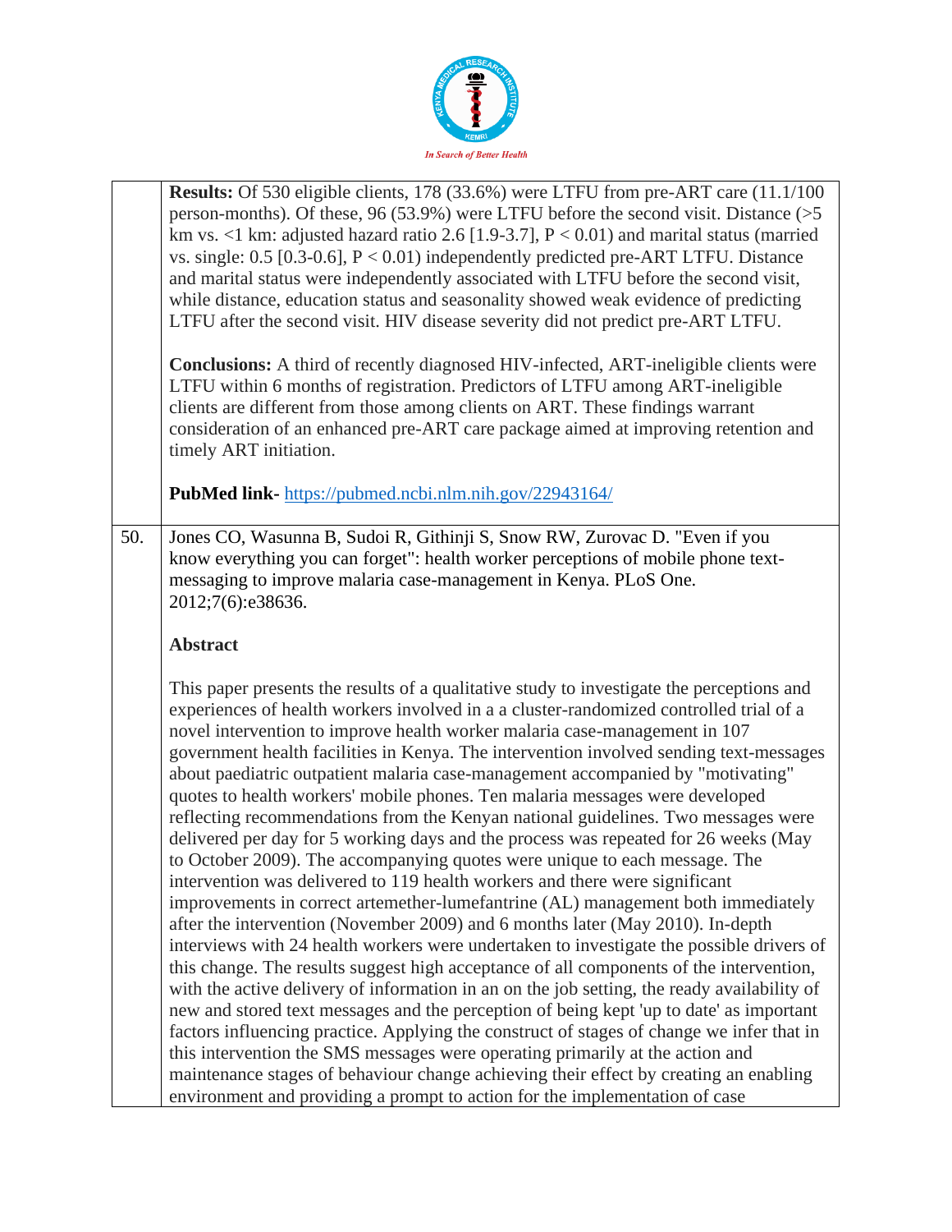**Results:** Of 530 eligible clients, 178 (33.6%) were LTFU from pre-ART care (11.1/100 person-months). Of these, 96 (53.9%) were LTFU before the second visit. Distance (>5 km vs. <1 km: adjusted hazard ratio 2.6 [1.9-3.7], P < 0.01) and marital status (married vs. single: 0.5 [0.3-0.6], P < 0.01) independently predicted pre-ART LTFU. Distance and marital status were independently associated with LTFU before the second visit, while distance, education status and seasonality showed weak evidence of predicting LTFU after the second visit. HIV disease severity did not predict pre-ART LTFU.

**Conclusions:** A third of recently diagnosed HIV-infected, ART-ineligible clients were LTFU within 6 months of registration. Predictors of LTFU among ART-ineligible clients are different from those among clients on ART. These findings warrant consideration of an enhanced pre-ART care package aimed at improving retention and timely ART initiation.

**PubMed link-** https://pubmed.ncbi.nlm.nih.gov/22943164/

50. Jones CO, Wasunna B, Sudoi R, Githinji S, Snow RW, Zurovac D. "Even if you know everything you can forget": health worker perceptions of mobile phone text-messaging to improve malaria case-management in Kenya. PLoS One. 2012;7(6):e38636.

**Abstract**

This paper presents the results of a qualitative study to investigate the perceptions and experiences of health workers involved in a a cluster-randomized controlled trial of a novel intervention to improve health worker malaria case-management in 107 government health facilities in Kenya. The intervention involved sending text-messages about paediatric outpatient malaria case-management accompanied by "motivating" quotes to health workers' mobile phones. Ten malaria messages were developed reflecting recommendations from the Kenyan national guidelines. Two messages were delivered per day for 5 working days and the process was repeated for 26 weeks (May to October 2009). The accompanying quotes were unique to each message. The intervention was delivered to 119 health workers and there were significant improvements in correct artemether-lumefantrine (AL) management both immediately after the intervention (November 2009) and 6 months later (May 2010). In-depth interviews with 24 health workers were undertaken to investigate the possible drivers of this change. The results suggest high acceptance of all components of the intervention, with the active delivery of information in an on the job setting, the ready availability of new and stored text messages and the perception of being kept 'up to date' as important factors influencing practice. Applying the construct of stages of change we infer that in this intervention the SMS messages were operating primarily at the action and maintenance stages of behaviour change achieving their effect by creating an enabling environment and providing a prompt to action for the implementation of case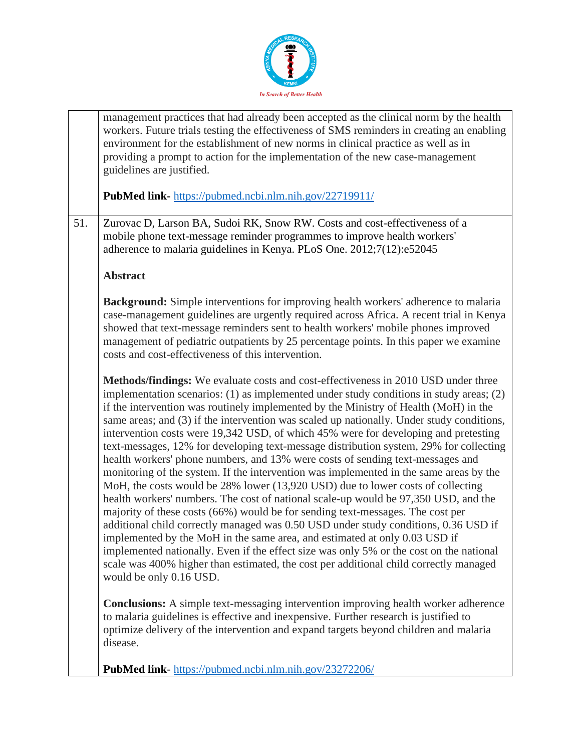management practices that had already been accepted as the clinical norm by the health workers. Future trials testing the effectiveness of SMS reminders in creating an enabling environment for the establishment of new norms in clinical practice as well as in providing a prompt to action for the implementation of the new case-management guidelines are justified.

**PubMed link-** https://pubmed.ncbi.nlm.nih.gov/22719911/

51. Zurovac D, Larson BA, Sudoi RK, Snow RW. Costs and cost-effectiveness of a mobile phone text-message reminder programmes to improve health workers' adherence to malaria guidelines in Kenya. PLoS One. 2012;7(12):e52045

**Abstract**

**Background:** Simple interventions for improving health workers' adherence to malaria case-management guidelines are urgently required across Africa. A recent trial in Kenya showed that text-message reminders sent to health workers' mobile phones improved management of pediatric outpatients by 25 percentage points. In this paper we examine costs and cost-effectiveness of this intervention.

**Methods/findings:** We evaluate costs and cost-effectiveness in 2010 USD under three implementation scenarios: (1) as implemented under study conditions in study areas; (2) if the intervention was routinely implemented by the Ministry of Health (MoH) in the same areas; and (3) if the intervention was scaled up nationally. Under study conditions, intervention costs were 19,342 USD, of which 45% were for developing and pretesting text-messages, 12% for developing text-message distribution system, 29% for collecting health workers' phone numbers, and 13% were costs of sending text-messages and monitoring of the system. If the intervention was implemented in the same areas by the MoH, the costs would be 28% lower (13,920 USD) due to lower costs of collecting health workers' numbers. The cost of national scale-up would be 97,350 USD, and the majority of these costs (66%) would be for sending text-messages. The cost per additional child correctly managed was 0.50 USD under study conditions, 0.36 USD if implemented by the MoH in the same area, and estimated at only 0.03 USD if implemented nationally. Even if the effect size was only 5% or the cost on the national scale was 400% higher than estimated, the cost per additional child correctly managed would be only 0.16 USD.

**Conclusions:** A simple text-messaging intervention improving health worker adherence to malaria guidelines is effective and inexpensive. Further research is justified to optimize delivery of the intervention and expand targets beyond children and malaria disease.

**PubMed link-** https://pubmed.ncbi.nlm.nih.gov/23272206/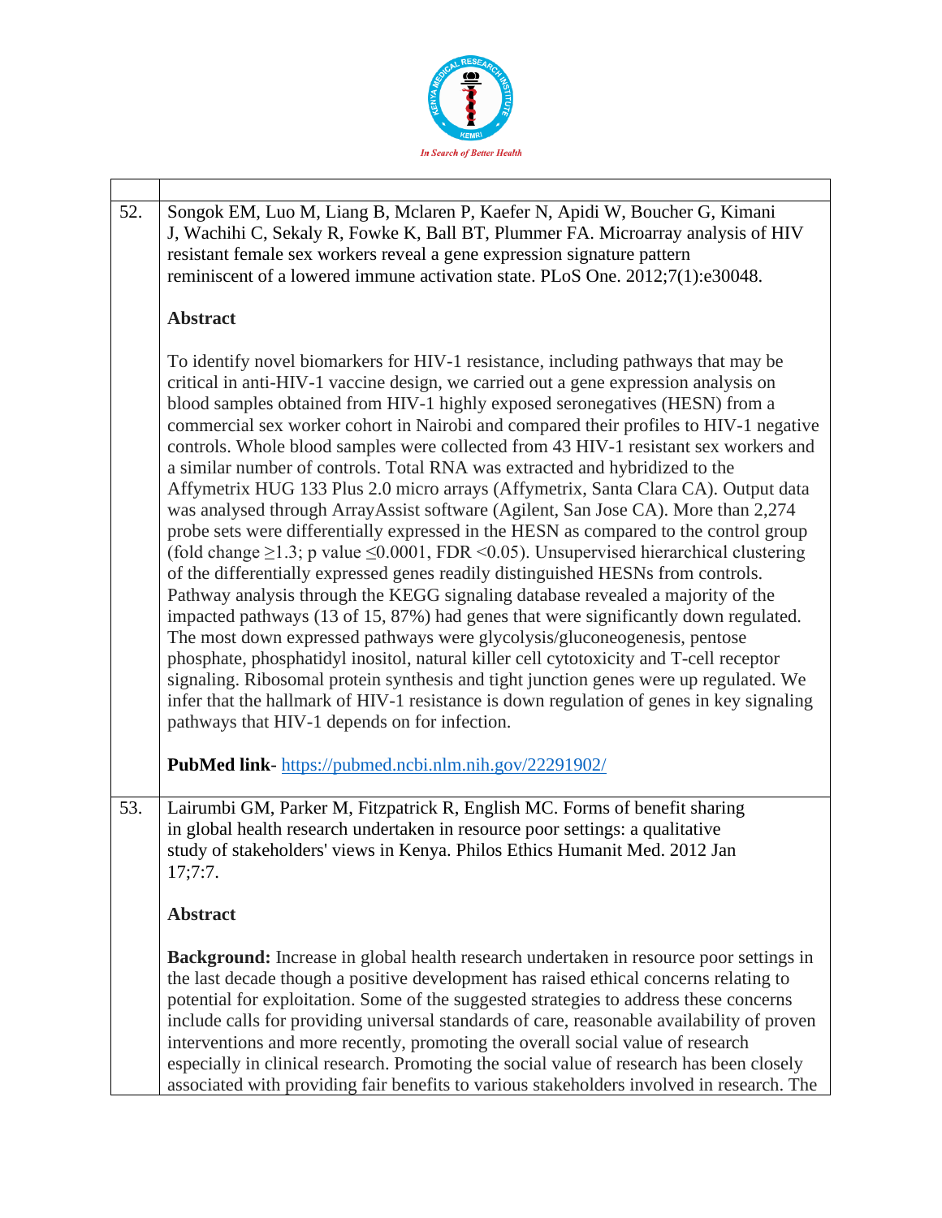| | |
|---|---|
| 52. | Songok EM, Luo M, Liang B, Mclaren P, Kaefer N, Apidi W, Boucher G, Kimani J, Wachihi C, Sekaly R, Fowke K, Ball BT, Plummer FA. Microarray analysis of HIV resistant female sex workers reveal a gene expression signature pattern reminiscent of a lowered immune activation state. PLoS One. 2012;7(1):e30048.<br><br>**Abstract**<br><br>To identify novel biomarkers for HIV-1 resistance, including pathways that may be critical in anti-HIV-1 vaccine design, we carried out a gene expression analysis on blood samples obtained from HIV-1 highly exposed seronegatives (HESN) from a commercial sex worker cohort in Nairobi and compared their profiles to HIV-1 negative controls. Whole blood samples were collected from 43 HIV-1 resistant sex workers and a similar number of controls. Total RNA was extracted and hybridized to the Affymetrix HUG 133 Plus 2.0 micro arrays (Affymetrix, Santa Clara CA). Output data was analysed through ArrayAssist software (Agilent, San Jose CA). More than 2,274 probe sets were differentially expressed in the HESN as compared to the control group (fold change ≥1.3; p value ≤0.0001, FDR <0.05). Unsupervised hierarchical clustering of the differentially expressed genes readily distinguished HESNs from controls. Pathway analysis through the KEGG signaling database revealed a majority of the impacted pathways (13 of 15, 87%) had genes that were significantly down regulated. The most down expressed pathways were glycolysis/gluconeogenesis, pentose phosphate, phosphatidyl inositol, natural killer cell cytotoxicity and T-cell receptor signaling. Ribosomal protein synthesis and tight junction genes were up regulated. We infer that the hallmark of HIV-1 resistance is down regulation of genes in key signaling pathways that HIV-1 depends on for infection.<br><br>**PubMed link**- https://pubmed.ncbi.nlm.nih.gov/22291902/ |
| 53. | Lairumbi GM, Parker M, Fitzpatrick R, English MC. Forms of benefit sharing in global health research undertaken in resource poor settings: a qualitative study of stakeholders' views in Kenya. Philos Ethics Humanit Med. 2012 Jan 17;7:7.<br><br>**Abstract**<br><br>**Background:** Increase in global health research undertaken in resource poor settings in the last decade though a positive development has raised ethical concerns relating to potential for exploitation. Some of the suggested strategies to address these concerns include calls for providing universal standards of care, reasonable availability of proven interventions and more recently, promoting the overall social value of research especially in clinical research. Promoting the social value of research has been closely associated with providing fair benefits to various stakeholders involved in research. The |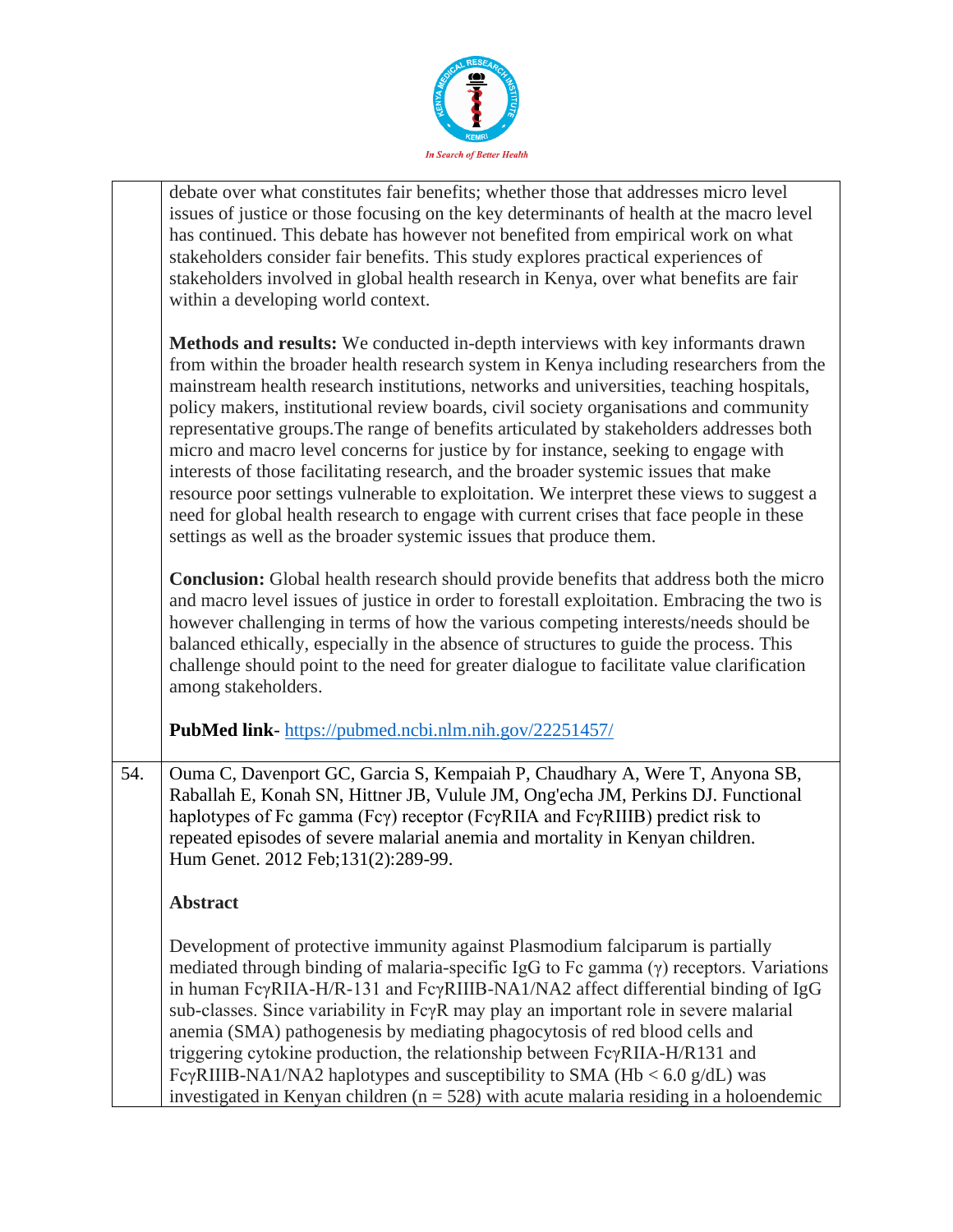debate over what constitutes fair benefits; whether those that addresses micro level issues of justice or those focusing on the key determinants of health at the macro level has continued. This debate has however not benefited from empirical work on what stakeholders consider fair benefits. This study explores practical experiences of stakeholders involved in global health research in Kenya, over what benefits are fair within a developing world context.

**Methods and results:** We conducted in-depth interviews with key informants drawn from within the broader health research system in Kenya including researchers from the mainstream health research institutions, networks and universities, teaching hospitals, policy makers, institutional review boards, civil society organisations and community representative groups.The range of benefits articulated by stakeholders addresses both micro and macro level concerns for justice by for instance, seeking to engage with interests of those facilitating research, and the broader systemic issues that make resource poor settings vulnerable to exploitation. We interpret these views to suggest a need for global health research to engage with current crises that face people in these settings as well as the broader systemic issues that produce them.

**Conclusion:** Global health research should provide benefits that address both the micro and macro level issues of justice in order to forestall exploitation. Embracing the two is however challenging in terms of how the various competing interests/needs should be balanced ethically, especially in the absence of structures to guide the process. This challenge should point to the need for greater dialogue to facilitate value clarification among stakeholders.

**PubMed link-** https://pubmed.ncbi.nlm.nih.gov/22251457/

54. Ouma C, Davenport GC, Garcia S, Kempaiah P, Chaudhary A, Were T, Anyona SB, Raballah E, Konah SN, Hittner JB, Vulule JM, Ong'echa JM, Perkins DJ. Functional haplotypes of Fc gamma (Fcγ) receptor (FcγRIIA and FcγRIIIB) predict risk to repeated episodes of severe malarial anemia and mortality in Kenyan children. Hum Genet. 2012 Feb;131(2):289-99.

**Abstract**

Development of protective immunity against Plasmodium falciparum is partially mediated through binding of malaria-specific IgG to Fc gamma (γ) receptors. Variations in human FcγRIIA-H/R-131 and FcγRIIIB-NA1/NA2 affect differential binding of IgG sub-classes. Since variability in FcγR may play an important role in severe malarial anemia (SMA) pathogenesis by mediating phagocytosis of red blood cells and triggering cytokine production, the relationship between FcγRIIA-H/R131 and FcγRIIIB-NA1/NA2 haplotypes and susceptibility to SMA (Hb $< 6.0$ g/dL) was investigated in Kenyan children ($n = 528$) with acute malaria residing in a holoendemic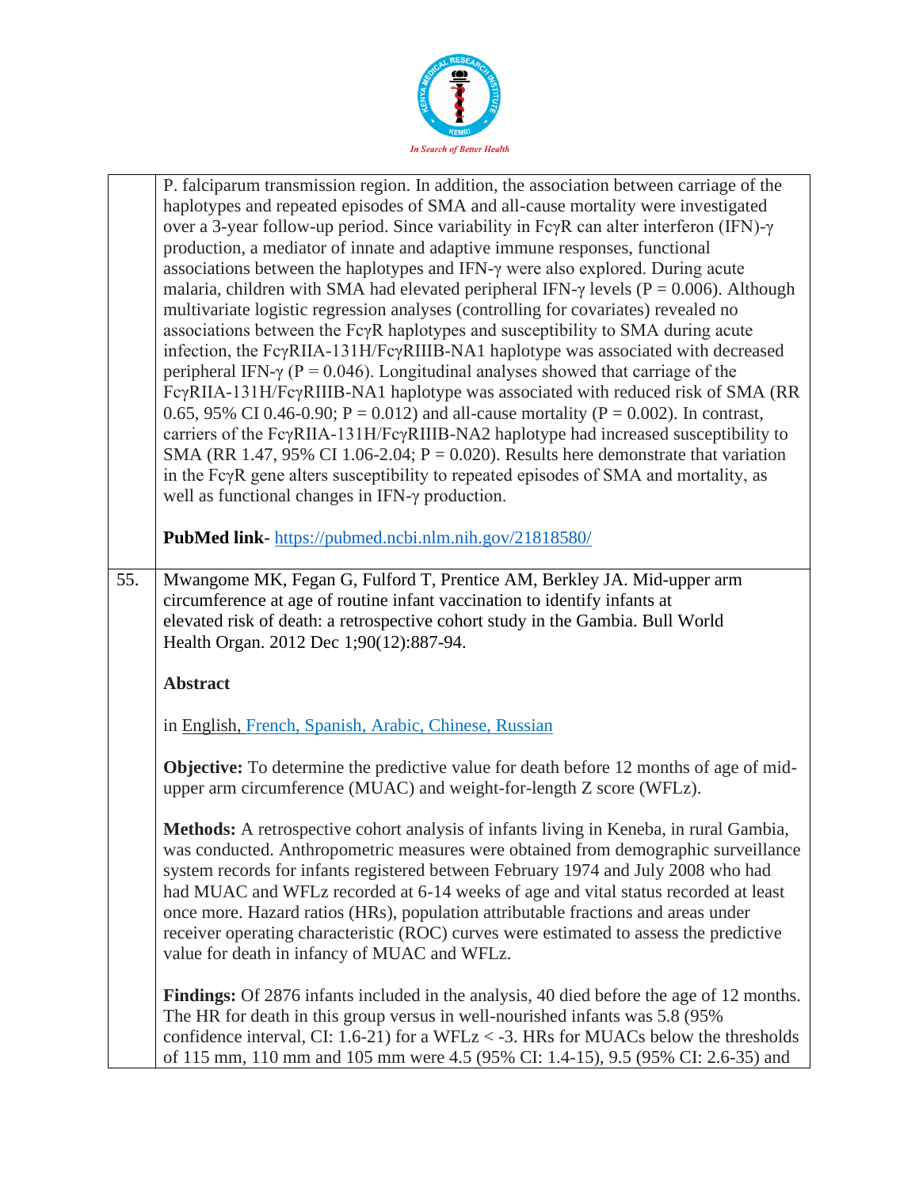P. falciparum transmission region. In addition, the association between carriage of the haplotypes and repeated episodes of SMA and all-cause mortality were investigated over a 3-year follow-up period. Since variability in FcγR can alter interferon (IFN)-γ production, a mediator of innate and adaptive immune responses, functional associations between the haplotypes and IFN-γ were also explored. During acute malaria, children with SMA had elevated peripheral IFN-γ levels (P = 0.006). Although multivariate logistic regression analyses (controlling for covariates) revealed no associations between the FcγR haplotypes and susceptibility to SMA during acute infection, the FcγRIIA-131H/FcγRIIIB-NA1 haplotype was associated with decreased peripheral IFN-γ (P = 0.046). Longitudinal analyses showed that carriage of the FcγRIIA-131H/FcγRIIIB-NA1 haplotype was associated with reduced risk of SMA (RR 0.65, 95% CI 0.46-0.90; P = 0.012) and all-cause mortality (P = 0.002). In contrast, carriers of the FcγRIIA-131H/FcγRIIIB-NA2 haplotype had increased susceptibility to SMA (RR 1.47, 95% CI 1.06-2.04; P = 0.020). Results here demonstrate that variation in the FcγR gene alters susceptibility to repeated episodes of SMA and mortality, as well as functional changes in IFN-γ production.

**PubMed link**- https://pubmed.ncbi.nlm.nih.gov/21818580/

55. Mwangome MK, Fegan G, Fulford T, Prentice AM, Berkley JA. Mid-upper arm circumference at age of routine infant vaccination to identify infants at elevated risk of death: a retrospective cohort study in the Gambia. Bull World Health Organ. 2012 Dec 1;90(12):887-94.

**Abstract**

in English, French, Spanish, Arabic, Chinese, Russian

**Objective:** To determine the predictive value for death before 12 months of age of mid-upper arm circumference (MUAC) and weight-for-length Z score (WFLz).

**Methods:** A retrospective cohort analysis of infants living in Keneba, in rural Gambia, was conducted. Anthropometric measures were obtained from demographic surveillance system records for infants registered between February 1974 and July 2008 who had MUAC and WFLz recorded at 6-14 weeks of age and vital status recorded at least once more. Hazard ratios (HRs), population attributable fractions and areas under receiver operating characteristic (ROC) curves were estimated to assess the predictive value for death in infancy of MUAC and WFLz.

**Findings:** Of 2876 infants included in the analysis, 40 died before the age of 12 months. The HR for death in this group versus in well-nourished infants was 5.8 (95% confidence interval, CI: 1.6-21) for a WFLz < -3. HRs for MUACs below the thresholds of 115 mm, 110 mm and 105 mm were 4.5 (95% CI: 1.4-15), 9.5 (95% CI: 2.6-35) and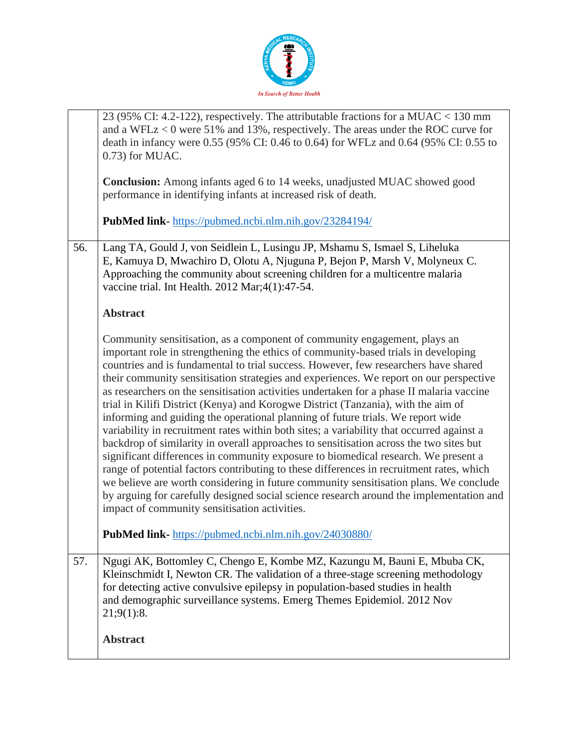| | |
|---|---|
| | 23 (95% CI: 4.2-122), respectively. The attributable fractions for a MUAC < 130 mm and a WFLz < 0 were 51% and 13%, respectively. The areas under the ROC curve for death in infancy were 0.55 (95% CI: 0.46 to 0.64) for WFLz and 0.64 (95% CI: 0.55 to 0.73) for MUAC.<br><br>**Conclusion:** Among infants aged 6 to 14 weeks, unadjusted MUAC showed good performance in identifying infants at increased risk of death.<br><br>**PubMed link-** https://pubmed.ncbi.nlm.nih.gov/23284194/ |
| 56. | Lang TA, Gould J, von Seidlein L, Lusingu JP, Mshamu S, Ismael S, Liheluka E, Kamuya D, Mwachiro D, Olotu A, Njuguna P, Bejon P, Marsh V, Molyneux C. Approaching the community about screening children for a multicentre malaria vaccine trial. Int Health. 2012 Mar;4(1):47-54.<br><br>**Abstract**<br><br>Community sensitisation, as a component of community engagement, plays an important role in strengthening the ethics of community-based trials in developing countries and is fundamental to trial success. However, few researchers have shared their community sensitisation strategies and experiences. We report on our perspective as researchers on the sensitisation activities undertaken for a phase II malaria vaccine trial in Kilifi District (Kenya) and Korogwe District (Tanzania), with the aim of informing and guiding the operational planning of future trials. We report wide variability in recruitment rates within both sites; a variability that occurred against a backdrop of similarity in overall approaches to sensitisation across the two sites but significant differences in community exposure to biomedical research. We present a range of potential factors contributing to these differences in recruitment rates, which we believe are worth considering in future community sensitisation plans. We conclude by arguing for carefully designed social science research around the implementation and impact of community sensitisation activities.<br><br>**PubMed link-** https://pubmed.ncbi.nlm.nih.gov/24030880/ |
| 57. | Ngugi AK, Bottomley C, Chengo E, Kombe MZ, Kazungu M, Bauni E, Mbuba CK, Kleinschmidt I, Newton CR. The validation of a three-stage screening methodology for detecting active convulsive epilepsy in population-based studies in health and demographic surveillance systems. Emerg Themes Epidemiol. 2012 Nov 21;9(1):8.<br><br>**Abstract** |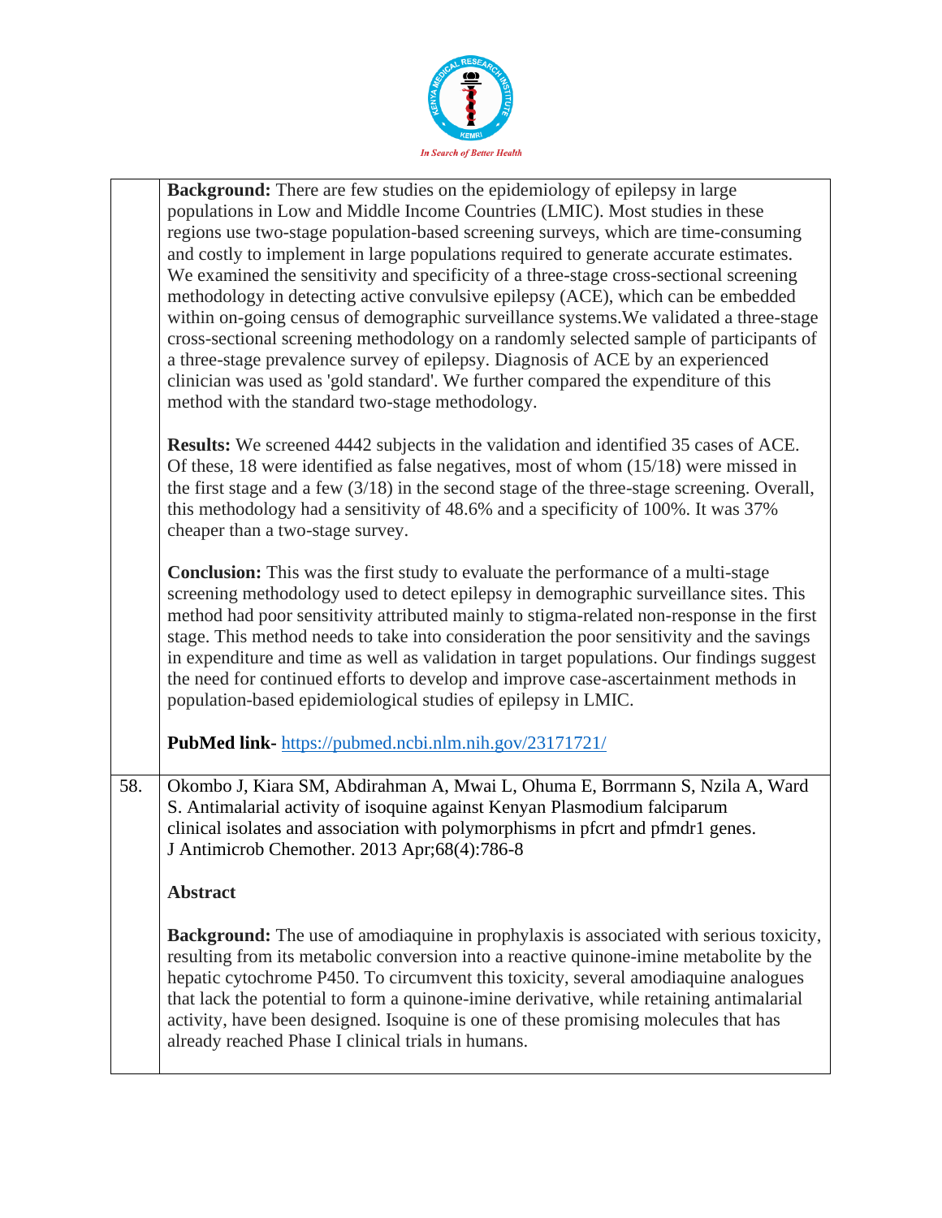| | |
|---|---|
| | **Background:** There are few studies on the epidemiology of epilepsy in large populations in Low and Middle Income Countries (LMIC). Most studies in these regions use two-stage population-based screening surveys, which are time-consuming and costly to implement in large populations required to generate accurate estimates. We examined the sensitivity and specificity of a three-stage cross-sectional screening methodology in detecting active convulsive epilepsy (ACE), which can be embedded within on-going census of demographic surveillance systems.We validated a three-stage cross-sectional screening methodology on a randomly selected sample of participants of a three-stage prevalence survey of epilepsy. Diagnosis of ACE by an experienced clinician was used as 'gold standard'. We further compared the expenditure of this method with the standard two-stage methodology.<br><br>**Results:** We screened 4442 subjects in the validation and identified 35 cases of ACE. Of these, 18 were identified as false negatives, most of whom (15/18) were missed in the first stage and a few (3/18) in the second stage of the three-stage screening. Overall, this methodology had a sensitivity of 48.6% and a specificity of 100%. It was 37% cheaper than a two-stage survey.<br><br>**Conclusion:** This was the first study to evaluate the performance of a multi-stage screening methodology used to detect epilepsy in demographic surveillance sites. This method had poor sensitivity attributed mainly to stigma-related non-response in the first stage. This method needs to take into consideration the poor sensitivity and the savings in expenditure and time as well as validation in target populations. Our findings suggest the need for continued efforts to develop and improve case-ascertainment methods in population-based epidemiological studies of epilepsy in LMIC.<br><br>**PubMed link-** https://pubmed.ncbi.nlm.nih.gov/23171721/ |
| 58. | Okombo J, Kiara SM, Abdirahman A, Mwai L, Ohuma E, Borrmann S, Nzila A, Ward S. Antimalarial activity of isoquine against Kenyan Plasmodium falciparum clinical isolates and association with polymorphisms in pfcrt and pfmdr1 genes. J Antimicrob Chemother. 2013 Apr;68(4):786-8<br><br>**Abstract**<br><br>**Background:** The use of amodiaquine in prophylaxis is associated with serious toxicity, resulting from its metabolic conversion into a reactive quinone-imine metabolite by the hepatic cytochrome P450. To circumvent this toxicity, several amodiaquine analogues that lack the potential to form a quinone-imine derivative, while retaining antimalarial activity, have been designed. Isoquine is one of these promising molecules that has already reached Phase I clinical trials in humans. |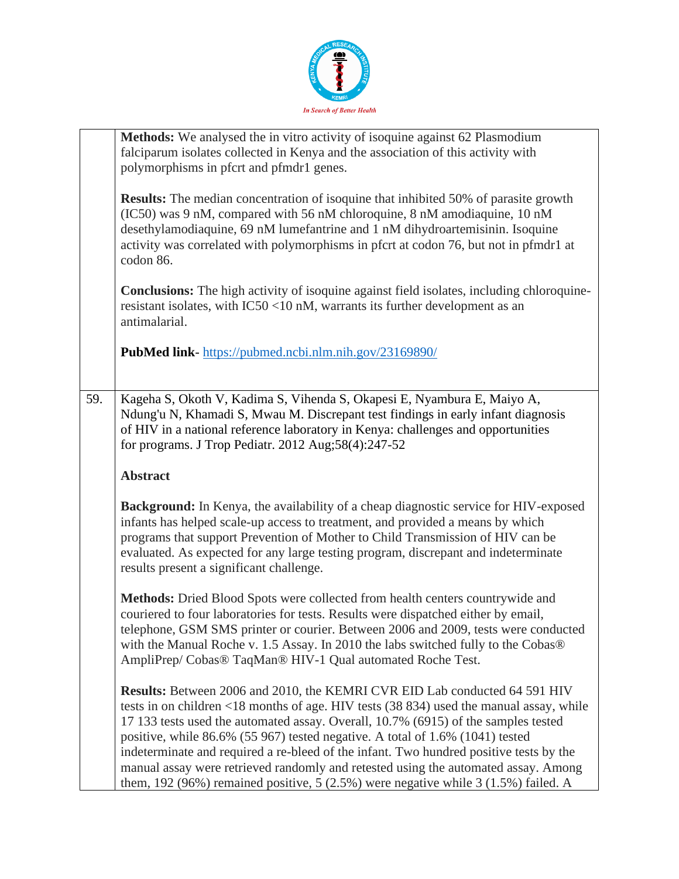| | |
|---|---|
| | **Methods:** We analysed the in vitro activity of isoquine against 62 Plasmodium falciparum isolates collected in Kenya and the association of this activity with polymorphisms in pfcrt and pfmdr1 genes.<br><br>**Results:** The median concentration of isoquine that inhibited 50% of parasite growth (IC50) was 9 nM, compared with 56 nM chloroquine, 8 nM amodiaquine, 10 nM desethylamodiaquine, 69 nM lumefantrine and 1 nM dihydroartemisinin. Isoquine activity was correlated with polymorphisms in pfcrt at codon 76, but not in pfmdr1 at codon 86.<br><br>**Conclusions:** The high activity of isoquine against field isolates, including chloroquine-resistant isolates, with IC50 <10 nM, warrants its further development as an antimalarial.<br><br>**PubMed link**- https://pubmed.ncbi.nlm.nih.gov/23169890/ |
| 59. | Kageha S, Okoth V, Kadima S, Vihenda S, Okapesi E, Nyambura E, Maiyo A, Ndung'u N, Khamadi S, Mwau M. Discrepant test findings in early infant diagnosis of HIV in a national reference laboratory in Kenya: challenges and opportunities for programs. J Trop Pediatr. 2012 Aug;58(4):247-52<br><br>**Abstract**<br><br>**Background:** In Kenya, the availability of a cheap diagnostic service for HIV-exposed infants has helped scale-up access to treatment, and provided a means by which programs that support Prevention of Mother to Child Transmission of HIV can be evaluated. As expected for any large testing program, discrepant and indeterminate results present a significant challenge.<br><br>**Methods:** Dried Blood Spots were collected from health centers countrywide and couriered to four laboratories for tests. Results were dispatched either by email, telephone, GSM SMS printer or courier. Between 2006 and 2009, tests were conducted with the Manual Roche v. 1.5 Assay. In 2010 the labs switched fully to the Cobas® AmpliPrep/ Cobas® TaqMan® HIV-1 Qual automated Roche Test.<br><br>**Results:** Between 2006 and 2010, the KEMRI CVR EID Lab conducted 64 591 HIV tests in on children <18 months of age. HIV tests (38 834) used the manual assay, while 17 133 tests used the automated assay. Overall, 10.7% (6915) of the samples tested positive, while 86.6% (55 967) tested negative. A total of 1.6% (1041) tested indeterminate and required a re-bleed of the infant. Two hundred positive tests by the manual assay were retrieved randomly and retested using the automated assay. Among them, 192 (96%) remained positive, 5 (2.5%) were negative while 3 (1.5%) failed. A |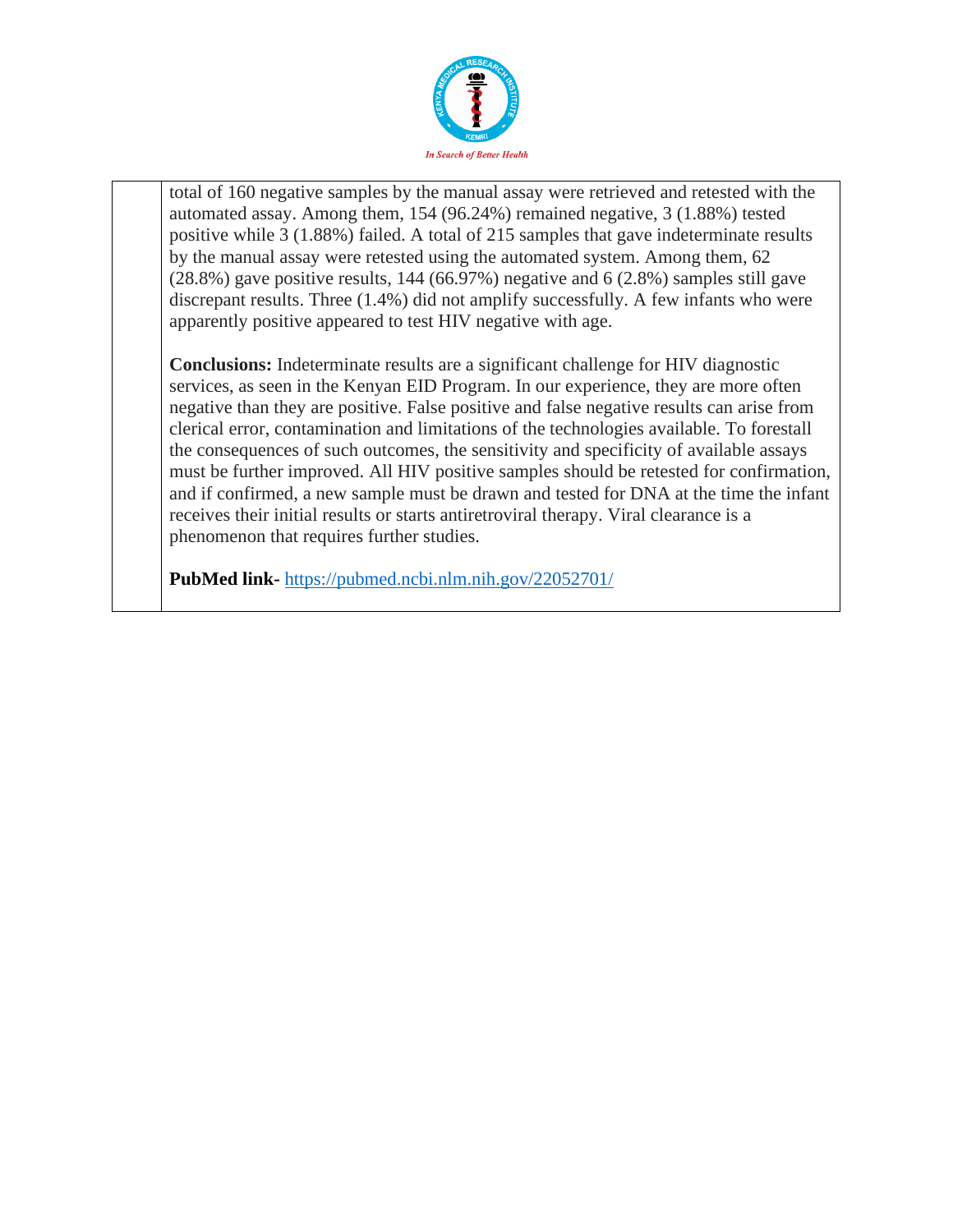| | |
|---|---|
| | total of 160 negative samples by the manual assay were retrieved and retested with the automated assay. Among them, 154 (96.24%) remained negative, 3 (1.88%) tested positive while 3 (1.88%) failed. A total of 215 samples that gave indeterminate results by the manual assay were retested using the automated system. Among them, 62 (28.8%) gave positive results, 144 (66.97%) negative and 6 (2.8%) samples still gave discrepant results. Three (1.4%) did not amplify successfully. A few infants who were apparently positive appeared to test HIV negative with age.<br><br>**Conclusions:** Indeterminate results are a significant challenge for HIV diagnostic services, as seen in the Kenyan EID Program. In our experience, they are more often negative than they are positive. False positive and false negative results can arise from clerical error, contamination and limitations of the technologies available. To forestall the consequences of such outcomes, the sensitivity and specificity of available assays must be further improved. All HIV positive samples should be retested for confirmation, and if confirmed, a new sample must be drawn and tested for DNA at the time the infant receives their initial results or starts antiretroviral therapy. Viral clearance is a phenomenon that requires further studies.<br><br>**PubMed link-** https://pubmed.ncbi.nlm.nih.gov/22052701/ |